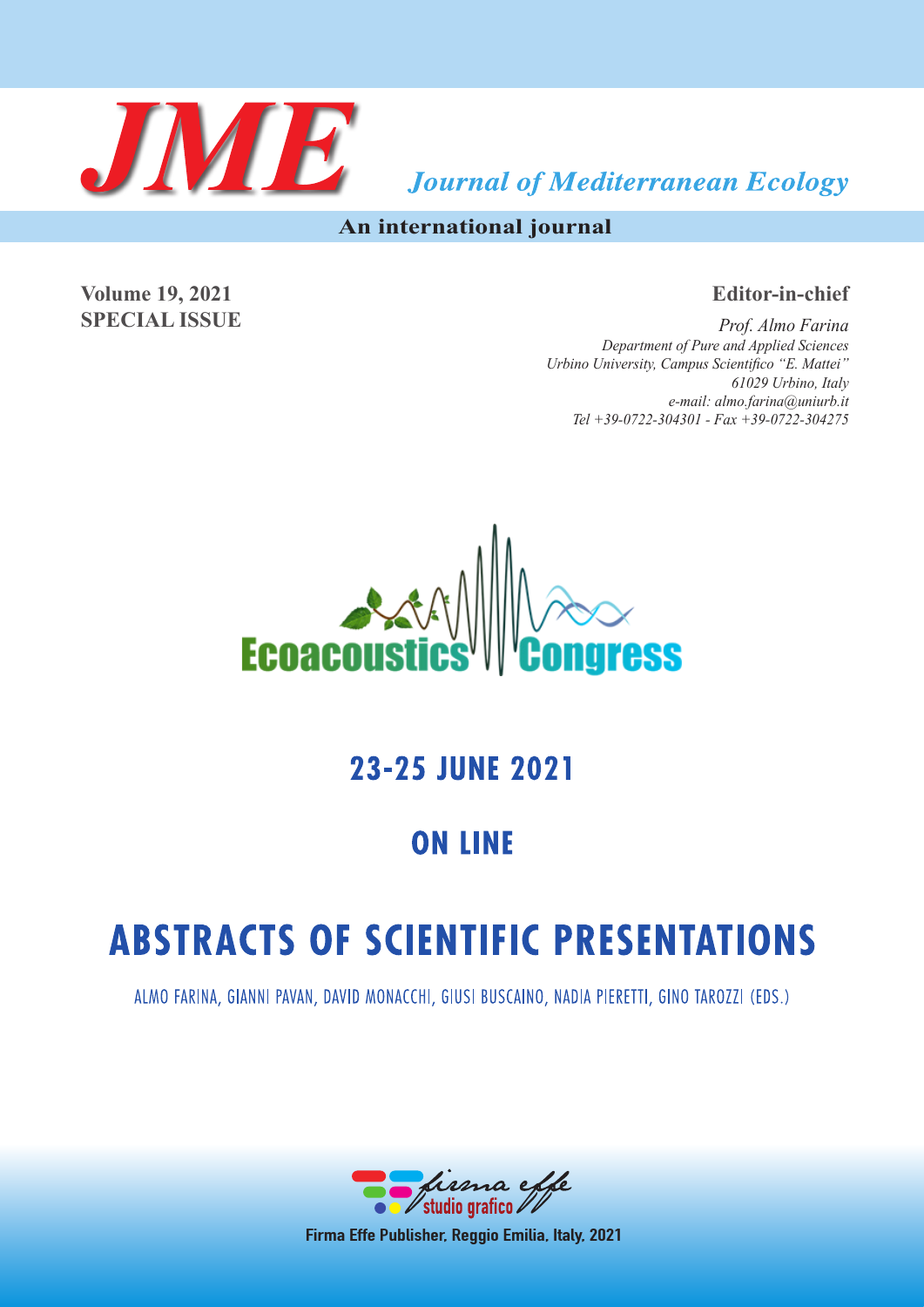# JME

*Journal of Mediterranean Ecology*

**An international journal**

**Volume 19, 2021**
**SPECIAL ISSUE**

**Editor-in-chief**

*Prof. Almo Farina*
*Department of Pure and Applied Sciences*
*Urbino University, Campus Scientifico "E. Mattei"*
*61029 Urbino, Italy*
*e-mail: almo.farina@uniurb.it*
*Tel +39-0722-304301 - Fax +39-0722-304275*

Ecoacoustics Congress

## 23-25 JUNE 2021

## ON LINE

# ABSTRACTS OF SCIENTIFIC PRESENTATIONS

ALMO FARINA, GIANNI PAVAN, DAVID MONACCHI, GIUSI BUSCAINO, NADIA PIERETTI, GINO TAROZZI (EDS.)

firma effe studio grafico

Firma Effe Publisher, Reggio Emilia, Italy, 2021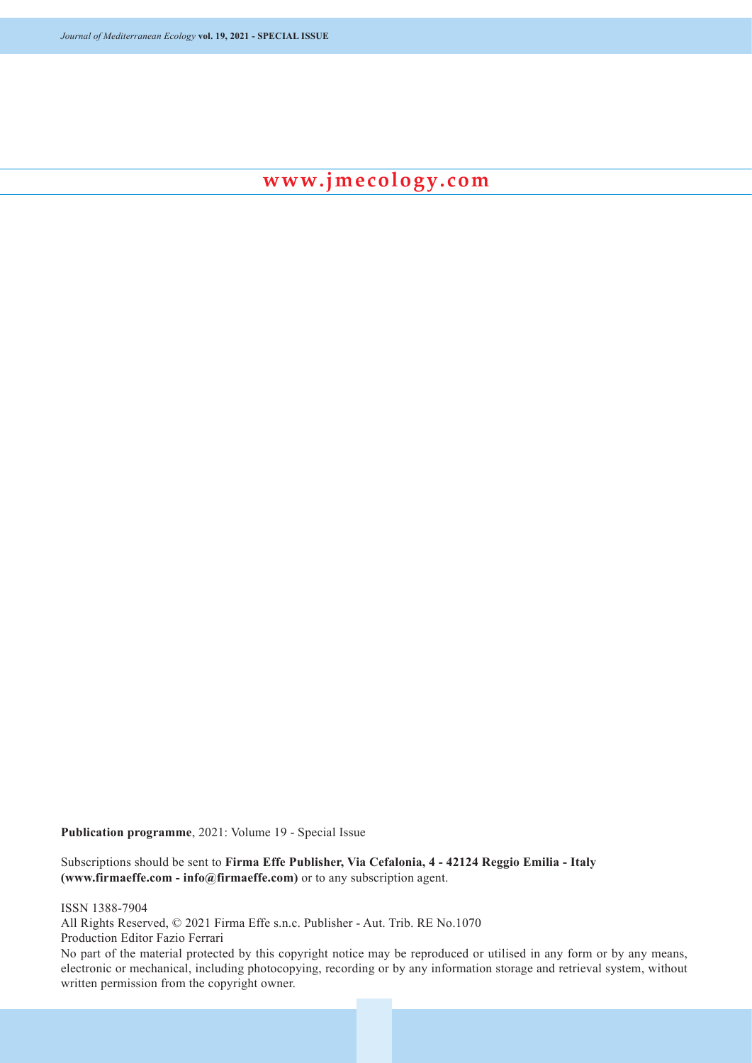**www.jmecology.com**

**Publication programme**, 2021: Volume 19 - Special Issue

Subscriptions should be sent to **Firma Effe Publisher, Via Cefalonia, 4 - 42124 Reggio Emilia - Italy (www.firmaeffe.com - info@firmaeffe.com)** or to any subscription agent.

ISSN 1388-7904
All Rights Reserved, © 2021 Firma Effe s.n.c. Publisher - Aut. Trib. RE No.1070
Production Editor Fazio Ferrari
No part of the material protected by this copyright notice may be reproduced or utilised in any form or by any means, electronic or mechanical, including photocopying, recording or by any information storage and retrieval system, without written permission from the copyright owner.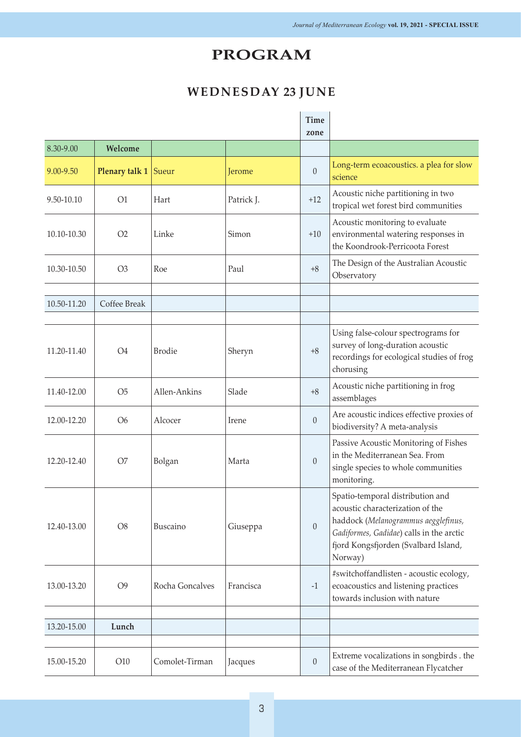# PROGRAM

## WEDNESDAY 23 JUNE

| | | | | Time zone | |
|---|---|---|---|---|---|
| 8.30-9.00 | **Welcome** | | | | |
| 9.00-9.50 | **Plenary talk 1** | Sueur | Jerome | 0 | Long-term ecoacoustics. a plea for slow science |
| 9.50-10.10 | O1 | Hart | Patrick J. | +12 | Acoustic niche partitioning in two tropical wet forest bird communities |
| 10.10-10.30 | O2 | Linke | Simon | +10 | Acoustic monitoring to evaluate environmental watering responses in the Koondrook-Perricoota Forest |
| 10.30-10.50 | O3 | Roe | Paul | +8 | The Design of the Australian Acoustic Observatory |
| | | | | | |
| 10.50-11.20 | Coffee Break | | | | |
| | | | | | |
| 11.20-11.40 | O4 | Brodie | Sheryn | +8 | Using false-colour spectrograms for survey of long-duration acoustic recordings for ecological studies of frog chorusing |
| 11.40-12.00 | O5 | Allen-Ankins | Slade | +8 | Acoustic niche partitioning in frog assemblages |
| 12.00-12.20 | O6 | Alcocer | Irene | 0 | Are acoustic indices effective proxies of biodiversity? A meta-analysis |
| 12.20-12.40 | O7 | Bolgan | Marta | 0 | Passive Acoustic Monitoring of Fishes in the Mediterranean Sea. From single species to whole communities monitoring. |
| 12.40-13.00 | O8 | Buscaino | Giuseppa | 0 | Spatio-temporal distribution and acoustic characterization of the haddock (*Melanogrammus aegglefinus, Gadiformes, Gadidae*) calls in the arctic fjord Kongsfjorden (Svalbard Island, Norway) |
| 13.00-13.20 | O9 | Rocha Goncalves | Francisca | -1 | #switchoffandlisten - acoustic ecology, ecoacoustics and listening practices towards inclusion with nature |
| | | | | | |
| 13.20-15.00 | **Lunch** | | | | |
| | | | | | |
| 15.00-15.20 | O10 | Comolet-Tirman | Jacques | 0 | Extreme vocalizations in songbirds . the case of the Mediterranean Flycatcher |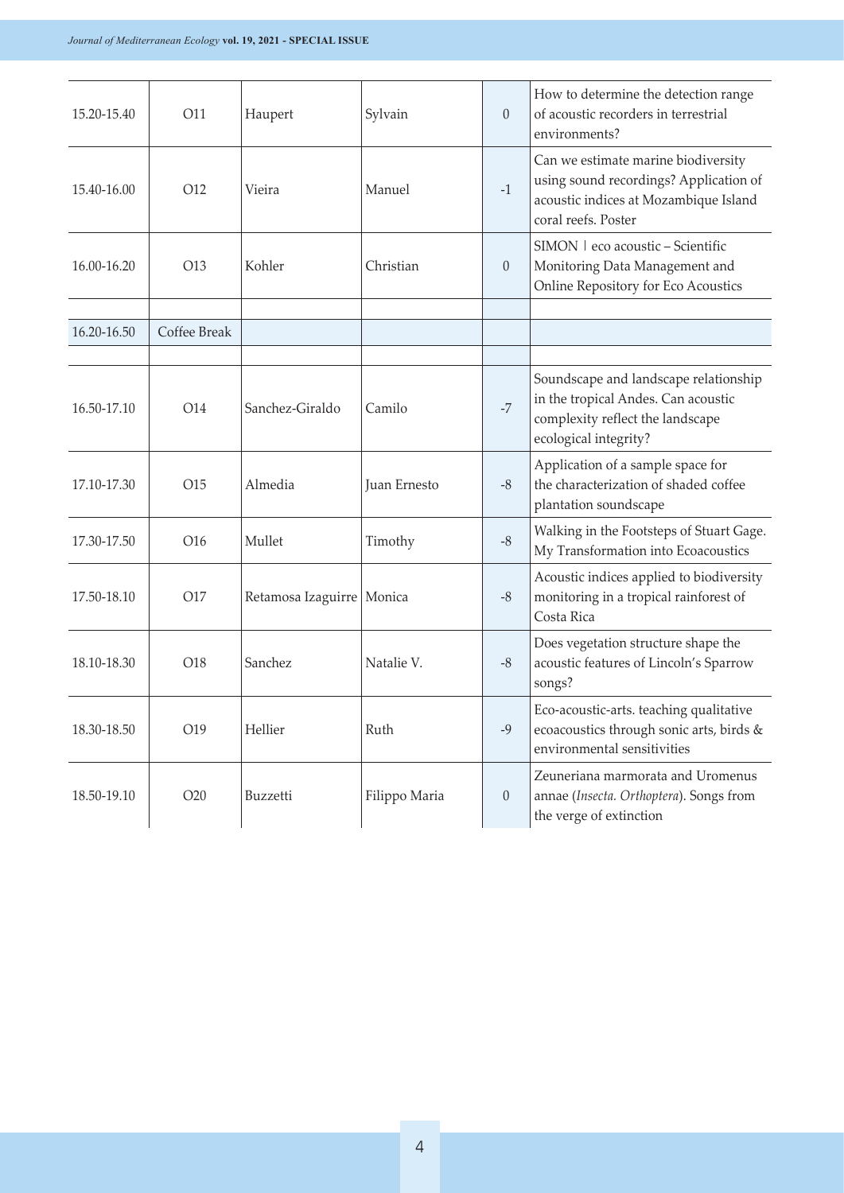| | | | | | |
|---|---|---|---|---|---|
| 15.20-15.40 | O11 | Haupert | Sylvain | 0 | How to determine the detection range of acoustic recorders in terrestrial environments? |
| 15.40-16.00 | O12 | Vieira | Manuel | -1 | Can we estimate marine biodiversity using sound recordings? Application of acoustic indices at Mozambique Island coral reefs. Poster |
| 16.00-16.20 | O13 | Kohler | Christian | 0 | SIMON \| eco acoustic – Scientific Monitoring Data Management and Online Repository for Eco Acoustics |
| | | | | | |
| 16.20-16.50 | Coffee Break | | | | |
| | | | | | |
| 16.50-17.10 | O14 | Sanchez-Giraldo | Camilo | -7 | Soundscape and landscape relationship in the tropical Andes. Can acoustic complexity reflect the landscape ecological integrity? |
| 17.10-17.30 | O15 | Almedia | Juan Ernesto | -8 | Application of a sample space for the characterization of shaded coffee plantation soundscape |
| 17.30-17.50 | O16 | Mullet | Timothy | -8 | Walking in the Footsteps of Stuart Gage. My Transformation into Ecoacoustics |
| 17.50-18.10 | O17 | Retamosa Izaguirre | Monica | -8 | Acoustic indices applied to biodiversity monitoring in a tropical rainforest of Costa Rica |
| 18.10-18.30 | O18 | Sanchez | Natalie V. | -8 | Does vegetation structure shape the acoustic features of Lincoln's Sparrow songs? |
| 18.30-18.50 | O19 | Hellier | Ruth | -9 | Eco-acoustic-arts. teaching qualitative ecoacoustics through sonic arts, birds & environmental sensitivities |
| 18.50-19.10 | O20 | Buzzetti | Filippo Maria | 0 | Zeuneriana marmorata and Uromenus annae (*Insecta. Orthoptera*). Songs from the verge of extinction |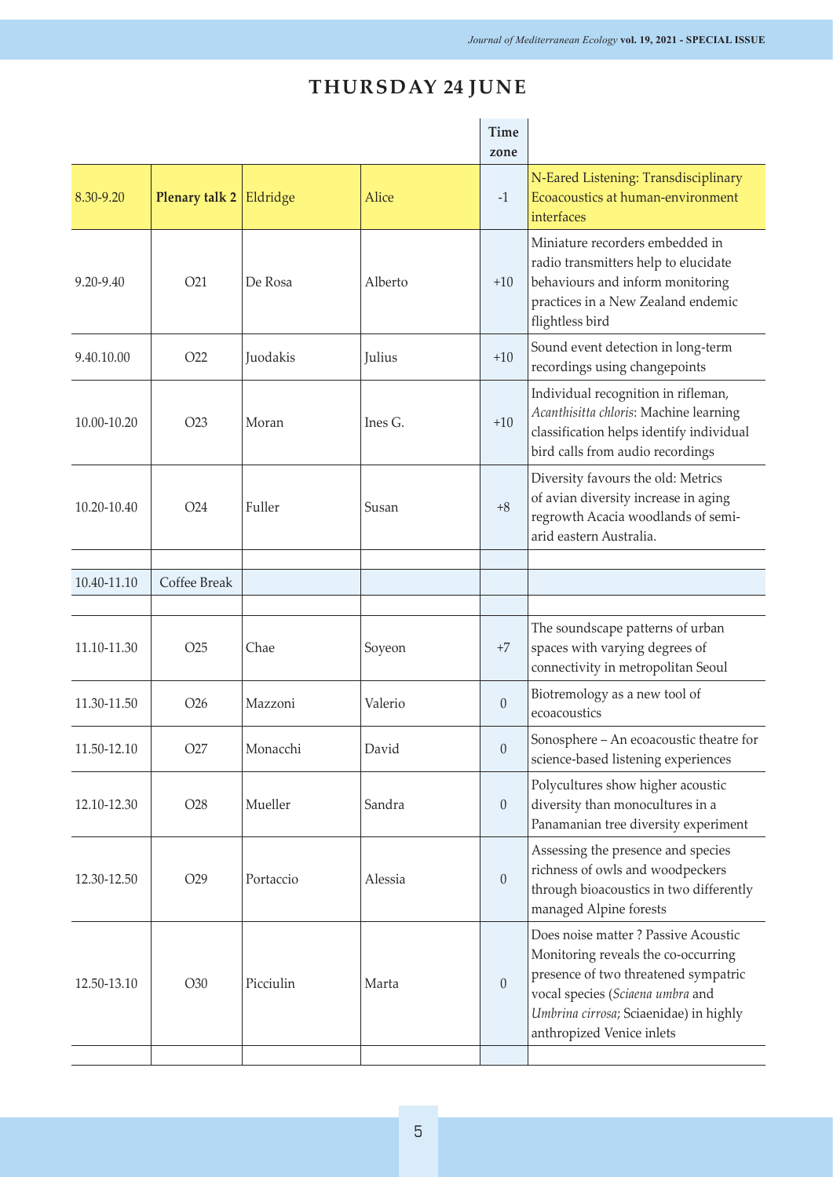# THURSDAY 24 JUNE

| | | | | Time zone | |
|---|---|---|---|---|---|
| 8.30-9.20 | **Plenary talk 2** | Eldridge | Alice | -1 | N-Eared Listening: Transdisciplinary Ecoacoustics at human-environment interfaces |
| 9.20-9.40 | O21 | De Rosa | Alberto | +10 | Miniature recorders embedded in radio transmitters help to elucidate behaviours and inform monitoring practices in a New Zealand endemic flightless bird |
| 9.40.10.00 | O22 | Juodakis | Julius | +10 | Sound event detection in long-term recordings using changepoints |
| 10.00-10.20 | O23 | Moran | Ines G. | +10 | Individual recognition in rifleman, *Acanthisitta chloris*: Machine learning classification helps identify individual bird calls from audio recordings |
| 10.20-10.40 | O24 | Fuller | Susan | +8 | Diversity favours the old: Metrics of avian diversity increase in aging regrowth Acacia woodlands of semi-arid eastern Australia. |
| | | | | | |
| 10.40-11.10 | Coffee Break | | | | |
| | | | | | |
| 11.10-11.30 | O25 | Chae | Soyeon | +7 | The soundscape patterns of urban spaces with varying degrees of connectivity in metropolitan Seoul |
| 11.30-11.50 | O26 | Mazzoni | Valerio | 0 | Biotremology as a new tool of ecoacoustics |
| 11.50-12.10 | O27 | Monacchi | David | 0 | Sonosphere – An ecoacoustic theatre for science-based listening experiences |
| 12.10-12.30 | O28 | Mueller | Sandra | 0 | Polycultures show higher acoustic diversity than monocultures in a Panamanian tree diversity experiment |
| 12.30-12.50 | O29 | Portaccio | Alessia | 0 | Assessing the presence and species richness of owls and woodpeckers through bioacoustics in two differently managed Alpine forests |
| 12.50-13.10 | O30 | Picciulin | Marta | 0 | Does noise matter ? Passive Acoustic Monitoring reveals the co-occurring presence of two threatened sympatric vocal species (*Sciaena umbra* and *Umbrina cirrosa*; Sciaenidae) in highly anthropized Venice inlets |
| | | | | | |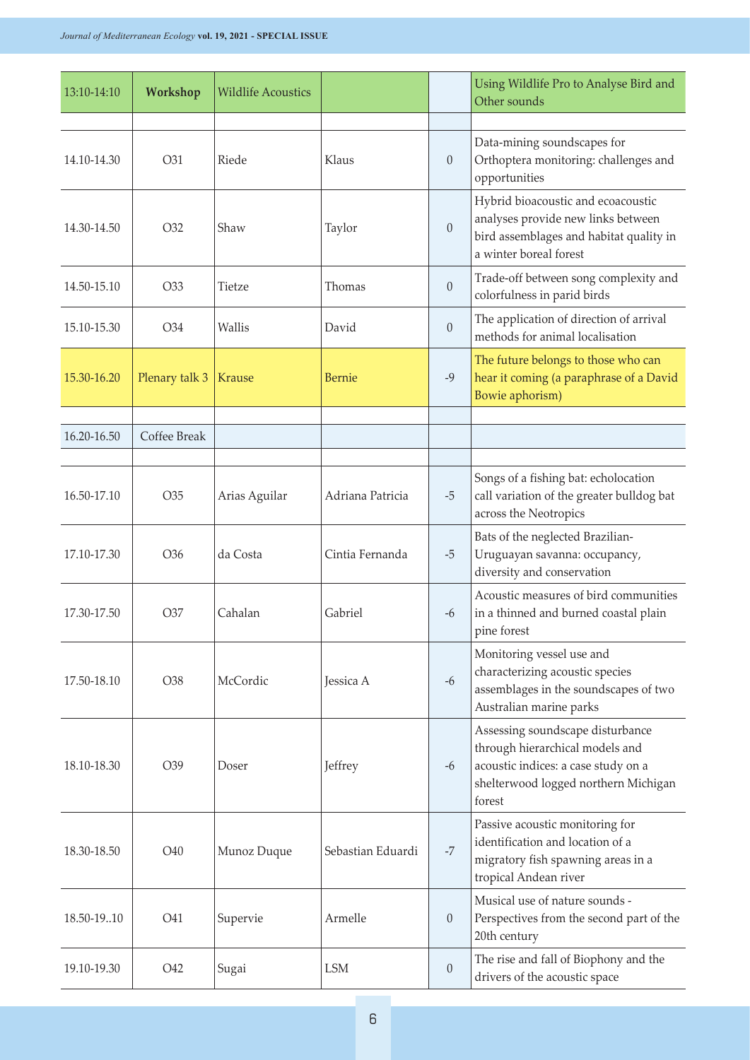| | | | | | |
|---|---|---|---|---|---|
| 13:10-14:10 | **Workshop** | Wildlife Acoustics | | | Using Wildlife Pro to Analyse Bird and Other sounds |
| | | | | | |
| 14.10-14.30 | O31 | Riede | Klaus | 0 | Data-mining soundscapes for Orthoptera monitoring: challenges and opportunities |
| 14.30-14.50 | O32 | Shaw | Taylor | 0 | Hybrid bioacoustic and ecoacoustic analyses provide new links between bird assemblages and habitat quality in a winter boreal forest |
| 14.50-15.10 | O33 | Tietze | Thomas | 0 | Trade-off between song complexity and colorfulness in parid birds |
| 15.10-15.30 | O34 | Wallis | David | 0 | The application of direction of arrival methods for animal localisation |
| 15.30-16.20 | Plenary talk 3 | Krause | Bernie | -9 | The future belongs to those who can hear it coming (a paraphrase of a David Bowie aphorism) |
| | | | | | |
| 16.20-16.50 | Coffee Break | | | | |
| | | | | | |
| 16.50-17.10 | O35 | Arias Aguilar | Adriana Patricia | -5 | Songs of a fishing bat: echolocation call variation of the greater bulldog bat across the Neotropics |
| 17.10-17.30 | O36 | da Costa | Cintia Fernanda | -5 | Bats of the neglected Brazilian-Uruguayan savanna: occupancy, diversity and conservation |
| 17.30-17.50 | O37 | Cahalan | Gabriel | -6 | Acoustic measures of bird communities in a thinned and burned coastal plain pine forest |
| 17.50-18.10 | O38 | McCordic | Jessica A | -6 | Monitoring vessel use and characterizing acoustic species assemblages in the soundscapes of two Australian marine parks |
| 18.10-18.30 | O39 | Doser | Jeffrey | -6 | Assessing soundscape disturbance through hierarchical models and acoustic indices: a case study on a shelterwood logged northern Michigan forest |
| 18.30-18.50 | O40 | Munoz Duque | Sebastian Eduardi | -7 | Passive acoustic monitoring for identification and location of a migratory fish spawning areas in a tropical Andean river |
| 18.50-19..10 | O41 | Supervie | Armelle | 0 | Musical use of nature sounds - Perspectives from the second part of the 20th century |
| 19.10-19.30 | O42 | Sugai | LSM | 0 | The rise and fall of Biophony and the drivers of the acoustic space |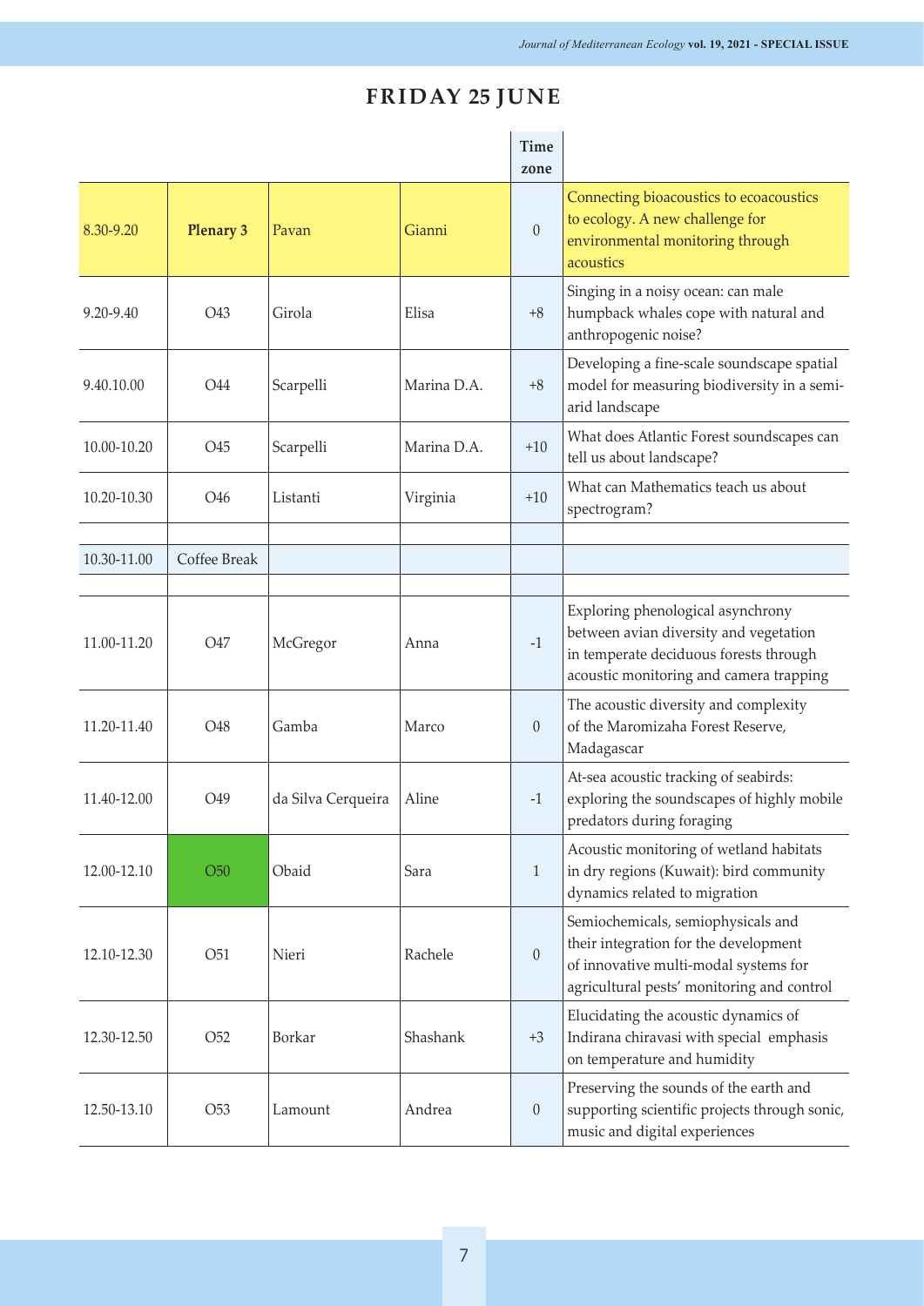# FRIDAY 25 JUNE

| | | | | Time zone | |
|---|---|---|---|---|---|
| 8.30-9.20 | **Plenary 3** | Pavan | Gianni | 0 | Connecting bioacoustics to ecoacoustics to ecology. A new challenge for environmental monitoring through acoustics |
| 9.20-9.40 | O43 | Girola | Elisa | +8 | Singing in a noisy ocean: can male humpback whales cope with natural and anthropogenic noise? |
| 9.40.10.00 | O44 | Scarpelli | Marina D.A. | +8 | Developing a fine-scale soundscape spatial model for measuring biodiversity in a semi-arid landscape |
| 10.00-10.20 | O45 | Scarpelli | Marina D.A. | +10 | What does Atlantic Forest soundscapes can tell us about landscape? |
| 10.20-10.30 | O46 | Listanti | Virginia | +10 | What can Mathematics teach us about spectrogram? |
| | | | | | |
| 10.30-11.00 | Coffee Break | | | | |
| | | | | | |
| 11.00-11.20 | O47 | McGregor | Anna | -1 | Exploring phenological asynchrony between avian diversity and vegetation in temperate deciduous forests through acoustic monitoring and camera trapping |
| 11.20-11.40 | O48 | Gamba | Marco | 0 | The acoustic diversity and complexity of the Maromizaha Forest Reserve, Madagascar |
| 11.40-12.00 | O49 | da Silva Cerqueira | Aline | -1 | At-sea acoustic tracking of seabirds: exploring the soundscapes of highly mobile predators during foraging |
| 12.00-12.10 | O50 | Obaid | Sara | 1 | Acoustic monitoring of wetland habitats in dry regions (Kuwait): bird community dynamics related to migration |
| 12.10-12.30 | O51 | Nieri | Rachele | 0 | Semiochemicals, semiophysicals and their integration for the development of innovative multi-modal systems for agricultural pests' monitoring and control |
| 12.30-12.50 | O52 | Borkar | Shashank | +3 | Elucidating the acoustic dynamics of Indirana chiravasi with special emphasis on temperature and humidity |
| 12.50-13.10 | O53 | Lamount | Andrea | 0 | Preserving the sounds of the earth and supporting scientific projects through sonic, music and digital experiences |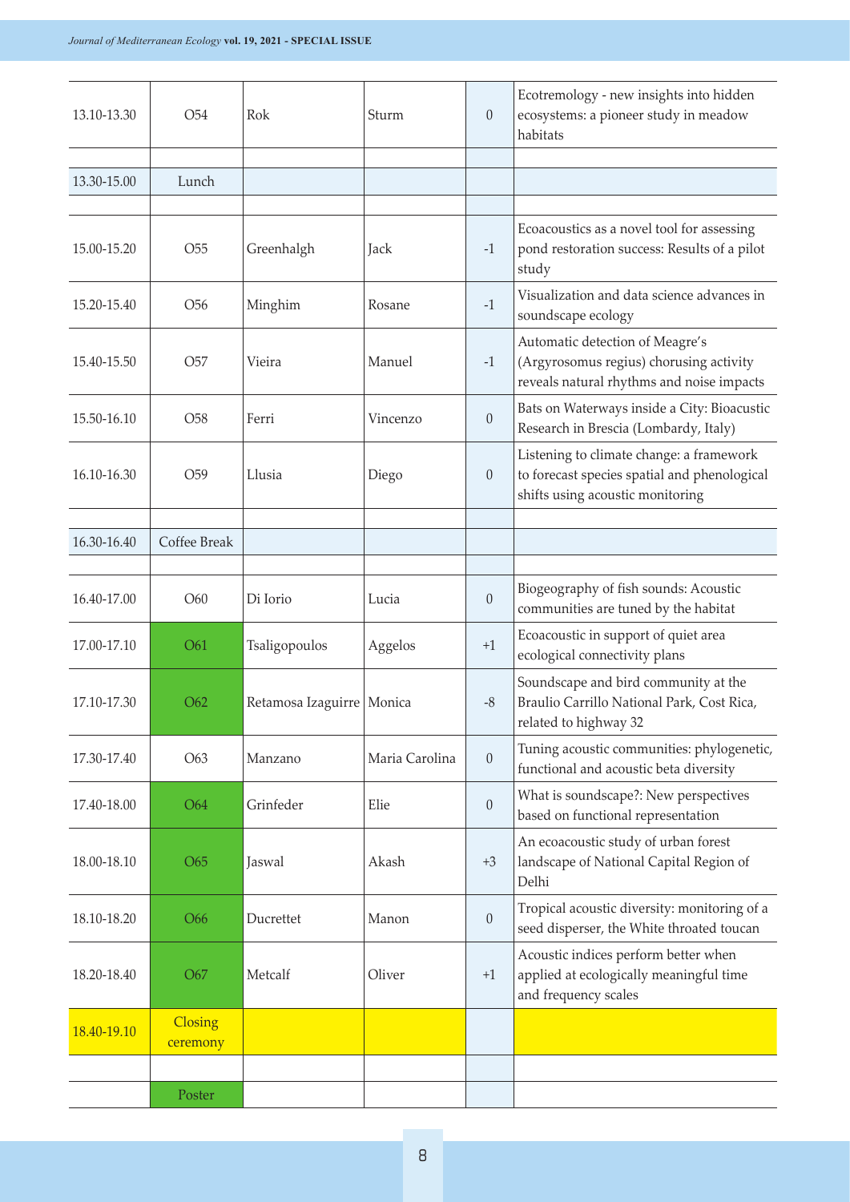| | | | | | |
|---|---|---|---|---|---|
| 13.10-13.30 | O54 | Rok | Sturm | 0 | Ecotremology - new insights into hidden ecosystems: a pioneer study in meadow habitats |
| | | | | | |
| 13.30-15.00 | Lunch | | | | |
| | | | | | |
| 15.00-15.20 | O55 | Greenhalgh | Jack | -1 | Ecoacoustics as a novel tool for assessing pond restoration success: Results of a pilot study |
| 15.20-15.40 | O56 | Minghim | Rosane | -1 | Visualization and data science advances in soundscape ecology |
| 15.40-15.50 | O57 | Vieira | Manuel | -1 | Automatic detection of Meagre's (Argyrosomus regius) chorusing activity reveals natural rhythms and noise impacts |
| 15.50-16.10 | O58 | Ferri | Vincenzo | 0 | Bats on Waterways inside a City: Bioacustic Research in Brescia (Lombardy, Italy) |
| 16.10-16.30 | O59 | Llusia | Diego | 0 | Listening to climate change: a framework to forecast species spatial and phenological shifts using acoustic monitoring |
| | | | | | |
| 16.30-16.40 | Coffee Break | | | | |
| | | | | | |
| 16.40-17.00 | O60 | Di Iorio | Lucia | 0 | Biogeography of fish sounds: Acoustic communities are tuned by the habitat |
| 17.00-17.10 | O61 | Tsaligopoulos | Aggelos | +1 | Ecoacoustic in support of quiet area ecological connectivity plans |
| 17.10-17.30 | O62 | Retamosa Izaguirre | Monica | -8 | Soundscape and bird community at the Braulio Carrillo National Park, Cost Rica, related to highway 32 |
| 17.30-17.40 | O63 | Manzano | Maria Carolina | 0 | Tuning acoustic communities: phylogenetic, functional and acoustic beta diversity |
| 17.40-18.00 | O64 | Grinfeder | Elie | 0 | What is soundscape?: New perspectives based on functional representation |
| 18.00-18.10 | O65 | Jaswal | Akash | +3 | An ecoacoustic study of urban forest landscape of National Capital Region of Delhi |
| 18.10-18.20 | O66 | Ducrettet | Manon | 0 | Tropical acoustic diversity: monitoring of a seed disperser, the White throated toucan |
| 18.20-18.40 | O67 | Metcalf | Oliver | +1 | Acoustic indices perform better when applied at ecologically meaningful time and frequency scales |
| 18.40-19.10 | Closing ceremony | | | | |
| | | | | | |
| | Poster | | | | |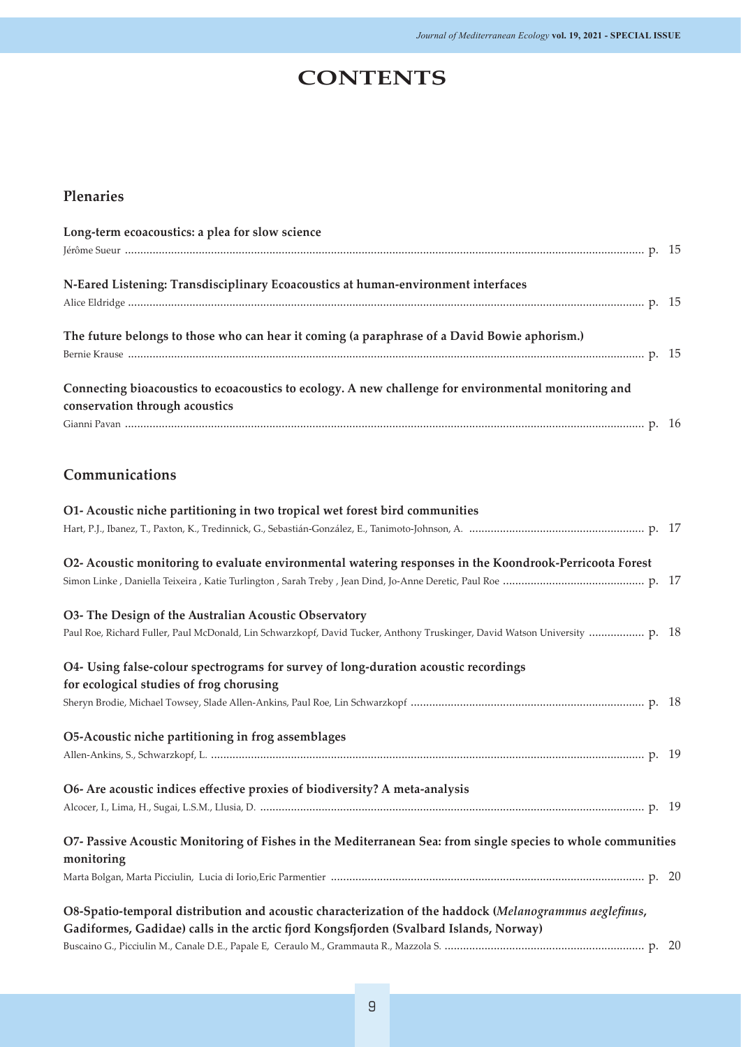# CONTENTS

## Plenaries

**Long-term ecoacoustics: a plea for slow science**
Jérôme Sueur ........................................................................................................................................................ p. 15

**N-Eared Listening: Transdisciplinary Ecoacoustics at human-environment interfaces**
Alice Eldridge ........................................................................................................................................................ p. 15

**The future belongs to those who can hear it coming (a paraphrase of a David Bowie aphorism.)**
Bernie Krause ........................................................................................................................................................ p. 15

**Connecting bioacoustics to ecoacoustics to ecology. A new challenge for environmental monitoring and conservation through acoustics**
Gianni Pavan ........................................................................................................................................................ p. 16

## Communications

**O1- Acoustic niche partitioning in two tropical wet forest bird communities**
Hart, P.J., Ibanez, T., Paxton, K., Tredinnick, G., Sebastián-González, E., Tanimoto-Johnson, A. ........................................................ p. 17

**O2- Acoustic monitoring to evaluate environmental watering responses in the Koondrook-Perricoota Forest**
Simon Linke , Daniella Teixeira , Katie Turlington , Sarah Treby , Jean Dind, Jo-Anne Deretic, Paul Roe ............................................. p. 17

**O3- The Design of the Australian Acoustic Observatory**
Paul Roe, Richard Fuller, Paul McDonald, Lin Schwarzkopf, David Tucker, Anthony Truskinger, David Watson University .................. p. 18

**O4- Using false-colour spectrograms for survey of long-duration acoustic recordings for ecological studies of frog chorusing**
Sheryn Brodie, Michael Towsey, Slade Allen-Ankins, Paul Roe, Lin Schwarzkopf ............................................................................ p. 18

**O5-Acoustic niche partitioning in frog assemblages**
Allen-Ankins, S., Schwarzkopf, L. ............................................................................................................................................ p. 19

**O6- Are acoustic indices effective proxies of biodiversity? A meta-analysis**
Alcocer, I., Lima, H., Sugai, L.S.M., Llusia, D. ............................................................................................................................ p. 19

**O7- Passive Acoustic Monitoring of Fishes in the Mediterranean Sea: from single species to whole communities monitoring**
Marta Bolgan, Marta Picciulin, Lucia di Iorio,Eric Parmentier ..................................................................................................... p. 20

**O8-Spatio-temporal distribution and acoustic characterization of the haddock (*Melanogrammus aeglefinus*, Gadiformes, Gadidae) calls in the arctic fjord Kongsfjorden (Svalbard Islands, Norway)**
Buscaino G., Picciulin M., Canale D.E., Papale E, Ceraulo M., Grammauta R., Mazzola S. ................................................................. p. 20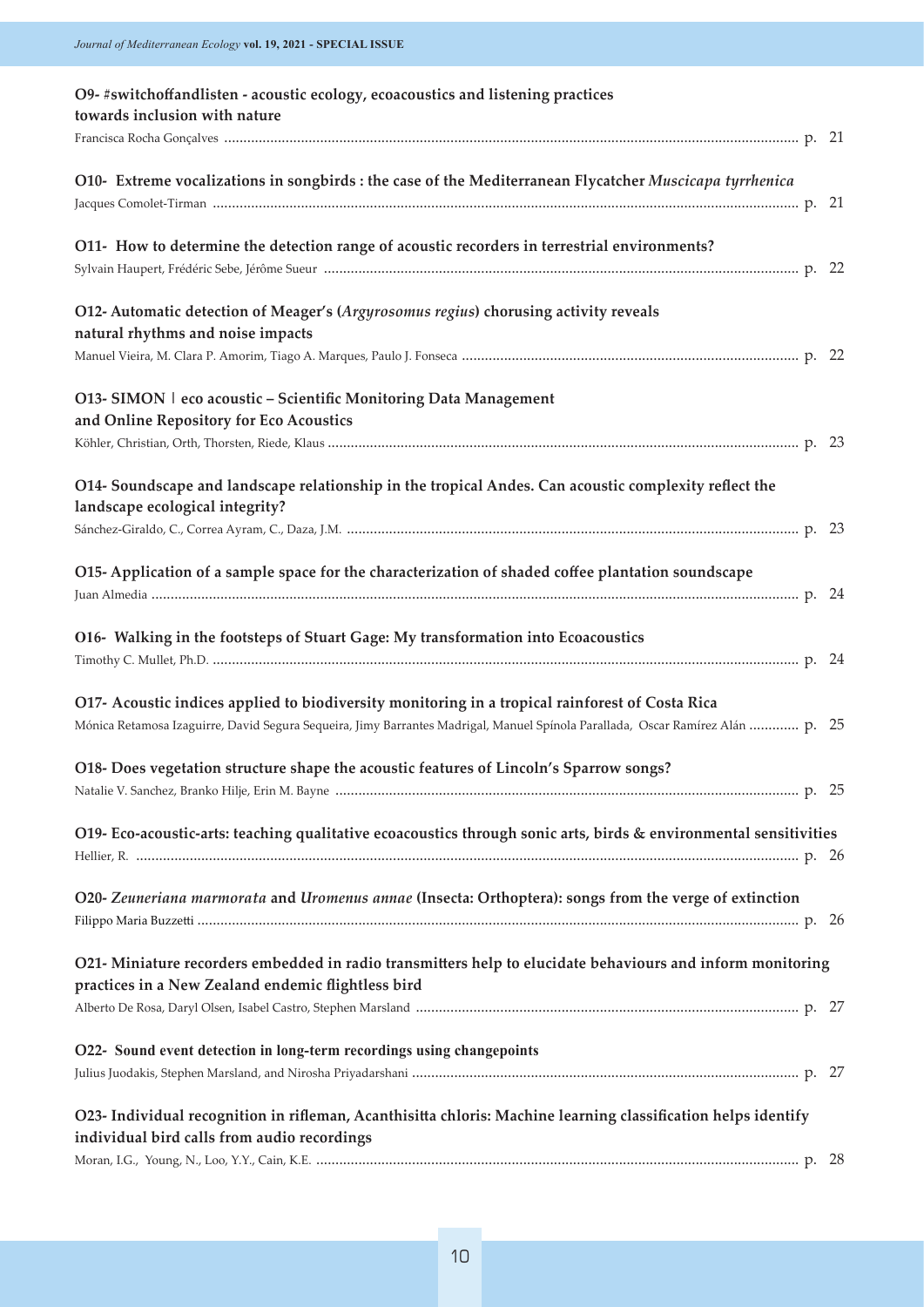**O9- #switchoffandlisten - acoustic ecology, ecoacoustics and listening practices towards inclusion with nature**

Francisca Rocha Gonçalves ........................................ p. 21

**O10- Extreme vocalizations in songbirds : the case of the Mediterranean Flycatcher *Muscicapa tyrrhenica***

Jacques Comolet-Tirman ........................................ p. 21

**O11- How to determine the detection range of acoustic recorders in terrestrial environments?**

Sylvain Haupert, Frédéric Sebe, Jérôme Sueur ........................................ p. 22

**O12- Automatic detection of Meager's (*Argyrosomus regius*) chorusing activity reveals natural rhythms and noise impacts**

Manuel Vieira, M. Clara P. Amorim, Tiago A. Marques, Paulo J. Fonseca ........................................ p. 22

**O13- SIMON | eco acoustic – Scientific Monitoring Data Management and Online Repository for Eco Acoustics**

Köhler, Christian, Orth, Thorsten, Riede, Klaus ........................................ p. 23

**O14- Soundscape and landscape relationship in the tropical Andes. Can acoustic complexity reflect the landscape ecological integrity?**

Sánchez-Giraldo, C., Correa Ayram, C., Daza, J.M. ........................................ p. 23

**O15- Application of a sample space for the characterization of shaded coffee plantation soundscape**

Juan Almedia ........................................ p. 24

**O16- Walking in the footsteps of Stuart Gage: My transformation into Ecoacoustics**

Timothy C. Mullet, Ph.D. ........................................ p. 24

**O17- Acoustic indices applied to biodiversity monitoring in a tropical rainforest of Costa Rica**

Mónica Retamosa Izaguirre, David Segura Sequeira, Jimy Barrantes Madrigal, Manuel Spínola Parallada, Oscar Ramírez Alán ............. p. 25

**O18- Does vegetation structure shape the acoustic features of Lincoln's Sparrow songs?**

Natalie V. Sanchez, Branko Hilje, Erin M. Bayne ........................................ p. 25

**O19- Eco-acoustic-arts: teaching qualitative ecoacoustics through sonic arts, birds & environmental sensitivities**

Hellier, R. ........................................ p. 26

**O20- *Zeuneriana marmorata* and *Uromenus annae* (Insecta: Orthoptera): songs from the verge of extinction**

Filippo Maria Buzzetti ........................................ p. 26

**O21- Miniature recorders embedded in radio transmitters help to elucidate behaviours and inform monitoring practices in a New Zealand endemic flightless bird**

Alberto De Rosa, Daryl Olsen, Isabel Castro, Stephen Marsland ........................................ p. 27

**O22- Sound event detection in long-term recordings using changepoints**

Julius Juodakis, Stephen Marsland, and Nirosha Priyadarshani ........................................ p. 27

**O23- Individual recognition in rifleman, Acanthisitta chloris: Machine learning classification helps identify individual bird calls from audio recordings**

Moran, I.G., Young, N., Loo, Y.Y., Cain, K.E. ........................................ p. 28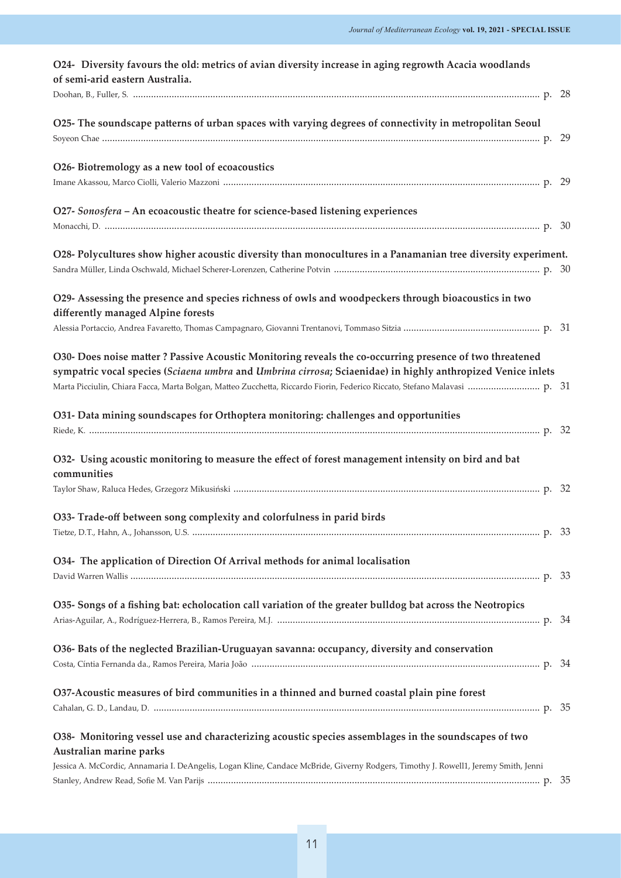**O24- Diversity favours the old: metrics of avian diversity increase in aging regrowth Acacia woodlands of semi-arid eastern Australia.**
Doohan, B., Fuller, S. ............ p. 28

**O25- The soundscape patterns of urban spaces with varying degrees of connectivity in metropolitan Seoul**
Soyeon Chae ............ p. 29

**O26- Biotremology as a new tool of ecoacoustics**
Imane Akassou, Marco Ciolli, Valerio Mazzoni ............ p. 29

**O27- *Sonosfera* – An ecoacoustic theatre for science-based listening experiences**
Monacchi, D. ............ p. 30

**O28- Polycultures show higher acoustic diversity than monocultures in a Panamanian tree diversity experiment.**
Sandra Müller, Linda Oschwald, Michael Scherer-Lorenzen, Catherine Potvin ............ p. 30

**O29- Assessing the presence and species richness of owls and woodpeckers through bioacoustics in two differently managed Alpine forests**
Alessia Portaccio, Andrea Favaretto, Thomas Campagnaro, Giovanni Trentanovi, Tommaso Sitzia ............ p. 31

**O30- Does noise matter ? Passive Acoustic Monitoring reveals the co-occurring presence of two threatened sympatric vocal species (*Sciaena umbra* and *Umbrina cirrosa*; Sciaenidae) in highly anthropized Venice inlets**
Marta Picciulin, Chiara Facca, Marta Bolgan, Matteo Zucchetta, Riccardo Fiorin, Federico Riccato, Stefano Malavasi ............ p. 31

**O31- Data mining soundscapes for Orthoptera monitoring: challenges and opportunities**
Riede, K. ............ p. 32

**O32- Using acoustic monitoring to measure the effect of forest management intensity on bird and bat communities**
Taylor Shaw, Raluca Hedes, Grzegorz Mikusiński ............ p. 32

**O33- Trade-off between song complexity and colorfulness in parid birds**
Tietze, D.T., Hahn, A., Johansson, U.S. ............ p. 33

**O34- The application of Direction Of Arrival methods for animal localisation**
David Warren Wallis ............ p. 33

**O35- Songs of a fishing bat: echolocation call variation of the greater bulldog bat across the Neotropics**
Arias-Aguilar, A., Rodríguez-Herrera, B., Ramos Pereira, M.J. ............ p. 34

**O36- Bats of the neglected Brazilian-Uruguayan savanna: occupancy, diversity and conservation**
Costa, Cíntia Fernanda da., Ramos Pereira, Maria João ............ p. 34

**O37-Acoustic measures of bird communities in a thinned and burned coastal plain pine forest**
Cahalan, G. D., Landau, D. ............ p. 35

**O38- Monitoring vessel use and characterizing acoustic species assemblages in the soundscapes of two Australian marine parks**
Jessica A. McCordic, Annamaria I. DeAngelis, Logan Kline, Candace McBride, Giverny Rodgers, Timothy J. Rowell1, Jeremy Smith, Jenni Stanley, Andrew Read, Sofie M. Van Parijs ............ p. 35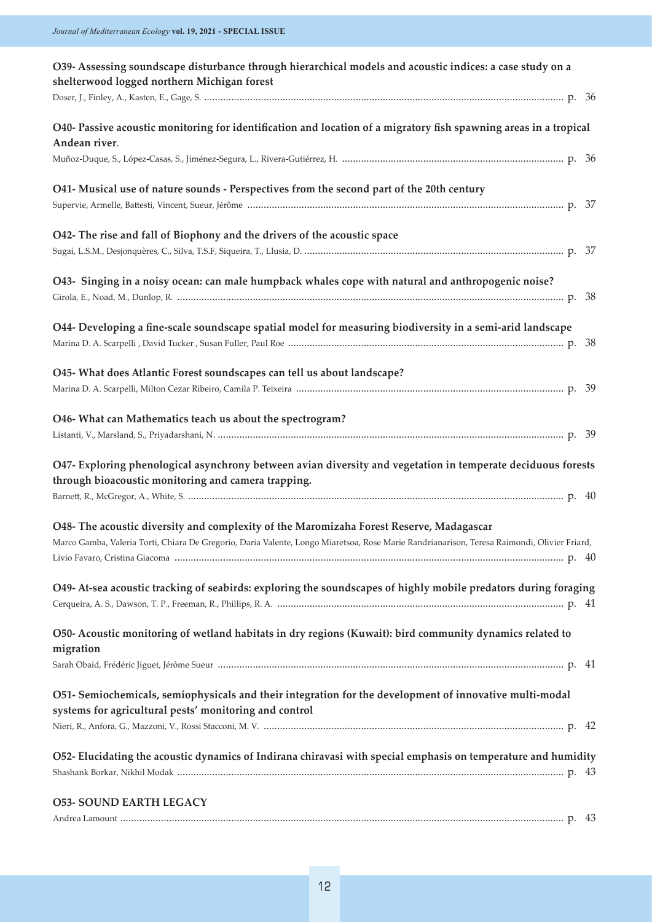**O39- Assessing soundscape disturbance through hierarchical models and acoustic indices: a case study on a shelterwood logged northern Michigan forest**

Doser, J., Finley, A., Kasten, E., Gage, S. .................... p. 36

**O40- Passive acoustic monitoring for identification and location of a migratory fish spawning areas in a tropical Andean river**.

Muñoz-Duque, S., López-Casas, S., Jiménez-Segura, L., Rivera-Gutiérrez, H. .................... p. 36

**O41- Musical use of nature sounds - Perspectives from the second part of the 20th century**

Supervie, Armelle, Battesti, Vincent, Sueur, Jérôme .................... p. 37

**O42- The rise and fall of Biophony and the drivers of the acoustic space**

Sugai, L.S.M., Desjonquères, C., Silva, T.S.F, Siqueira, T., Llusia, D. .................... p. 37

**O43- Singing in a noisy ocean: can male humpback whales cope with natural and anthropogenic noise?**

Girola, E., Noad, M., Dunlop, R. .................... p. 38

**O44- Developing a fine-scale soundscape spatial model for measuring biodiversity in a semi-arid landscape**

Marina D. A. Scarpelli , David Tucker , Susan Fuller, Paul Roe .................... p. 38

**O45- What does Atlantic Forest soundscapes can tell us about landscape?**

Marina D. A. Scarpelli, Milton Cezar Ribeiro, Camila P. Teixeira .................... p. 39

**O46- What can Mathematics teach us about the spectrogram?**

Listanti, V., Marsland, S., Priyadarshani, N. .................... p. 39

**O47- Exploring phenological asynchrony between avian diversity and vegetation in temperate deciduous forests through bioacoustic monitoring and camera trapping.**

Barnett, R., McGregor, A., White, S. .................... p. 40

**O48- The acoustic diversity and complexity of the Maromizaha Forest Reserve, Madagascar**

Marco Gamba, Valeria Torti, Chiara De Gregorio, Daria Valente, Longo Miaretsoa, Rose Marie Randrianarison, Teresa Raimondi, Olivier Friard, Livio Favaro, Cristina Giacoma .................... p. 40

**O49- At-sea acoustic tracking of seabirds: exploring the soundscapes of highly mobile predators during foraging**

Cerqueira, A. S., Dawson, T. P., Freeman, R., Phillips, R. A. .................... p. 41

**O50- Acoustic monitoring of wetland habitats in dry regions (Kuwait): bird community dynamics related to migration**

Sarah Obaid, Frédéric Jiguet, Jérôme Sueur .................... p. 41

**O51- Semiochemicals, semiophysicals and their integration for the development of innovative multi-modal systems for agricultural pests' monitoring and control**

Nieri, R., Anfora, G., Mazzoni, V., Rossi Stacconi, M. V. .................... p. 42

**O52- Elucidating the acoustic dynamics of Indirana chiravasi with special emphasis on temperature and humidity**

Shashank Borkar, Nikhil Modak .................... p. 43

**O53- SOUND EARTH LEGACY**

Andrea Lamount .................... p. 43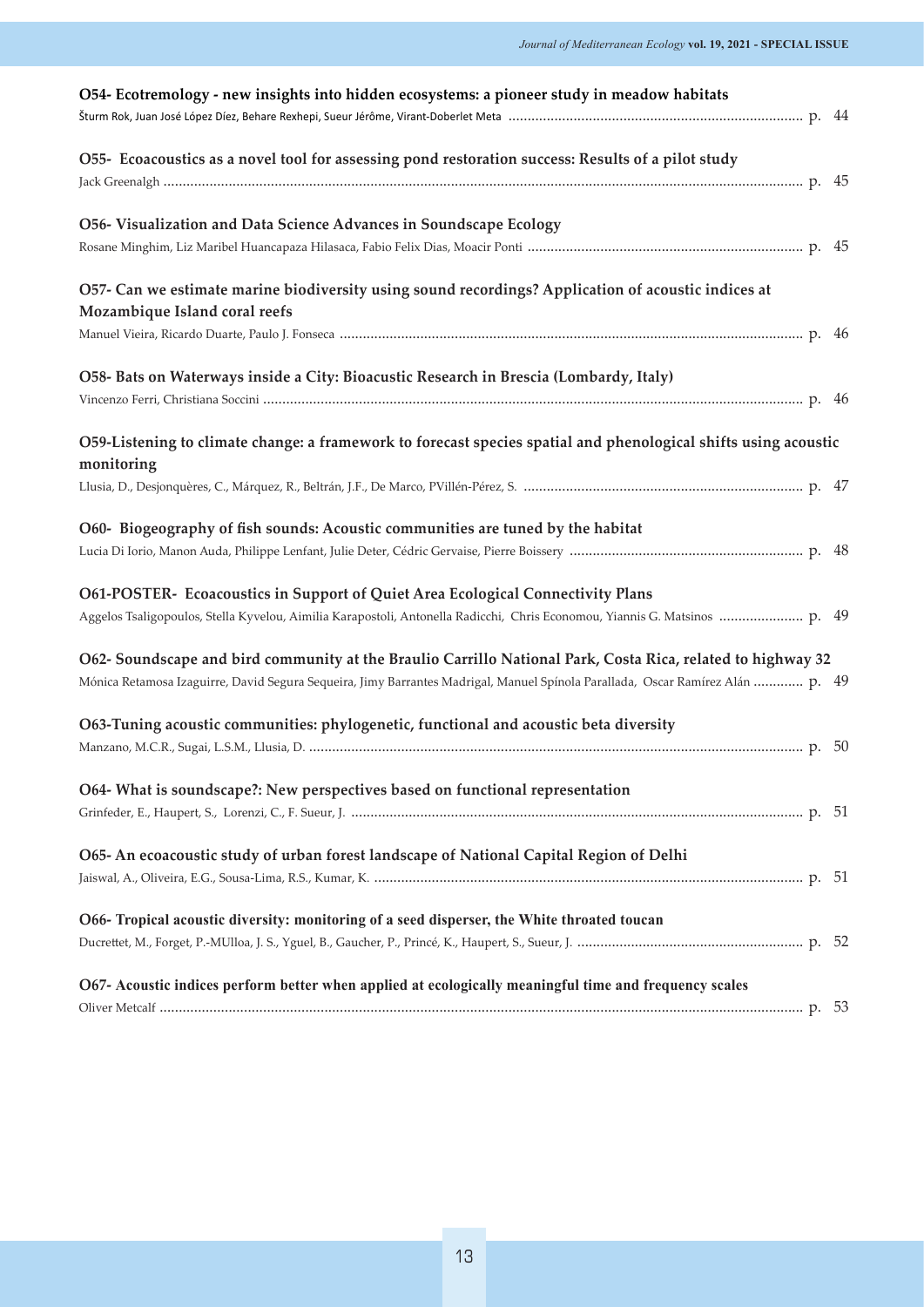**O54- Ecotremology - new insights into hidden ecosystems: a pioneer study in meadow habitats**
Šturm Rok, Juan José López Díez, Behare Rexhepi, Sueur Jérôme, Virant-Doberlet Meta ........ p. 44

**O55- Ecoacoustics as a novel tool for assessing pond restoration success: Results of a pilot study**
Jack Greenalgh ........ p. 45

**O56- Visualization and Data Science Advances in Soundscape Ecology**
Rosane Minghim, Liz Maribel Huancapaza Hilasaca, Fabio Felix Dias, Moacir Ponti ........ p. 45

**O57- Can we estimate marine biodiversity using sound recordings? Application of acoustic indices at Mozambique Island coral reefs**
Manuel Vieira, Ricardo Duarte, Paulo J. Fonseca ........ p. 46

**O58- Bats on Waterways inside a City: Bioacustic Research in Brescia (Lombardy, Italy)**
Vincenzo Ferri, Christiana Soccini ........ p. 46

**O59-Listening to climate change: a framework to forecast species spatial and phenological shifts using acoustic monitoring**
Llusia, D., Desjonquères, C., Márquez, R., Beltrán, J.F., De Marco, PVillén-Pérez, S. ........ p. 47

**O60- Biogeography of fish sounds: Acoustic communities are tuned by the habitat**
Lucia Di Iorio, Manon Auda, Philippe Lenfant, Julie Deter, Cédric Gervaise, Pierre Boissery ........ p. 48

**O61-POSTER- Ecoacoustics in Support of Quiet Area Ecological Connectivity Plans**
Aggelos Tsaligopoulos, Stella Kyvelou, Aimilia Karapostoli, Antonella Radicchi, Chris Economou, Yiannis G. Matsinos ........ p. 49

**O62- Soundscape and bird community at the Braulio Carrillo National Park, Costa Rica, related to highway 32**
Mónica Retamosa Izaguirre, David Segura Sequeira, Jimy Barrantes Madrigal, Manuel Spínola Parallada, Oscar Ramírez Alán ........ p. 49

**O63-Tuning acoustic communities: phylogenetic, functional and acoustic beta diversity**
Manzano, M.C.R., Sugai, L.S.M., Llusia, D. ........ p. 50

**O64- What is soundscape?: New perspectives based on functional representation**
Grinfeder, E., Haupert, S., Lorenzi, C., F. Sueur, J. ........ p. 51

**O65- An ecoacoustic study of urban forest landscape of National Capital Region of Delhi**
Jaiswal, A., Oliveira, E.G., Sousa-Lima, R.S., Kumar, K. ........ p. 51

**O66- Tropical acoustic diversity: monitoring of a seed disperser, the White throated toucan**
Ducrettet, M., Forget, P.-MUlloa, J. S., Yguel, B., Gaucher, P., Princé, K., Haupert, S., Sueur, J. ........ p. 52

**O67- Acoustic indices perform better when applied at ecologically meaningful time and frequency scales**
Oliver Metcalf ........ p. 53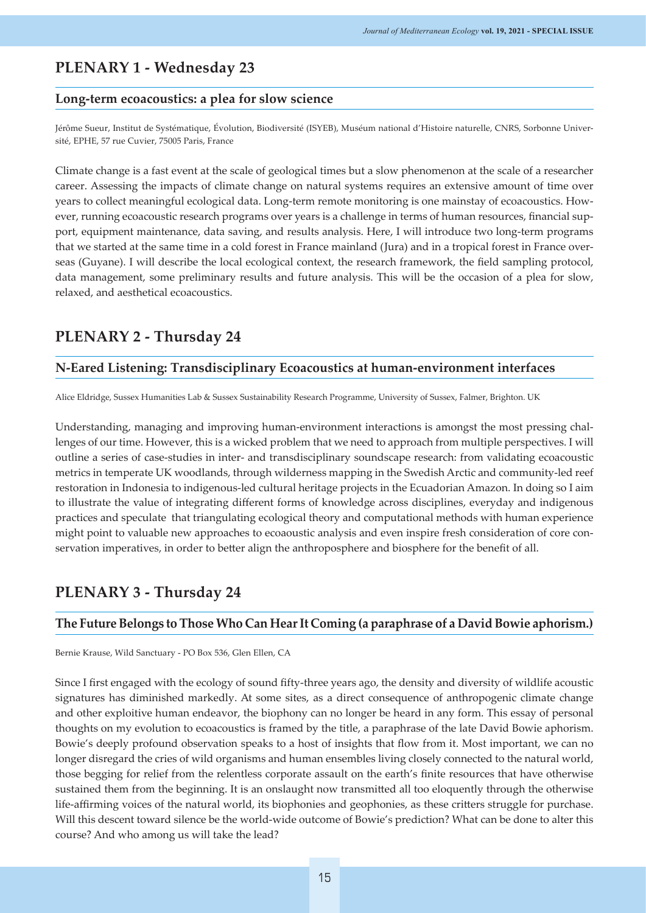## PLENARY 1 - Wednesday 23

### Long-term ecoacoustics: a plea for slow science

Jérôme Sueur, Institut de Systématique, Évolution, Biodiversité (ISYEB), Muséum national d'Histoire naturelle, CNRS, Sorbonne Université, EPHE, 57 rue Cuvier, 75005 Paris, France

Climate change is a fast event at the scale of geological times but a slow phenomenon at the scale of a researcher career. Assessing the impacts of climate change on natural systems requires an extensive amount of time over years to collect meaningful ecological data. Long-term remote monitoring is one mainstay of ecoacoustics. However, running ecoacoustic research programs over years is a challenge in terms of human resources, financial support, equipment maintenance, data saving, and results analysis. Here, I will introduce two long-term programs that we started at the same time in a cold forest in France mainland (Jura) and in a tropical forest in France overseas (Guyane). I will describe the local ecological context, the research framework, the field sampling protocol, data management, some preliminary results and future analysis. This will be the occasion of a plea for slow, relaxed, and aesthetical ecoacoustics.

## PLENARY 2 - Thursday 24

### N-Eared Listening: Transdisciplinary Ecoacoustics at human-environment interfaces

Alice Eldridge, Sussex Humanities Lab & Sussex Sustainability Research Programme, University of Sussex, Falmer, Brighton. UK

Understanding, managing and improving human-environment interactions is amongst the most pressing challenges of our time. However, this is a wicked problem that we need to approach from multiple perspectives. I will outline a series of case-studies in inter- and transdisciplinary soundscape research: from validating ecoacoustic metrics in temperate UK woodlands, through wilderness mapping in the Swedish Arctic and community-led reef restoration in Indonesia to indigenous-led cultural heritage projects in the Ecuadorian Amazon. In doing so I aim to illustrate the value of integrating different forms of knowledge across disciplines, everyday and indigenous practices and speculate that triangulating ecological theory and computational methods with human experience might point to valuable new approaches to ecoaoustic analysis and even inspire fresh consideration of core conservation imperatives, in order to better align the anthroposphere and biosphere for the benefit of all.

## PLENARY 3 - Thursday 24

### The Future Belongs to Those Who Can Hear It Coming (a paraphrase of a David Bowie aphorism.)

Bernie Krause, Wild Sanctuary - PO Box 536, Glen Ellen, CA

Since I first engaged with the ecology of sound fifty-three years ago, the density and diversity of wildlife acoustic signatures has diminished markedly. At some sites, as a direct consequence of anthropogenic climate change and other exploitive human endeavor, the biophony can no longer be heard in any form. This essay of personal thoughts on my evolution to ecoacoustics is framed by the title, a paraphrase of the late David Bowie aphorism. Bowie's deeply profound observation speaks to a host of insights that flow from it. Most important, we can no longer disregard the cries of wild organisms and human ensembles living closely connected to the natural world, those begging for relief from the relentless corporate assault on the earth's finite resources that have otherwise sustained them from the beginning. It is an onslaught now transmitted all too eloquently through the otherwise life-affirming voices of the natural world, its biophonies and geophonies, as these critters struggle for purchase. Will this descent toward silence be the world-wide outcome of Bowie's prediction? What can be done to alter this course? And who among us will take the lead?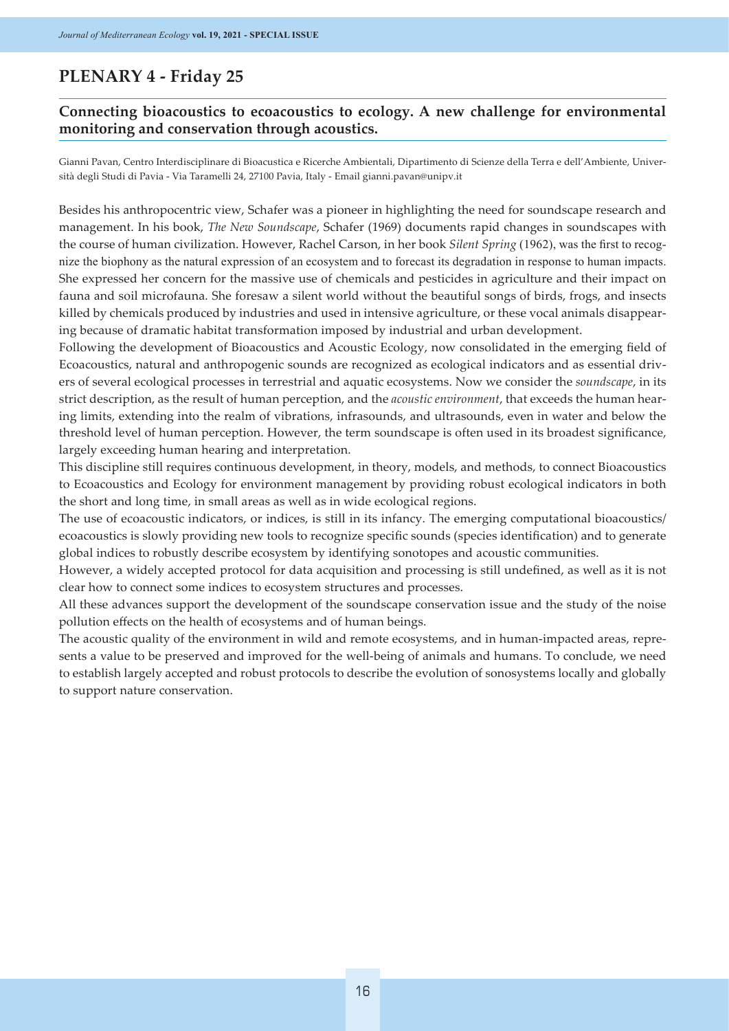## PLENARY 4 - Friday 25

### Connecting bioacoustics to ecoacoustics to ecology. A new challenge for environmental monitoring and conservation through acoustics.

Gianni Pavan, Centro Interdisciplinare di Bioacustica e Ricerche Ambientali, Dipartimento di Scienze della Terra e dell'Ambiente, Università degli Studi di Pavia - Via Taramelli 24, 27100 Pavia, Italy - Email gianni.pavan@unipv.it

Besides his anthropocentric view, Schafer was a pioneer in highlighting the need for soundscape research and management. In his book, *The New Soundscape*, Schafer (1969) documents rapid changes in soundscapes with the course of human civilization. However, Rachel Carson, in her book *Silent Spring* (1962), was the first to recognize the biophony as the natural expression of an ecosystem and to forecast its degradation in response to human impacts. She expressed her concern for the massive use of chemicals and pesticides in agriculture and their impact on fauna and soil microfauna. She foresaw a silent world without the beautiful songs of birds, frogs, and insects killed by chemicals produced by industries and used in intensive agriculture, or these vocal animals disappearing because of dramatic habitat transformation imposed by industrial and urban development.

Following the development of Bioacoustics and Acoustic Ecology, now consolidated in the emerging field of Ecoacoustics, natural and anthropogenic sounds are recognized as ecological indicators and as essential drivers of several ecological processes in terrestrial and aquatic ecosystems. Now we consider the *soundscape*, in its strict description, as the result of human perception, and the *acoustic environment*, that exceeds the human hearing limits, extending into the realm of vibrations, infrasounds, and ultrasounds, even in water and below the threshold level of human perception. However, the term soundscape is often used in its broadest significance, largely exceeding human hearing and interpretation.

This discipline still requires continuous development, in theory, models, and methods, to connect Bioacoustics to Ecoacoustics and Ecology for environment management by providing robust ecological indicators in both the short and long time, in small areas as well as in wide ecological regions.

The use of ecoacoustic indicators, or indices, is still in its infancy. The emerging computational bioacoustics/ecoacoustics is slowly providing new tools to recognize specific sounds (species identification) and to generate global indices to robustly describe ecosystem by identifying sonotopes and acoustic communities.

However, a widely accepted protocol for data acquisition and processing is still undefined, as well as it is not clear how to connect some indices to ecosystem structures and processes.

All these advances support the development of the soundscape conservation issue and the study of the noise pollution effects on the health of ecosystems and of human beings.

The acoustic quality of the environment in wild and remote ecosystems, and in human-impacted areas, represents a value to be preserved and improved for the well-being of animals and humans. To conclude, we need to establish largely accepted and robust protocols to describe the evolution of sonosystems locally and globally to support nature conservation.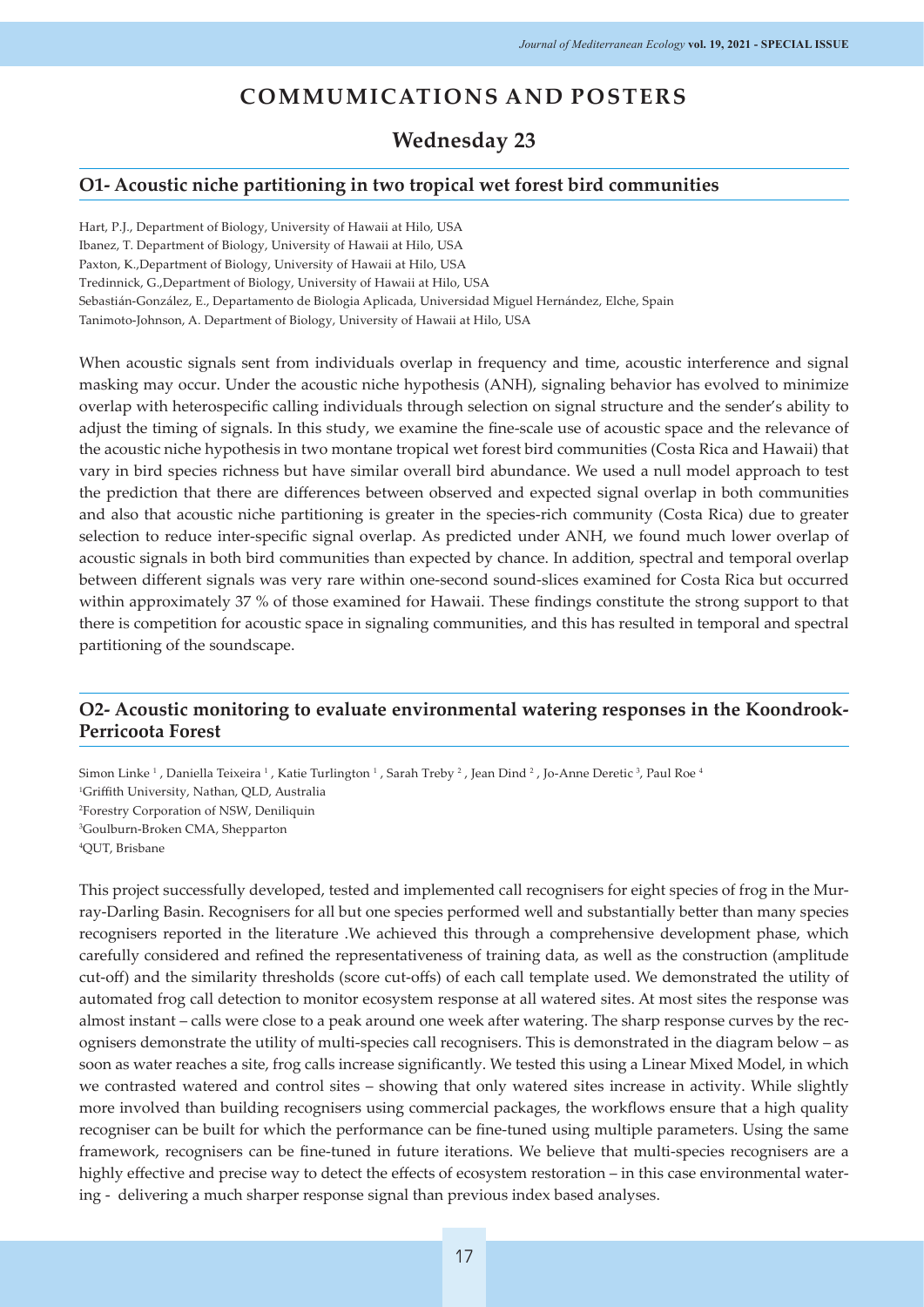# COMMUNICATIONS AND POSTERS

## Wednesday 23

### O1- Acoustic niche partitioning in two tropical wet forest bird communities

Hart, P.J., Department of Biology, University of Hawaii at Hilo, USA
Ibanez, T. Department of Biology, University of Hawaii at Hilo, USA
Paxton, K.,Department of Biology, University of Hawaii at Hilo, USA
Tredinnick, G.,Department of Biology, University of Hawaii at Hilo, USA
Sebastián-González, E., Departamento de Biologia Aplicada, Universidad Miguel Hernández, Elche, Spain
Tanimoto-Johnson, A. Department of Biology, University of Hawaii at Hilo, USA

When acoustic signals sent from individuals overlap in frequency and time, acoustic interference and signal masking may occur. Under the acoustic niche hypothesis (ANH), signaling behavior has evolved to minimize overlap with heterospecific calling individuals through selection on signal structure and the sender's ability to adjust the timing of signals. In this study, we examine the fine-scale use of acoustic space and the relevance of the acoustic niche hypothesis in two montane tropical wet forest bird communities (Costa Rica and Hawaii) that vary in bird species richness but have similar overall bird abundance. We used a null model approach to test the prediction that there are differences between observed and expected signal overlap in both communities and also that acoustic niche partitioning is greater in the species-rich community (Costa Rica) due to greater selection to reduce inter-specific signal overlap. As predicted under ANH, we found much lower overlap of acoustic signals in both bird communities than expected by chance. In addition, spectral and temporal overlap between different signals was very rare within one-second sound-slices examined for Costa Rica but occurred within approximately 37 % of those examined for Hawaii. These findings constitute the strong support to that there is competition for acoustic space in signaling communities, and this has resulted in temporal and spectral partitioning of the soundscape.

### O2- Acoustic monitoring to evaluate environmental watering responses in the Koondrook-Perricoota Forest

Simon Linke [1] , Daniella Teixeira [1] , Katie Turlington [1] , Sarah Treby [2] , Jean Dind [2] , Jo-Anne Deretic [3], Paul Roe [4]
[1]Griffith University, Nathan, QLD, Australia
[2]Forestry Corporation of NSW, Deniliquin
[3]Goulburn-Broken CMA, Shepparton
[4]QUT, Brisbane

This project successfully developed, tested and implemented call recognisers for eight species of frog in the Murray-Darling Basin. Recognisers for all but one species performed well and substantially better than many species recognisers reported in the literature .We achieved this through a comprehensive development phase, which carefully considered and refined the representativeness of training data, as well as the construction (amplitude cut-off) and the similarity thresholds (score cut-offs) of each call template used. We demonstrated the utility of automated frog call detection to monitor ecosystem response at all watered sites. At most sites the response was almost instant – calls were close to a peak around one week after watering. The sharp response curves by the recognisers demonstrate the utility of multi-species call recognisers. This is demonstrated in the diagram below – as soon as water reaches a site, frog calls increase significantly. We tested this using a Linear Mixed Model, in which we contrasted watered and control sites – showing that only watered sites increase in activity. While slightly more involved than building recognisers using commercial packages, the workflows ensure that a high quality recogniser can be built for which the performance can be fine-tuned using multiple parameters. Using the same framework, recognisers can be fine-tuned in future iterations. We believe that multi-species recognisers are a highly effective and precise way to detect the effects of ecosystem restoration – in this case environmental watering - delivering a much sharper response signal than previous index based analyses.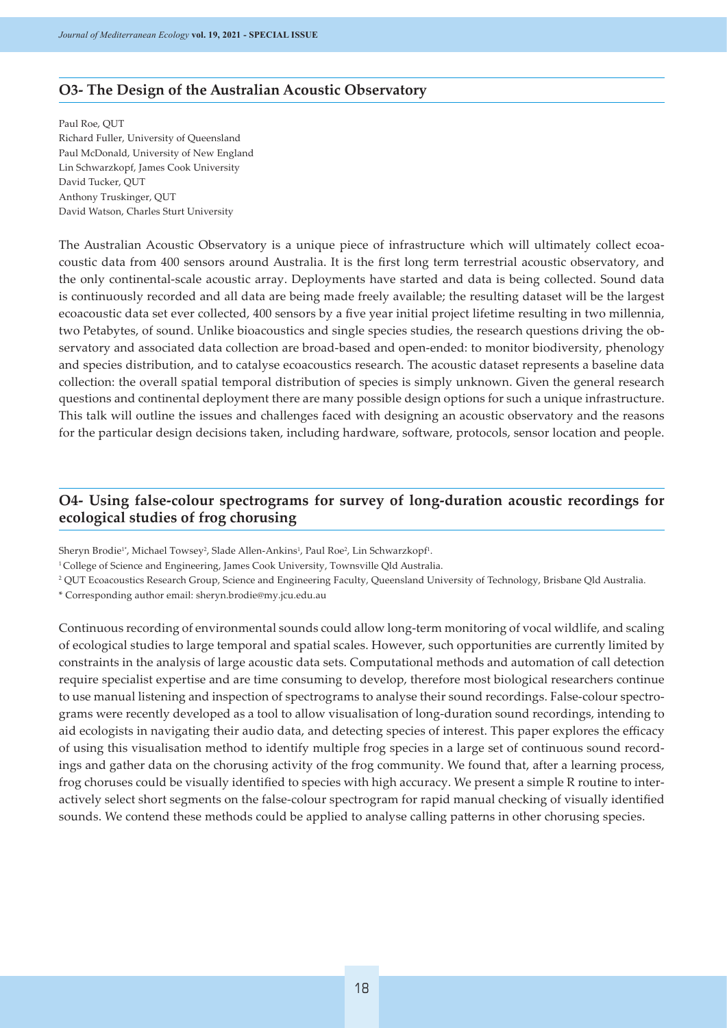## O3- The Design of the Australian Acoustic Observatory

Paul Roe, QUT
Richard Fuller, University of Queensland
Paul McDonald, University of New England
Lin Schwarzkopf, James Cook University
David Tucker, QUT
Anthony Truskinger, QUT
David Watson, Charles Sturt University

The Australian Acoustic Observatory is a unique piece of infrastructure which will ultimately collect ecoacoustic data from 400 sensors around Australia. It is the first long term terrestrial acoustic observatory, and the only continental-scale acoustic array. Deployments have started and data is being collected. Sound data is continuously recorded and all data are being made freely available; the resulting dataset will be the largest ecoacoustic data set ever collected, 400 sensors by a five year initial project lifetime resulting in two millennia, two Petabytes, of sound. Unlike bioacoustics and single species studies, the research questions driving the observatory and associated data collection are broad-based and open-ended: to monitor biodiversity, phenology and species distribution, and to catalyse ecoacoustics research. The acoustic dataset represents a baseline data collection: the overall spatial temporal distribution of species is simply unknown. Given the general research questions and continental deployment there are many possible design options for such a unique infrastructure. This talk will outline the issues and challenges faced with designing an acoustic observatory and the reasons for the particular design decisions taken, including hardware, software, protocols, sensor location and people.

## O4- Using false-colour spectrograms for survey of long-duration acoustic recordings for ecological studies of frog chorusing

Sheryn Brodie[1*], Michael Towsey[2], Slade Allen-Ankins[1], Paul Roe[2], Lin Schwarzkopf[1].

[1] College of Science and Engineering, James Cook University, Townsville Qld Australia.

[2] QUT Ecoacoustics Research Group, Science and Engineering Faculty, Queensland University of Technology, Brisbane Qld Australia.

* Corresponding author email: sheryn.brodie@my.jcu.edu.au

Continuous recording of environmental sounds could allow long-term monitoring of vocal wildlife, and scaling of ecological studies to large temporal and spatial scales. However, such opportunities are currently limited by constraints in the analysis of large acoustic data sets. Computational methods and automation of call detection require specialist expertise and are time consuming to develop, therefore most biological researchers continue to use manual listening and inspection of spectrograms to analyse their sound recordings. False-colour spectrograms were recently developed as a tool to allow visualisation of long-duration sound recordings, intending to aid ecologists in navigating their audio data, and detecting species of interest. This paper explores the efficacy of using this visualisation method to identify multiple frog species in a large set of continuous sound recordings and gather data on the chorusing activity of the frog community. We found that, after a learning process, frog choruses could be visually identified to species with high accuracy. We present a simple R routine to interactively select short segments on the false-colour spectrogram for rapid manual checking of visually identified sounds. We contend these methods could be applied to analyse calling patterns in other chorusing species.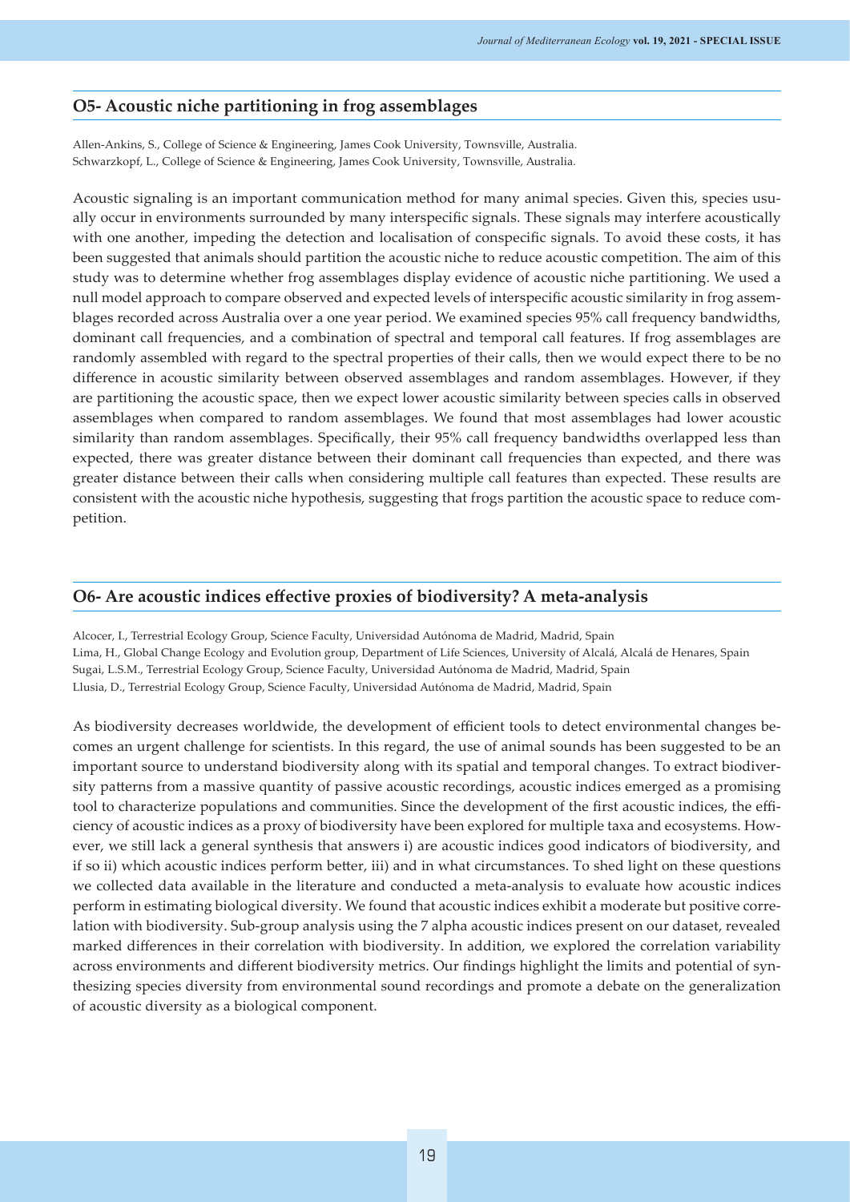## O5- Acoustic niche partitioning in frog assemblages

Allen-Ankins, S., College of Science & Engineering, James Cook University, Townsville, Australia.
Schwarzkopf, L., College of Science & Engineering, James Cook University, Townsville, Australia.

Acoustic signaling is an important communication method for many animal species. Given this, species usually occur in environments surrounded by many interspecific signals. These signals may interfere acoustically with one another, impeding the detection and localisation of conspecific signals. To avoid these costs, it has been suggested that animals should partition the acoustic niche to reduce acoustic competition. The aim of this study was to determine whether frog assemblages display evidence of acoustic niche partitioning. We used a null model approach to compare observed and expected levels of interspecific acoustic similarity in frog assemblages recorded across Australia over a one year period. We examined species 95% call frequency bandwidths, dominant call frequencies, and a combination of spectral and temporal call features. If frog assemblages are randomly assembled with regard to the spectral properties of their calls, then we would expect there to be no difference in acoustic similarity between observed assemblages and random assemblages. However, if they are partitioning the acoustic space, then we expect lower acoustic similarity between species calls in observed assemblages when compared to random assemblages. We found that most assemblages had lower acoustic similarity than random assemblages. Specifically, their 95% call frequency bandwidths overlapped less than expected, there was greater distance between their dominant call frequencies than expected, and there was greater distance between their calls when considering multiple call features than expected. These results are consistent with the acoustic niche hypothesis, suggesting that frogs partition the acoustic space to reduce competition.

## O6- Are acoustic indices effective proxies of biodiversity? A meta-analysis

Alcocer, I., Terrestrial Ecology Group, Science Faculty, Universidad Autónoma de Madrid, Madrid, Spain
Lima, H., Global Change Ecology and Evolution group, Department of Life Sciences, University of Alcalá, Alcalá de Henares, Spain
Sugai, L.S.M., Terrestrial Ecology Group, Science Faculty, Universidad Autónoma de Madrid, Madrid, Spain
Llusia, D., Terrestrial Ecology Group, Science Faculty, Universidad Autónoma de Madrid, Madrid, Spain

As biodiversity decreases worldwide, the development of efficient tools to detect environmental changes becomes an urgent challenge for scientists. In this regard, the use of animal sounds has been suggested to be an important source to understand biodiversity along with its spatial and temporal changes. To extract biodiversity patterns from a massive quantity of passive acoustic recordings, acoustic indices emerged as a promising tool to characterize populations and communities. Since the development of the first acoustic indices, the efficiency of acoustic indices as a proxy of biodiversity have been explored for multiple taxa and ecosystems. However, we still lack a general synthesis that answers i) are acoustic indices good indicators of biodiversity, and if so ii) which acoustic indices perform better, iii) and in what circumstances. To shed light on these questions we collected data available in the literature and conducted a meta-analysis to evaluate how acoustic indices perform in estimating biological diversity. We found that acoustic indices exhibit a moderate but positive correlation with biodiversity. Sub-group analysis using the 7 alpha acoustic indices present on our dataset, revealed marked differences in their correlation with biodiversity. In addition, we explored the correlation variability across environments and different biodiversity metrics. Our findings highlight the limits and potential of synthesizing species diversity from environmental sound recordings and promote a debate on the generalization of acoustic diversity as a biological component.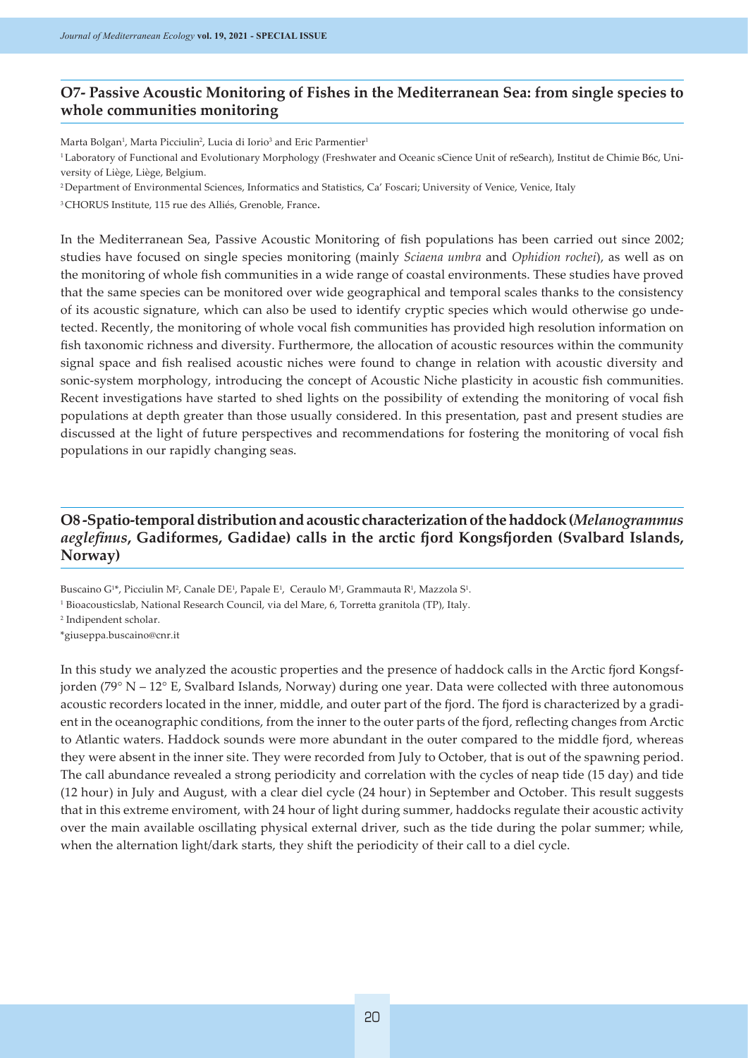## O7- Passive Acoustic Monitoring of Fishes in the Mediterranean Sea: from single species to whole communities monitoring

Marta Bolgan[1], Marta Picciulin[2], Lucia di Iorio[3] and Eric Parmentier[1]

[1] Laboratory of Functional and Evolutionary Morphology (Freshwater and Oceanic sCience Unit of reSearch), Institut de Chimie B6c, University of Liège, Liège, Belgium.

[2] Department of Environmental Sciences, Informatics and Statistics, Ca' Foscari; University of Venice, Venice, Italy

[3] CHORUS Institute, 115 rue des Alliés, Grenoble, France.

In the Mediterranean Sea, Passive Acoustic Monitoring of fish populations has been carried out since 2002; studies have focused on single species monitoring (mainly *Sciaena umbra* and *Ophidion rochei*), as well as on the monitoring of whole fish communities in a wide range of coastal environments. These studies have proved that the same species can be monitored over wide geographical and temporal scales thanks to the consistency of its acoustic signature, which can also be used to identify cryptic species which would otherwise go undetected. Recently, the monitoring of whole vocal fish communities has provided high resolution information on fish taxonomic richness and diversity. Furthermore, the allocation of acoustic resources within the community signal space and fish realised acoustic niches were found to change in relation with acoustic diversity and sonic-system morphology, introducing the concept of Acoustic Niche plasticity in acoustic fish communities. Recent investigations have started to shed lights on the possibility of extending the monitoring of vocal fish populations at depth greater than those usually considered. In this presentation, past and present studies are discussed at the light of future perspectives and recommendations for fostering the monitoring of vocal fish populations in our rapidly changing seas.

## O8 -Spatio-temporal distribution and acoustic characterization of the haddock (*Melanogrammus aeglefinus*, Gadiformes, Gadidae) calls in the arctic fjord Kongsfjorden (Svalbard Islands, Norway)

Buscaino G[1]*, Picciulin M[2], Canale DE[1], Papale E[1], Ceraulo M[1], Grammauta R[1], Mazzola S[1].

[1] Bioacousticslab, National Research Council, via del Mare, 6, Torretta granitola (TP), Italy.

[2] Indipendent scholar.

*giuseppa.buscaino@cnr.it

In this study we analyzed the acoustic properties and the presence of haddock calls in the Arctic fjord Kongsfjorden (79° N – 12° E, Svalbard Islands, Norway) during one year. Data were collected with three autonomous acoustic recorders located in the inner, middle, and outer part of the fjord. The fjord is characterized by a gradient in the oceanographic conditions, from the inner to the outer parts of the fjord, reflecting changes from Arctic to Atlantic waters. Haddock sounds were more abundant in the outer compared to the middle fjord, whereas they were absent in the inner site. They were recorded from July to October, that is out of the spawning period. The call abundance revealed a strong periodicity and correlation with the cycles of neap tide (15 day) and tide (12 hour) in July and August, with a clear diel cycle (24 hour) in September and October. This result suggests that in this extreme enviroment, with 24 hour of light during summer, haddocks regulate their acoustic activity over the main available oscillating physical external driver, such as the tide during the polar summer; while, when the alternation light/dark starts, they shift the periodicity of their call to a diel cycle.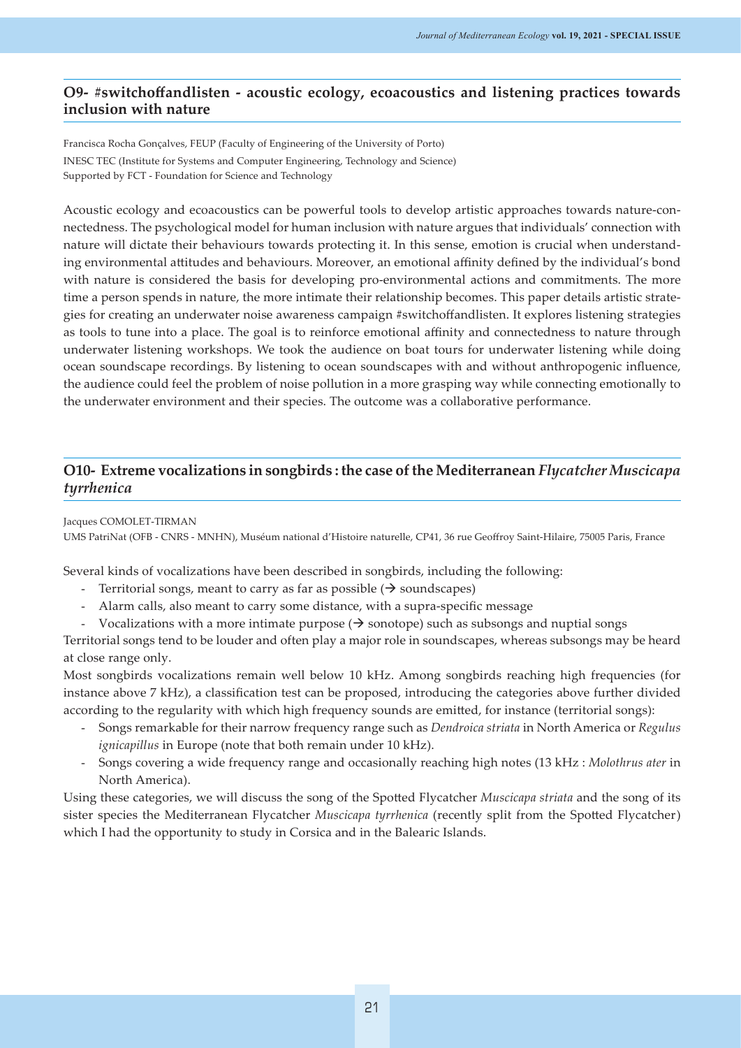## O9- #switchoffandlisten - acoustic ecology, ecoacoustics and listening practices towards inclusion with nature

Francisca Rocha Gonçalves, FEUP (Faculty of Engineering of the University of Porto)
INESC TEC (Institute for Systems and Computer Engineering, Technology and Science)
Supported by FCT - Foundation for Science and Technology

Acoustic ecology and ecoacoustics can be powerful tools to develop artistic approaches towards nature-connectedness. The psychological model for human inclusion with nature argues that individuals' connection with nature will dictate their behaviours towards protecting it. In this sense, emotion is crucial when understanding environmental attitudes and behaviours. Moreover, an emotional affinity defined by the individual's bond with nature is considered the basis for developing pro-environmental actions and commitments. The more time a person spends in nature, the more intimate their relationship becomes. This paper details artistic strategies for creating an underwater noise awareness campaign #switchoffandlisten. It explores listening strategies as tools to tune into a place. The goal is to reinforce emotional affinity and connectedness to nature through underwater listening workshops. We took the audience on boat tours for underwater listening while doing ocean soundscape recordings. By listening to ocean soundscapes with and without anthropogenic influence, the audience could feel the problem of noise pollution in a more grasping way while connecting emotionally to the underwater environment and their species. The outcome was a collaborative performance.

## O10- Extreme vocalizations in songbirds : the case of the Mediterranean *Flycatcher Muscicapa tyrrhenica*

Jacques COMOLET-TIRMAN
UMS PatriNat (OFB - CNRS - MNHN), Muséum national d'Histoire naturelle, CP41, 36 rue Geoffroy Saint-Hilaire, 75005 Paris, France

Several kinds of vocalizations have been described in songbirds, including the following:

- Territorial songs, meant to carry as far as possible (→ soundscapes)
- Alarm calls, also meant to carry some distance, with a supra-specific message
- Vocalizations with a more intimate purpose (→ sonotope) such as subsongs and nuptial songs

Territorial songs tend to be louder and often play a major role in soundscapes, whereas subsongs may be heard at close range only.

Most songbirds vocalizations remain well below 10 kHz. Among songbirds reaching high frequencies (for instance above 7 kHz), a classification test can be proposed, introducing the categories above further divided according to the regularity with which high frequency sounds are emitted, for instance (territorial songs):

- Songs remarkable for their narrow frequency range such as *Dendroica striata* in North America or *Regulus ignicapillus* in Europe (note that both remain under 10 kHz).
- Songs covering a wide frequency range and occasionally reaching high notes (13 kHz : *Molothrus ater* in North America).

Using these categories, we will discuss the song of the Spotted Flycatcher *Muscicapa striata* and the song of its sister species the Mediterranean Flycatcher *Muscicapa tyrrhenica* (recently split from the Spotted Flycatcher) which I had the opportunity to study in Corsica and in the Balearic Islands.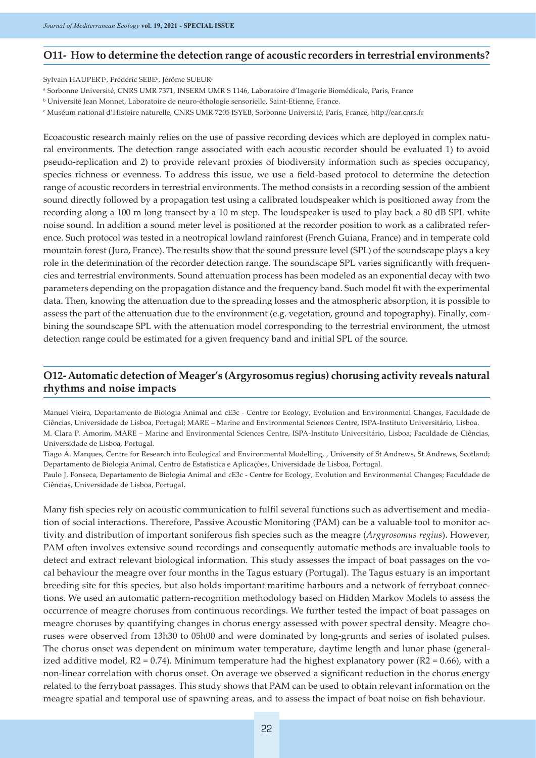## O11- How to determine the detection range of acoustic recorders in terrestrial environments?

Sylvain HAUPERT[a], Frédéric SEBE[b], Jérôme SUEUR[c]

[a] Sorbonne Université, CNRS UMR 7371, INSERM UMR S 1146, Laboratoire d'Imagerie Biomédicale, Paris, France

[b] Université Jean Monnet, Laboratoire de neuro-éthologie sensorielle, Saint-Etienne, France.

[c] Muséum national d'Histoire naturelle, CNRS UMR 7205 ISYEB, Sorbonne Université, Paris, France, http://ear.cnrs.fr

Ecoacoustic research mainly relies on the use of passive recording devices which are deployed in complex natural environments. The detection range associated with each acoustic recorder should be evaluated 1) to avoid pseudo-replication and 2) to provide relevant proxies of biodiversity information such as species occupancy, species richness or evenness. To address this issue, we use a field-based protocol to determine the detection range of acoustic recorders in terrestrial environments. The method consists in a recording session of the ambient sound directly followed by a propagation test using a calibrated loudspeaker which is positioned away from the recording along a 100 m long transect by a 10 m step. The loudspeaker is used to play back a 80 dB SPL white noise sound. In addition a sound meter level is positioned at the recorder position to work as a calibrated reference. Such protocol was tested in a neotropical lowland rainforest (French Guiana, France) and in temperate cold mountain forest (Jura, France). The results show that the sound pressure level (SPL) of the soundscape plays a key role in the determination of the recorder detection range. The soundscape SPL varies significantly with frequencies and terrestrial environments. Sound attenuation process has been modeled as an exponential decay with two parameters depending on the propagation distance and the frequency band. Such model fit with the experimental data. Then, knowing the attenuation due to the spreading losses and the atmospheric absorption, it is possible to assess the part of the attenuation due to the environment (e.g. vegetation, ground and topography). Finally, combining the soundscape SPL with the attenuation model corresponding to the terrestrial environment, the utmost detection range could be estimated for a given frequency band and initial SPL of the source.

## O12- Automatic detection of Meager's (Argyrosomus regius) chorusing activity reveals natural rhythms and noise impacts

Manuel Vieira, Departamento de Biologia Animal and cE3c - Centre for Ecology, Evolution and Environmental Changes, Faculdade de Ciências, Universidade de Lisboa, Portugal; MARE – Marine and Environmental Sciences Centre, ISPA-Instituto Universitário, Lisboa.

M. Clara P. Amorim, MARE – Marine and Environmental Sciences Centre, ISPA-Instituto Universitário, Lisboa; Faculdade de Ciências, Universidade de Lisboa, Portugal.

Tiago A. Marques, Centre for Research into Ecological and Environmental Modelling, , University of St Andrews, St Andrews, Scotland; Departamento de Biologia Animal, Centro de Estatística e Aplicações, Universidade de Lisboa, Portugal.

Paulo J. Fonseca, Departamento de Biologia Animal and cE3c - Centre for Ecology, Evolution and Environmental Changes; Faculdade de Ciências, Universidade de Lisboa, Portugal.

Many fish species rely on acoustic communication to fulfil several functions such as advertisement and mediation of social interactions. Therefore, Passive Acoustic Monitoring (PAM) can be a valuable tool to monitor activity and distribution of important soniferous fish species such as the meagre (*Argyrosomus regius*). However, PAM often involves extensive sound recordings and consequently automatic methods are invaluable tools to detect and extract relevant biological information. This study assesses the impact of boat passages on the vocal behaviour the meagre over four months in the Tagus estuary (Portugal). The Tagus estuary is an important breeding site for this species, but also holds important maritime harbours and a network of ferryboat connections. We used an automatic pattern-recognition methodology based on Hidden Markov Models to assess the occurrence of meagre choruses from continuous recordings. We further tested the impact of boat passages on meagre choruses by quantifying changes in chorus energy assessed with power spectral density. Meagre choruses were observed from 13h30 to 05h00 and were dominated by long-grunts and series of isolated pulses. The chorus onset was dependent on minimum water temperature, daytime length and lunar phase (generalized additive model, $R2 = 0.74$). Minimum temperature had the highest explanatory power ($R2 = 0.66$), with a non-linear correlation with chorus onset. On average we observed a significant reduction in the chorus energy related to the ferryboat passages. This study shows that PAM can be used to obtain relevant information on the meagre spatial and temporal use of spawning areas, and to assess the impact of boat noise on fish behaviour.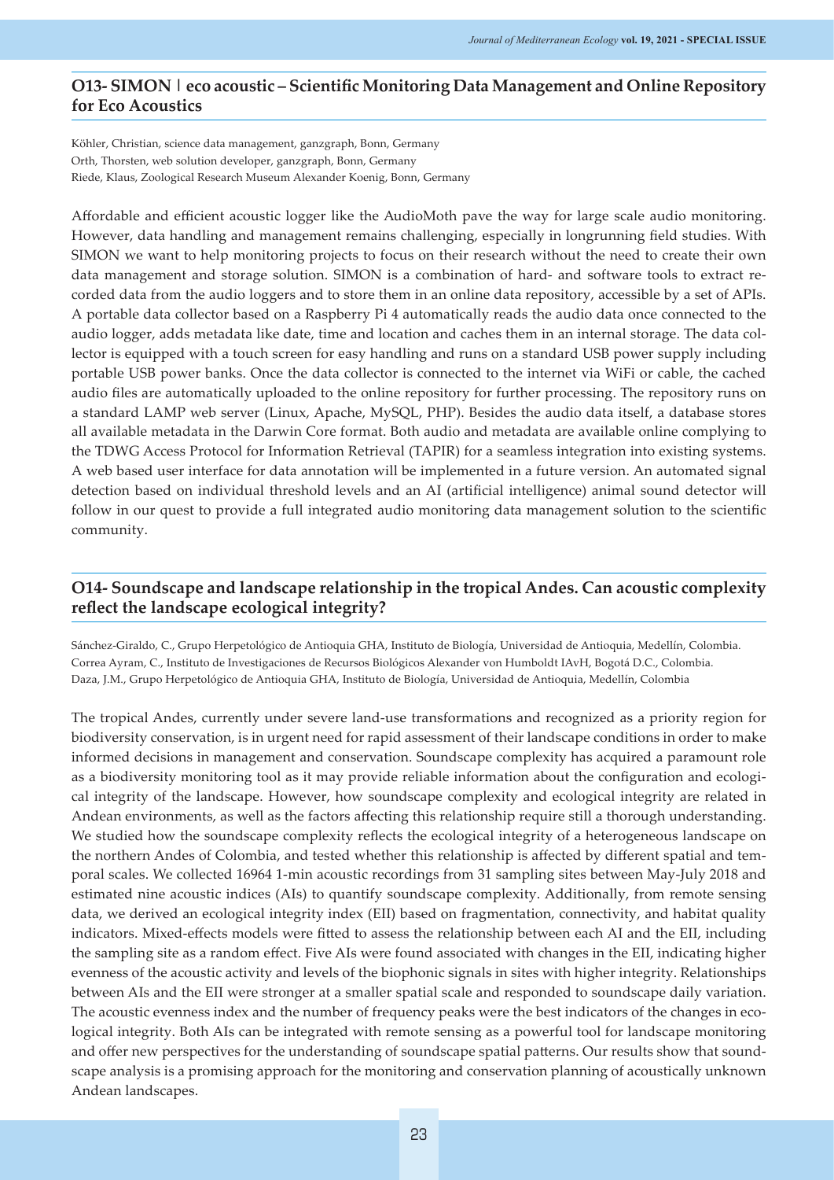## O13- SIMON | eco acoustic – Scientific Monitoring Data Management and Online Repository for Eco Acoustics

Köhler, Christian, science data management, ganzgraph, Bonn, Germany
Orth, Thorsten, web solution developer, ganzgraph, Bonn, Germany
Riede, Klaus, Zoological Research Museum Alexander Koenig, Bonn, Germany

Affordable and efficient acoustic logger like the AudioMoth pave the way for large scale audio monitoring. However, data handling and management remains challenging, especially in longrunning field studies. With SIMON we want to help monitoring projects to focus on their research without the need to create their own data management and storage solution. SIMON is a combination of hard- and software tools to extract recorded data from the audio loggers and to store them in an online data repository, accessible by a set of APIs. A portable data collector based on a Raspberry Pi 4 automatically reads the audio data once connected to the audio logger, adds metadata like date, time and location and caches them in an internal storage. The data collector is equipped with a touch screen for easy handling and runs on a standard USB power supply including portable USB power banks. Once the data collector is connected to the internet via WiFi or cable, the cached audio files are automatically uploaded to the online repository for further processing. The repository runs on a standard LAMP web server (Linux, Apache, MySQL, PHP). Besides the audio data itself, a database stores all available metadata in the Darwin Core format. Both audio and metadata are available online complying to the TDWG Access Protocol for Information Retrieval (TAPIR) for a seamless integration into existing systems. A web based user interface for data annotation will be implemented in a future version. An automated signal detection based on individual threshold levels and an AI (artificial intelligence) animal sound detector will follow in our quest to provide a full integrated audio monitoring data management solution to the scientific community.

## O14- Soundscape and landscape relationship in the tropical Andes. Can acoustic complexity reflect the landscape ecological integrity?

Sánchez-Giraldo, C., Grupo Herpetológico de Antioquia GHA, Instituto de Biología, Universidad de Antioquia, Medellín, Colombia.
Correa Ayram, C., Instituto de Investigaciones de Recursos Biológicos Alexander von Humboldt IAvH, Bogotá D.C., Colombia.
Daza, J.M., Grupo Herpetológico de Antioquia GHA, Instituto de Biología, Universidad de Antioquia, Medellín, Colombia

The tropical Andes, currently under severe land-use transformations and recognized as a priority region for biodiversity conservation, is in urgent need for rapid assessment of their landscape conditions in order to make informed decisions in management and conservation. Soundscape complexity has acquired a paramount role as a biodiversity monitoring tool as it may provide reliable information about the configuration and ecological integrity of the landscape. However, how soundscape complexity and ecological integrity are related in Andean environments, as well as the factors affecting this relationship require still a thorough understanding. We studied how the soundscape complexity reflects the ecological integrity of a heterogeneous landscape on the northern Andes of Colombia, and tested whether this relationship is affected by different spatial and temporal scales. We collected 16964 1-min acoustic recordings from 31 sampling sites between May-July 2018 and estimated nine acoustic indices (AIs) to quantify soundscape complexity. Additionally, from remote sensing data, we derived an ecological integrity index (EII) based on fragmentation, connectivity, and habitat quality indicators. Mixed-effects models were fitted to assess the relationship between each AI and the EII, including the sampling site as a random effect. Five AIs were found associated with changes in the EII, indicating higher evenness of the acoustic activity and levels of the biophonic signals in sites with higher integrity. Relationships between AIs and the EII were stronger at a smaller spatial scale and responded to soundscape daily variation. The acoustic evenness index and the number of frequency peaks were the best indicators of the changes in ecological integrity. Both AIs can be integrated with remote sensing as a powerful tool for landscape monitoring and offer new perspectives for the understanding of soundscape spatial patterns. Our results show that soundscape analysis is a promising approach for the monitoring and conservation planning of acoustically unknown Andean landscapes.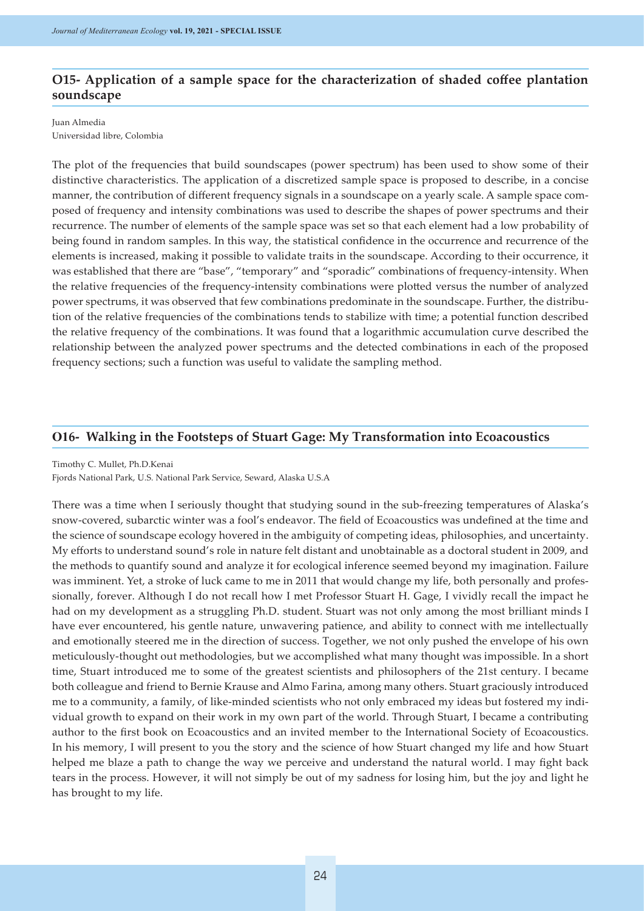## O15- Application of a sample space for the characterization of shaded coffee plantation soundscape

Juan Almedia
Universidad libre, Colombia

The plot of the frequencies that build soundscapes (power spectrum) has been used to show some of their distinctive characteristics. The application of a discretized sample space is proposed to describe, in a concise manner, the contribution of different frequency signals in a soundscape on a yearly scale. A sample space composed of frequency and intensity combinations was used to describe the shapes of power spectrums and their recurrence. The number of elements of the sample space was set so that each element had a low probability of being found in random samples. In this way, the statistical confidence in the occurrence and recurrence of the elements is increased, making it possible to validate traits in the soundscape. According to their occurrence, it was established that there are "base", "temporary" and "sporadic" combinations of frequency-intensity. When the relative frequencies of the frequency-intensity combinations were plotted versus the number of analyzed power spectrums, it was observed that few combinations predominate in the soundscape. Further, the distribution of the relative frequencies of the combinations tends to stabilize with time; a potential function described the relative frequency of the combinations. It was found that a logarithmic accumulation curve described the relationship between the analyzed power spectrums and the detected combinations in each of the proposed frequency sections; such a function was useful to validate the sampling method.

## O16- Walking in the Footsteps of Stuart Gage: My Transformation into Ecoacoustics

Timothy C. Mullet, Ph.D.Kenai
Fjords National Park, U.S. National Park Service, Seward, Alaska U.S.A

There was a time when I seriously thought that studying sound in the sub-freezing temperatures of Alaska's snow-covered, subarctic winter was a fool's endeavor. The field of Ecoacoustics was undefined at the time and the science of soundscape ecology hovered in the ambiguity of competing ideas, philosophies, and uncertainty. My efforts to understand sound's role in nature felt distant and unobtainable as a doctoral student in 2009, and the methods to quantify sound and analyze it for ecological inference seemed beyond my imagination. Failure was imminent. Yet, a stroke of luck came to me in 2011 that would change my life, both personally and professionally, forever. Although I do not recall how I met Professor Stuart H. Gage, I vividly recall the impact he had on my development as a struggling Ph.D. student. Stuart was not only among the most brilliant minds I have ever encountered, his gentle nature, unwavering patience, and ability to connect with me intellectually and emotionally steered me in the direction of success. Together, we not only pushed the envelope of his own meticulously-thought out methodologies, but we accomplished what many thought was impossible. In a short time, Stuart introduced me to some of the greatest scientists and philosophers of the 21st century. I became both colleague and friend to Bernie Krause and Almo Farina, among many others. Stuart graciously introduced me to a community, a family, of like-minded scientists who not only embraced my ideas but fostered my individual growth to expand on their work in my own part of the world. Through Stuart, I became a contributing author to the first book on Ecoacoustics and an invited member to the International Society of Ecoacoustics. In his memory, I will present to you the story and the science of how Stuart changed my life and how Stuart helped me blaze a path to change the way we perceive and understand the natural world. I may fight back tears in the process. However, it will not simply be out of my sadness for losing him, but the joy and light he has brought to my life.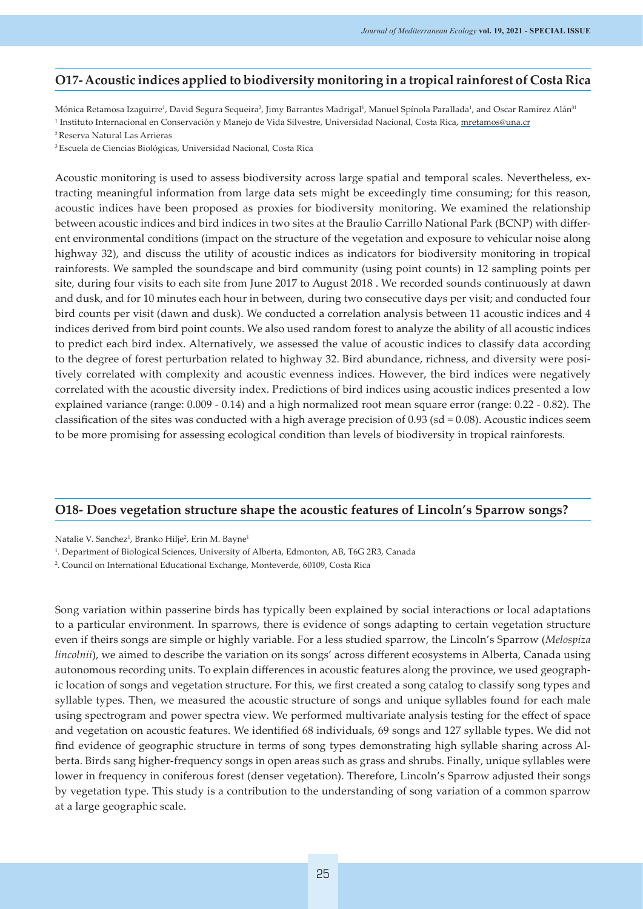## O17- Acoustic indices applied to biodiversity monitoring in a tropical rainforest of Costa Rica

Mónica Retamosa Izaguirre[1], David Segura Sequeira[2], Jimy Barrantes Madrigal[1], Manuel Spínola Parallada[1], and Oscar Ramírez Alán[3†]

[1] Instituto Internacional en Conservación y Manejo de Vida Silvestre, Universidad Nacional, Costa Rica, mretamos@una.cr

[2] Reserva Natural Las Arrieras

[3] Escuela de Ciencias Biológicas, Universidad Nacional, Costa Rica

Acoustic monitoring is used to assess biodiversity across large spatial and temporal scales. Nevertheless, extracting meaningful information from large data sets might be exceedingly time consuming; for this reason, acoustic indices have been proposed as proxies for biodiversity monitoring. We examined the relationship between acoustic indices and birds indices in two sites at the Braulio Carrillo National Park (BCNP) with different environmental conditions (impact on the structure of the vegetation and exposure to vehicular noise along highway 32), and discuss the utility of acoustic indices as indicators for biodiversity monitoring in tropical rainforests. We sampled the soundscape and bird community (using point counts) in 12 sampling points per site, during four visits to each site from June 2017 to August 2018 . We recorded sounds continuously at dawn and dusk, and for 10 minutes each hour in between, during two consecutive days per visit; and conducted four bird counts per visit (dawn and dusk). We conducted a correlation analysis between 11 acoustic indices and 4 indices derived from bird point counts. We also used random forest to analyze the ability of all acoustic indices to predict each bird index. Alternatively, we assessed the value of acoustic indices to classify data according to the degree of forest perturbation related to highway 32. Bird abundance, richness, and diversity were positively correlated with complexity and acoustic evenness indices. However, the bird indices were negatively correlated with the acoustic diversity index. Predictions of bird indices using acoustic indices presented a low explained variance (range: 0.009 - 0.14) and a high normalized root mean square error (range: 0.22 - 0.82). The classification of the sites was conducted with a high average precision of 0.93 (sd = 0.08). Acoustic indices seem to be more promising for assessing ecological condition than levels of biodiversity in tropical rainforests.

## O18- Does vegetation structure shape the acoustic features of Lincoln's Sparrow songs?

Natalie V. Sanchez[1], Branko Hilje[2], Erin M. Bayne[1]

[1]. Department of Biological Sciences, University of Alberta, Edmonton, AB, T6G 2R3, Canada

[2]. Council on International Educational Exchange, Monteverde, 60109, Costa Rica

Song variation within passerine birds has typically been explained by social interactions or local adaptations to a particular environment. In sparrows, there is evidence of songs adapting to certain vegetation structure even if theirs songs are simple or highly variable. For a less studied sparrow, the Lincoln's Sparrow (*Melospiza lincolnii*), we aimed to describe the variation on its songs' across different ecosystems in Alberta, Canada using autonomous recording units. To explain differences in acoustic features along the province, we used geographic location of songs and vegetation structure. For this, we first created a song catalog to classify song types and syllable types. Then, we measured the acoustic structure of songs and unique syllables found for each male using spectrogram and power spectra view. We performed multivariate analysis testing for the effect of space and vegetation on acoustic features. We identified 68 individuals, 69 songs and 127 syllable types. We did not find evidence of geographic structure in terms of song types demonstrating high syllable sharing across Alberta. Birds sang higher-frequency songs in open areas such as grass and shrubs. Finally, unique syllables were lower in frequency in coniferous forest (denser vegetation). Therefore, Lincoln's Sparrow adjusted their songs by vegetation type. This study is a contribution to the understanding of song variation of a common sparrow at a large geographic scale.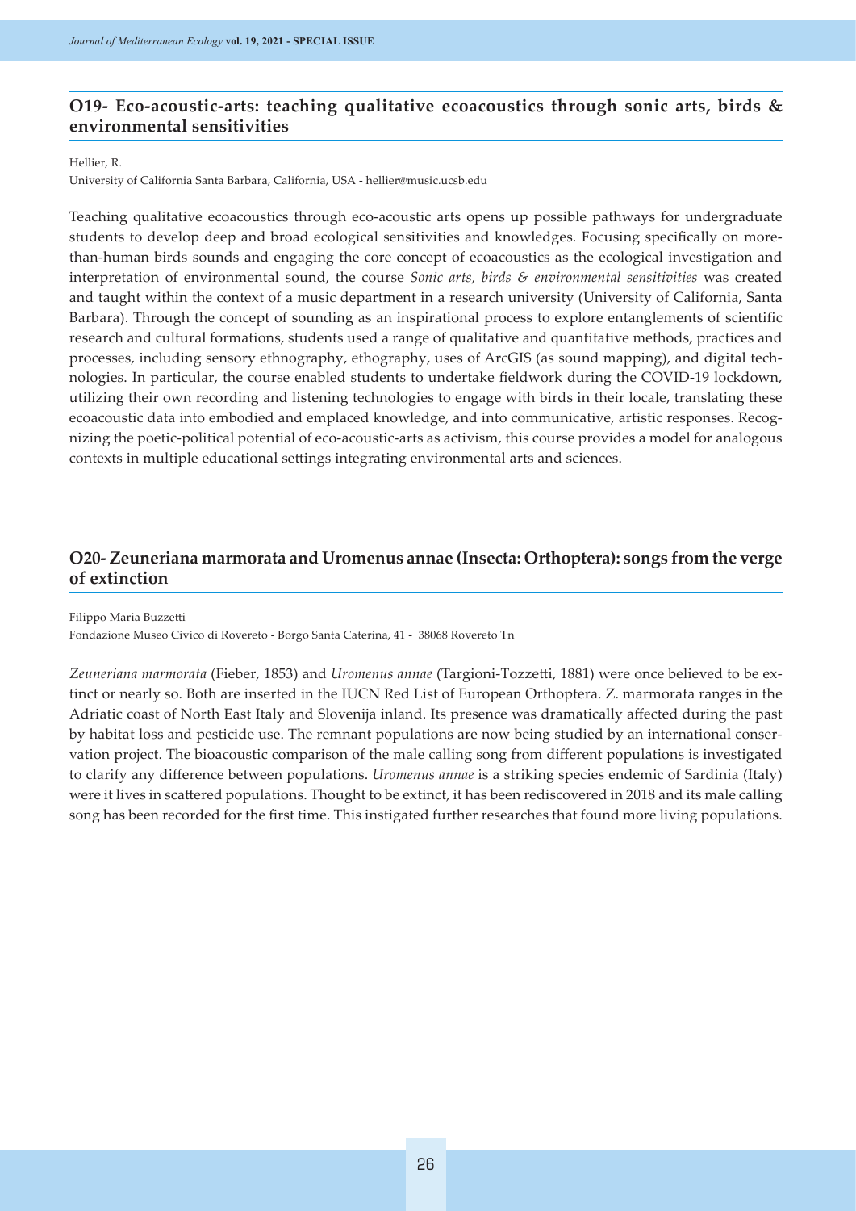## O19- Eco-acoustic-arts: teaching qualitative ecoacoustics through sonic arts, birds & environmental sensitivities

Hellier, R.

University of California Santa Barbara, California, USA - hellier@music.ucsb.edu

Teaching qualitative ecoacoustics through eco-acoustic arts opens up possible pathways for undergraduate students to develop deep and broad ecological sensitivities and knowledges. Focusing specifically on more-than-human birds sounds and engaging the core concept of ecoacoustics as the ecological investigation and interpretation of environmental sound, the course *Sonic arts, birds & environmental sensitivities* was created and taught within the context of a music department in a research university (University of California, Santa Barbara). Through the concept of sounding as an inspirational process to explore entanglements of scientific research and cultural formations, students used a range of qualitative and quantitative methods, practices and processes, including sensory ethnography, ethography, uses of ArcGIS (as sound mapping), and digital technologies. In particular, the course enabled students to undertake fieldwork during the COVID-19 lockdown, utilizing their own recording and listening technologies to engage with birds in their locale, translating these ecoacoustic data into embodied and emplaced knowledge, and into communicative, artistic responses. Recognizing the poetic-political potential of eco-acoustic-arts as activism, this course provides a model for analogous contexts in multiple educational settings integrating environmental arts and sciences.

## O20- Zeuneriana marmorata and Uromenus annae (Insecta: Orthoptera): songs from the verge of extinction

Filippo Maria Buzzetti

Fondazione Museo Civico di Rovereto - Borgo Santa Caterina, 41 - 38068 Rovereto Tn

*Zeuneriana marmorata* (Fieber, 1853) and *Uromenus annae* (Targioni-Tozzetti, 1881) were once believed to be extinct or nearly so. Both are inserted in the IUCN Red List of European Orthoptera. Z. marmorata ranges in the Adriatic coast of North East Italy and Slovenija inland. Its presence was dramatically affected during the past by habitat loss and pesticide use. The remnant populations are now being studied by an international conservation project. The bioacoustic comparison of the male calling song from different populations is investigated to clarify any difference between populations. *Uromenus annae* is a striking species endemic of Sardinia (Italy) were it lives in scattered populations. Thought to be extinct, it has been rediscovered in 2018 and its male calling song has been recorded for the first time. This instigated further researches that found more living populations.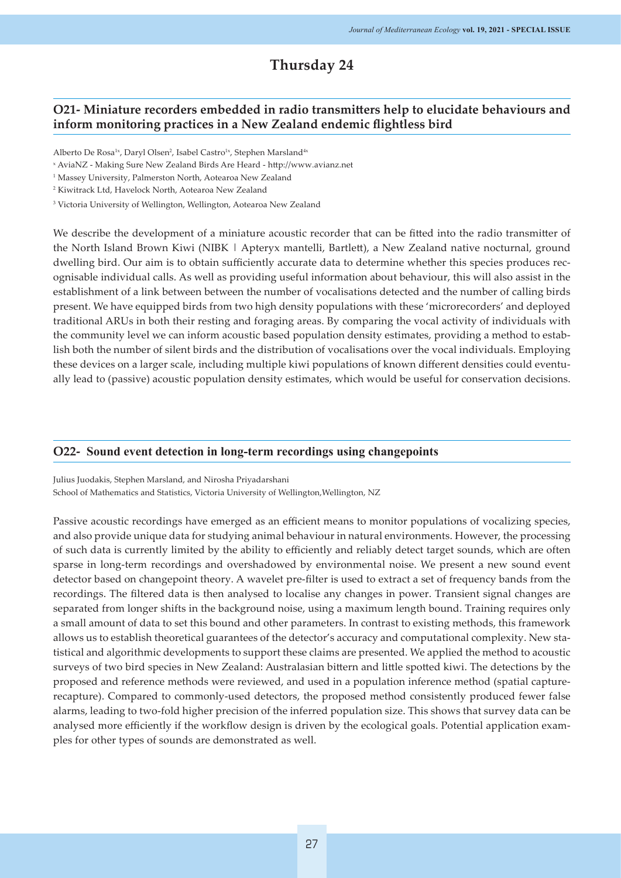# Thursday 24

## O21- Miniature recorders embedded in radio transmitters help to elucidate behaviours and inform monitoring practices in a New Zealand endemic flightless bird

Alberto De Rosa[1x], Daryl Olsen[2], Isabel Castro[1x], Stephen Marsland[4x]

[x] AviaNZ - Making Sure New Zealand Birds Are Heard - http://www.avianz.net

[1] Massey University, Palmerston North, Aotearoa New Zealand

[2] Kiwitrack Ltd, Havelock North, Aotearoa New Zealand

[3] Victoria University of Wellington, Wellington, Aotearoa New Zealand

We describe the development of a miniature acoustic recorder that can be fitted into the radio transmitter of the North Island Brown Kiwi (NIBK | Apteryx mantelli, Bartlett), a New Zealand native nocturnal, ground dwelling bird. Our aim is to obtain sufficiently accurate data to determine whether this species produces recognisable individual calls. As well as providing useful information about behaviour, this will also assist in the establishment of a link between between the number of vocalisations detected and the number of calling birds present. We have equipped birds from two high density populations with these 'microrecorders' and deployed traditional ARUs in both their resting and foraging areas. By comparing the vocal activity of individuals with the community level we can inform acoustic based population density estimates, providing a method to establish both the number of silent birds and the distribution of vocalisations over the vocal individuals. Employing these devices on a larger scale, including multiple kiwi populations of known different densities could eventually lead to (passive) acoustic population density estimates, which would be useful for conservation decisions.

## O22- Sound event detection in long-term recordings using changepoints

Julius Juodakis, Stephen Marsland, and Nirosha Priyadarshani
School of Mathematics and Statistics, Victoria University of Wellington,Wellington, NZ

Passive acoustic recordings have emerged as an efficient means to monitor populations of vocalizing species, and also provide unique data for studying animal behaviour in natural environments. However, the processing of such data is currently limited by the ability to efficiently and reliably detect target sounds, which are often sparse in long-term recordings and overshadowed by environmental noise. We present a new sound event detector based on changepoint theory. A wavelet pre-filter is used to extract a set of frequency bands from the recordings. The filtered data is then analysed to localise any changes in power. Transient signal changes are separated from longer shifts in the background noise, using a maximum length bound. Training requires only a small amount of data to set this bound and other parameters. In contrast to existing methods, this framework allows us to establish theoretical guarantees of the detector's accuracy and computational complexity. New statistical and algorithmic developments to support these claims are presented. We applied the method to acoustic surveys of two bird species in New Zealand: Australasian bittern and little spotted kiwi. The detections by the proposed and reference methods were reviewed, and used in a population inference method (spatial capture-recapture). Compared to commonly-used detectors, the proposed method consistently produced fewer false alarms, leading to two-fold higher precision of the inferred population size. This shows that survey data can be analysed more efficiently if the workflow design is driven by the ecological goals. Potential application examples for other types of sounds are demonstrated as well.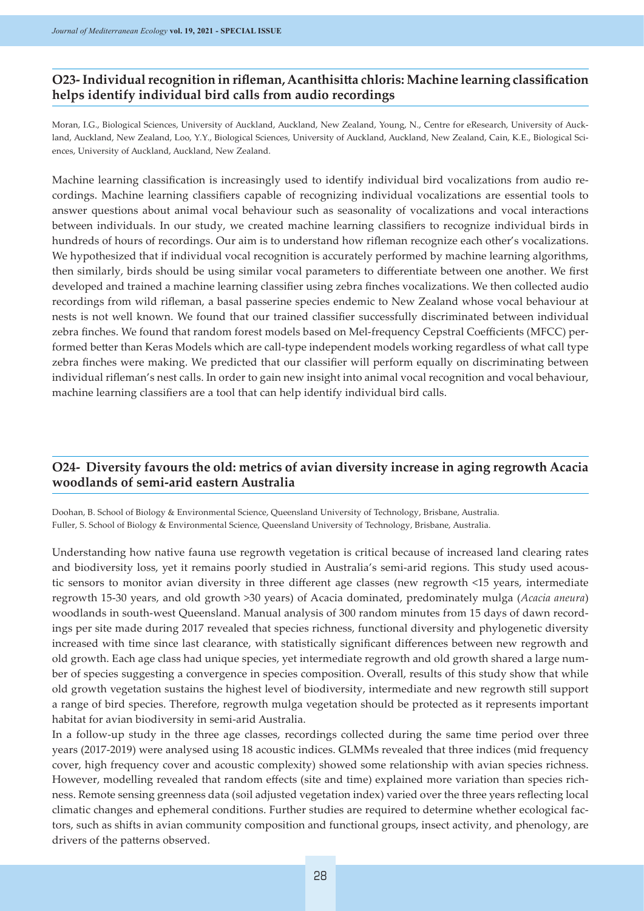## O23- Individual recognition in rifleman, Acanthisitta chloris: Machine learning classification helps identify individual bird calls from audio recordings

Moran, I.G., Biological Sciences, University of Auckland, Auckland, New Zealand, Young, N., Centre for eResearch, University of Auckland, Auckland, New Zealand, Loo, Y.Y., Biological Sciences, University of Auckland, Auckland, New Zealand, Cain, K.E., Biological Sciences, University of Auckland, Auckland, New Zealand.

Machine learning classification is increasingly used to identify individual bird vocalizations from audio recordings. Machine learning classifiers capable of recognizing individual vocalizations are essential tools to answer questions about animal vocal behaviour such as seasonality of vocalizations and vocal interactions between individuals. In our study, we created machine learning classifiers to recognize individual birds in hundreds of hours of recordings. Our aim is to understand how rifleman recognize each other's vocalizations. We hypothesized that if individual vocal recognition is accurately performed by machine learning algorithms, then similarly, birds should be using similar vocal parameters to differentiate between one another. We first developed and trained a machine learning classifier using zebra finches vocalizations. We then collected audio recordings from wild rifleman, a basal passerine species endemic to New Zealand whose vocal behaviour at nests is not well known. We found that our trained classifier successfully discriminated between individual zebra finches. We found that random forest models based on Mel-frequency Cepstral Coefficients (MFCC) performed better than Keras Models which are call-type independent models working regardless of what call type zebra finches were making. We predicted that our classifier will perform equally on discriminating between individual rifleman's nest calls. In order to gain new insight into animal vocal recognition and vocal behaviour, machine learning classifiers are a tool that can help identify individual bird calls.

## O24- Diversity favours the old: metrics of avian diversity increase in aging regrowth Acacia woodlands of semi-arid eastern Australia

Doohan, B. School of Biology & Environmental Science, Queensland University of Technology, Brisbane, Australia.
Fuller, S. School of Biology & Environmental Science, Queensland University of Technology, Brisbane, Australia.

Understanding how native fauna use regrowth vegetation is critical because of increased land clearing rates and biodiversity loss, yet it remains poorly studied in Australia's semi-arid regions. This study used acoustic sensors to monitor avian diversity in three different age classes (new regrowth <15 years, intermediate regrowth 15-30 years, and old growth >30 years) of Acacia dominated, predominately mulga (*Acacia aneura*) woodlands in south-west Queensland. Manual analysis of 300 random minutes from 15 days of dawn recordings per site made during 2017 revealed that species richness, functional diversity and phylogenetic diversity increased with time since last clearance, with statistically significant differences between new regrowth and old growth. Each age class had unique species, yet intermediate regrowth and old growth shared a large number of species suggesting a convergence in species composition. Overall, results of this study show that while old growth vegetation sustains the highest level of biodiversity, intermediate and new regrowth still support a range of bird species. Therefore, regrowth mulga vegetation should be protected as it represents important habitat for avian biodiversity in semi-arid Australia.

In a follow-up study in the three age classes, recordings collected during the same time period over three years (2017-2019) were analysed using 18 acoustic indices. GLMMs revealed that three indices (mid frequency cover, high frequency cover and acoustic complexity) showed some relationship with avian species richness. However, modelling revealed that random effects (site and time) explained more variation than species richness. Remote sensing greenness data (soil adjusted vegetation index) varied over the three years reflecting local climatic changes and ephemeral conditions. Further studies are required to determine whether ecological factors, such as shifts in avian community composition and functional groups, insect activity, and phenology, are drivers of the patterns observed.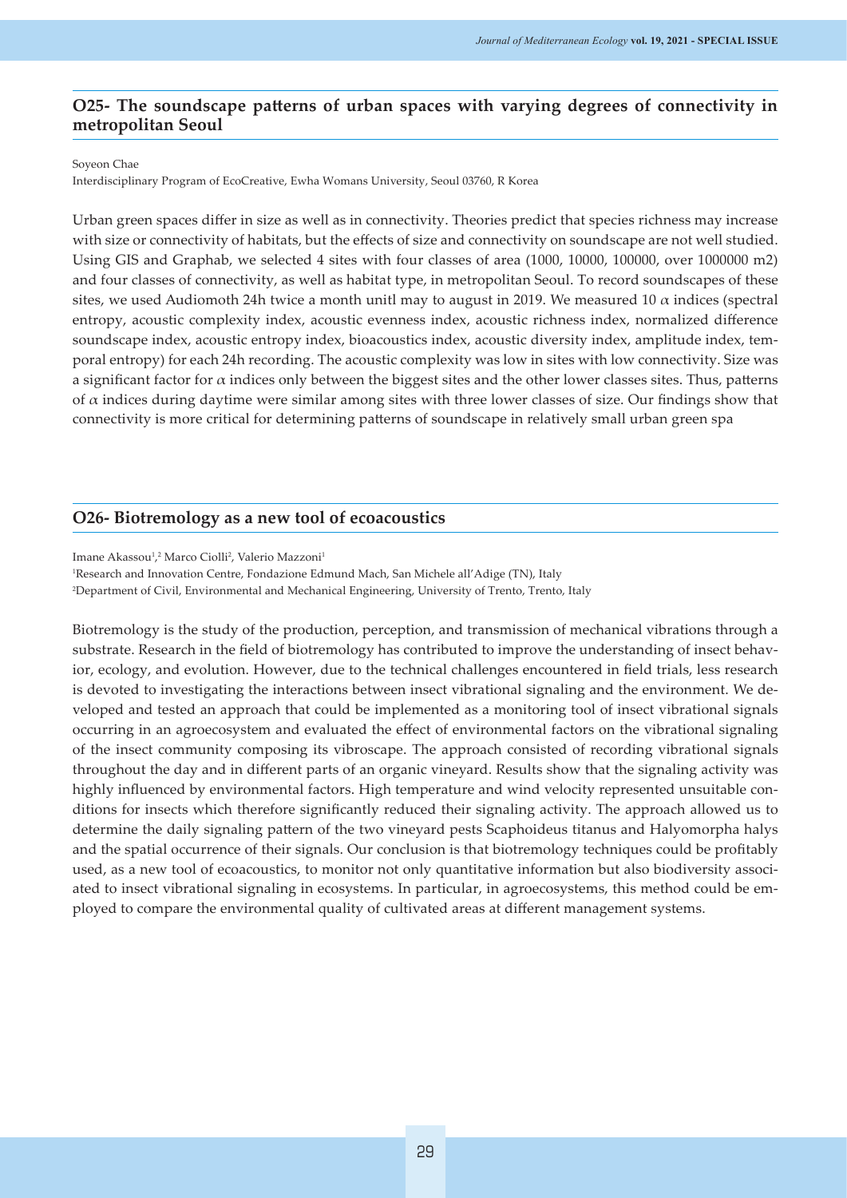## O25- The soundscape patterns of urban spaces with varying degrees of connectivity in metropolitan Seoul

Soyeon Chae

Interdisciplinary Program of EcoCreative, Ewha Womans University, Seoul 03760, R Korea

Urban green spaces differ in size as well as in connectivity. Theories predict that species richness may increase with size or connectivity of habitats, but the effects of size and connectivity on soundscape are not well studied. Using GIS and Graphab, we selected 4 sites with four classes of area (1000, 10000, 100000, over 1000000 m2) and four classes of connectivity, as well as habitat type, in metropolitan Seoul. To record soundscapes of these sites, we used Audiomoth 24h twice a month unitl may to august in 2019. We measured 10 $\alpha$ indices (spectral entropy, acoustic complexity index, acoustic evenness index, acoustic richness index, normalized difference soundscape index, acoustic entropy index, bioacoustics index, acoustic diversity index, amplitude index, temporal entropy) for each 24h recording. The acoustic complexity was low in sites with low connectivity. Size was a significant factor for $\alpha$ indices only between the biggest sites and the other lower classes sites. Thus, patterns of $\alpha$ indices during daytime were similar among sites with three lower classes of size. Our findings show that connectivity is more critical for determining patterns of soundscape in relatively small urban green spa

## O26- Biotremology as a new tool of ecoacoustics

Imane Akassou[1,2] Marco Ciolli[2], Valerio Mazzoni[1]

[1]Research and Innovation Centre, Fondazione Edmund Mach, San Michele all'Adige (TN), Italy

[2]Department of Civil, Environmental and Mechanical Engineering, University of Trento, Trento, Italy

Biotremology is the study of the production, perception, and transmission of mechanical vibrations through a substrate. Research in the field of biotremology has contributed to improve the understanding of insect behavior, ecology, and evolution. However, due to the technical challenges encountered in field trials, less research is devoted to investigating the interactions between insect vibrational signaling and the environment. We developed and tested an approach that could be implemented as a monitoring tool of insect vibrational signals occurring in an agroecosystem and evaluated the effect of environmental factors on the vibrational signaling of the insect community composing its vibroscape. The approach consisted of recording vibrational signals throughout the day and in different parts of an organic vineyard. Results show that the signaling activity was highly influenced by environmental factors. High temperature and wind velocity represented unsuitable conditions for insects which therefore significantly reduced their signaling activity. The approach allowed us to determine the daily signaling pattern of the two vineyard pests Scaphoideus titanus and Halyomorpha halys and the spatial occurrence of their signals. Our conclusion is that biotremology techniques could be profitably used, as a new tool of ecoacoustics, to monitor not only quantitative information but also biodiversity associated to insect vibrational signaling in ecosystems. In particular, in agroecosystems, this method could be employed to compare the environmental quality of cultivated areas at different management systems.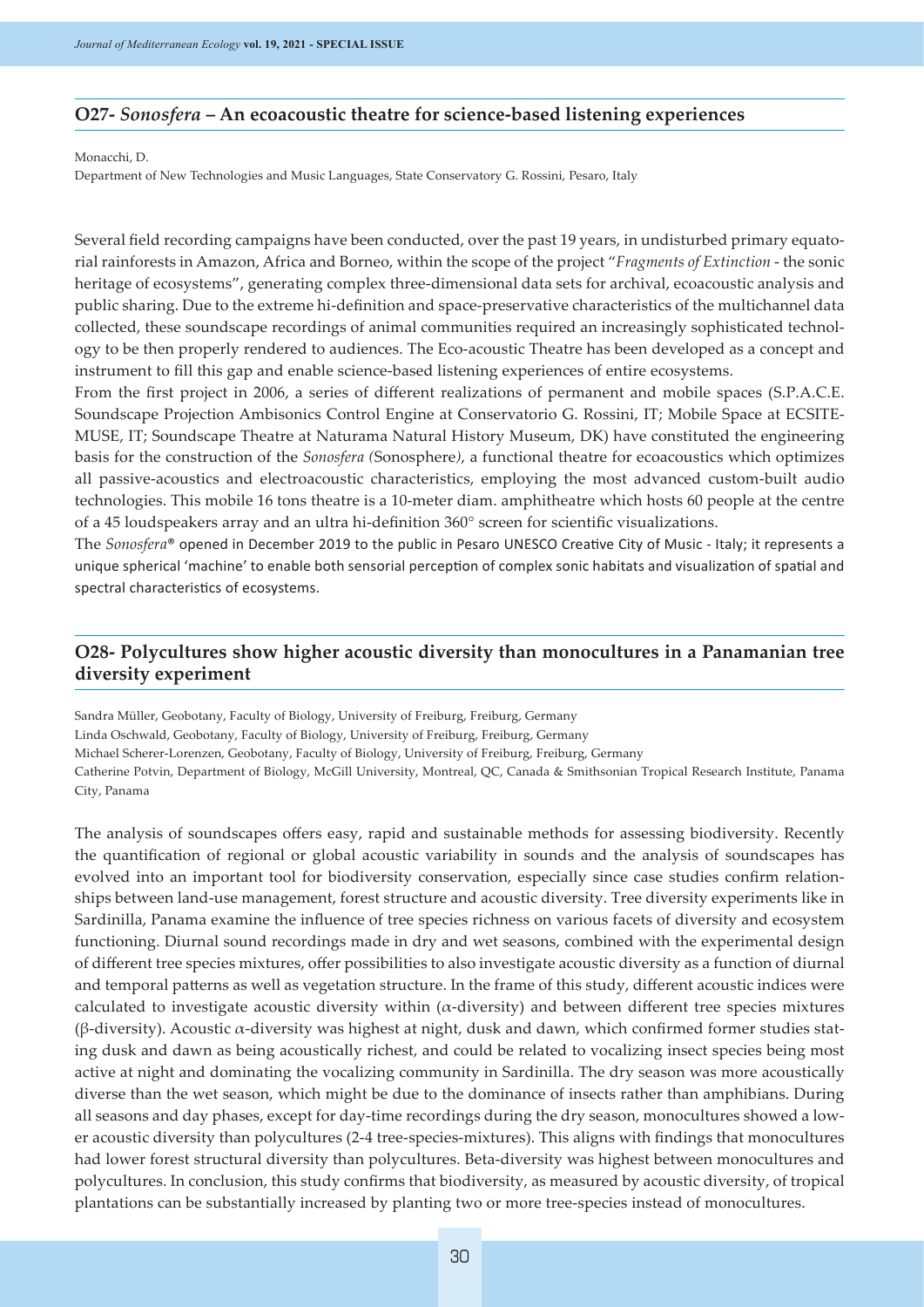## O27- *Sonosfera* – An ecoacoustic theatre for science-based listening experiences

Monacchi, D.

Department of New Technologies and Music Languages, State Conservatory G. Rossini, Pesaro, Italy

Several field recording campaigns have been conducted, over the past 19 years, in undisturbed primary equatorial rainforests in Amazon, Africa and Borneo, within the scope of the project "*Fragments of Extinction* - the sonic heritage of ecosystems", generating complex three-dimensional data sets for archival, ecoacoustic analysis and public sharing. Due to the extreme hi-definition and space-preservative characteristics of the multichannel data collected, these soundscape recordings of animal communities required an increasingly sophisticated technology to be then properly rendered to audiences. The Eco-acoustic Theatre has been developed as a concept and instrument to fill this gap and enable science-based listening experiences of entire ecosystems.

From the first project in 2006, a series of different realizations of permanent and mobile spaces (S.P.A.C.E. Soundscape Projection Ambisonics Control Engine at Conservatorio G. Rossini, IT; Mobile Space at ECSITE-MUSE, IT; Soundscape Theatre at Naturama Natural History Museum, DK) have constituted the engineering basis for the construction of the *Sonosfera (*Sonosphere*)*, a functional theatre for ecoacoustics which optimizes all passive-acoustics and electroacoustic characteristics, employing the most advanced custom-built audio technologies. This mobile 16 tons theatre is a 10-meter diam. amphitheatre which hosts 60 people at the centre of a 45 loudspeakers array and an ultra hi-definition 360° screen for scientific visualizations.

The *Sonosfera*® opened in December 2019 to the public in Pesaro UNESCO Creative City of Music - Italy; it represents a unique spherical 'machine' to enable both sensorial perception of complex sonic habitats and visualization of spatial and spectral characteristics of ecosystems.

## O28- Polycultures show higher acoustic diversity than monocultures in a Panamanian tree diversity experiment

Sandra Müller, Geobotany, Faculty of Biology, University of Freiburg, Freiburg, Germany

Linda Oschwald, Geobotany, Faculty of Biology, University of Freiburg, Freiburg, Germany

Michael Scherer-Lorenzen, Geobotany, Faculty of Biology, University of Freiburg, Freiburg, Germany

Catherine Potvin, Department of Biology, McGill University, Montreal, QC, Canada & Smithsonian Tropical Research Institute, Panama City, Panama

The analysis of soundscapes offers easy, rapid and sustainable methods for assessing biodiversity. Recently the quantification of regional or global acoustic variability in sounds and the analysis of soundscapes has evolved into an important tool for biodiversity conservation, especially since case studies confirm relationships between land-use management, forest structure and acoustic diversity. Tree diversity experiments like in Sardinilla, Panama examine the influence of tree species richness on various facets of diversity and ecosystem functioning. Diurnal sound recordings made in dry and wet seasons, combined with the experimental design of different tree species mixtures, offer possibilities to also investigate acoustic diversity as a function of diurnal and temporal patterns as well as vegetation structure. In the frame of this study, different acoustic indices were calculated to investigate acoustic diversity within ($\alpha$-diversity) and between different tree species mixtures ($\beta$-diversity). Acoustic $\alpha$-diversity was highest at night, dusk and dawn, which confirmed former studies stating dusk and dawn as being acoustically richest, and could be related to vocalizing insect species being most active at night and dominating the vocalizing community in Sardinilla. The dry season was more acoustically diverse than the wet season, which might be due to the dominance of insects rather than amphibians. During all seasons and day phases, except for day-time recordings during the dry season, monocultures showed a lower acoustic diversity than polycultures (2-4 tree-species-mixtures). This aligns with findings that monocultures had lower forest structural diversity than polycultures. Beta-diversity was highest between monocultures and polycultures. In conclusion, this study confirms that biodiversity, as measured by acoustic diversity, of tropical plantations can be substantially increased by planting two or more tree-species instead of monocultures.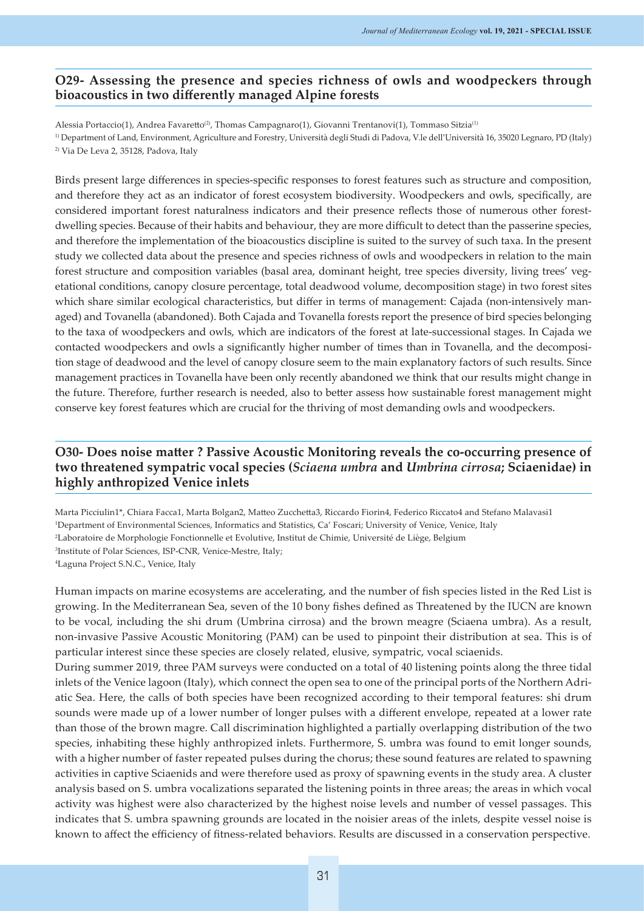## O29- Assessing the presence and species richness of owls and woodpeckers through bioacoustics in two differently managed Alpine forests

Alessia Portaccio(1), Andrea Favaretto(2), Thomas Campagnaro(1), Giovanni Trentanovi(1), Tommaso Sitzia(1)

1) Department of Land, Environment, Agriculture and Forestry, Università degli Studi di Padova, V.le dell'Università 16, 35020 Legnaro, PD (Italy)

2) Via De Leva 2, 35128, Padova, Italy

Birds present large differences in species-specific responses to forest features such as structure and composition, and therefore they act as an indicator of forest ecosystem biodiversity. Woodpeckers and owls, specifically, are considered important forest naturalness indicators and their presence reflects those of numerous other forest-dwelling species. Because of their habits and behaviour, they are more difficult to detect than the passerine species, and therefore the implementation of the bioacoustics discipline is suited to the survey of such taxa. In the present study we collected data about the presence and species richness of owls and woodpeckers in relation to the main forest structure and composition variables (basal area, dominant height, tree species diversity, living trees' vegetational conditions, canopy closure percentage, total deadwood volume, decomposition stage) in two forest sites which share similar ecological characteristics, but differ in terms of management: Cajada (non-intensively managed) and Tovanella (abandoned). Both Cajada and Tovanella forests report the presence of bird species belonging to the taxa of woodpeckers and owls, which are indicators of the forest at late-successional stages. In Cajada we contacted woodpeckers and owls a significantly higher number of times than in Tovanella, and the decomposition stage of deadwood and the level of canopy closure seem to the main explanatory factors of such results. Since management practices in Tovanella have been only recently abandoned we think that our results might change in the future. Therefore, further research is needed, also to better assess how sustainable forest management might conserve key forest features which are crucial for the thriving of most demanding owls and woodpeckers.

## O30- Does noise matter ? Passive Acoustic Monitoring reveals the co-occurring presence of two threatened sympatric vocal species (*Sciaena umbra* and *Umbrina cirrosa*; Sciaenidae) in highly anthropized Venice inlets

Marta Picciulin1*, Chiara Facca1, Marta Bolgan2, Matteo Zucchetta3, Riccardo Fiorin4, Federico Riccato4 and Stefano Malavasi1

1Department of Environmental Sciences, Informatics and Statistics, Ca' Foscari; University of Venice, Venice, Italy

2Laboratoire de Morphologie Fonctionnelle et Evolutive, Institut de Chimie, Université de Liège, Belgium

3Institute of Polar Sciences, ISP-CNR, Venice-Mestre, Italy;

4Laguna Project S.N.C., Venice, Italy

Human impacts on marine ecosystems are accelerating, and the number of fish species listed in the Red List is growing. In the Mediterranean Sea, seven of the 10 bony fishes defined as Threatened by the IUCN are known to be vocal, including the shi drum (Umbrina cirrosa) and the brown meagre (Sciaena umbra). As a result, non-invasive Passive Acoustic Monitoring (PAM) can be used to pinpoint their distribution at sea. This is of particular interest since these species are closely related, elusive, sympatric, vocal sciaenids.

During summer 2019, three PAM surveys were conducted on a total of 40 listening points along the three tidal inlets of the Venice lagoon (Italy), which connect the open sea to one of the principal ports of the Northern Adriatic Sea. Here, the calls of both species have been recognized according to their temporal features: shi drum sounds were made up of a lower number of longer pulses with a different envelope, repeated at a lower rate than those of the brown magre. Call discrimination highlighted a partially overlapping distribution of the two species, inhabiting these highly anthropized inlets. Furthermore, S. umbra was found to emit longer sounds, with a higher number of faster repeated pulses during the chorus; these sound features are related to spawning activities in captive Sciaenids and were therefore used as proxy of spawning events in the study area. A cluster analysis based on S. umbra vocalizations separated the listening points in three areas; the areas in which vocal activity was highest were also characterized by the highest noise levels and number of vessel passages. This indicates that S. umbra spawning grounds are located in the noisier areas of the inlets, despite vessel noise is known to affect the efficiency of fitness-related behaviors. Results are discussed in a conservation perspective.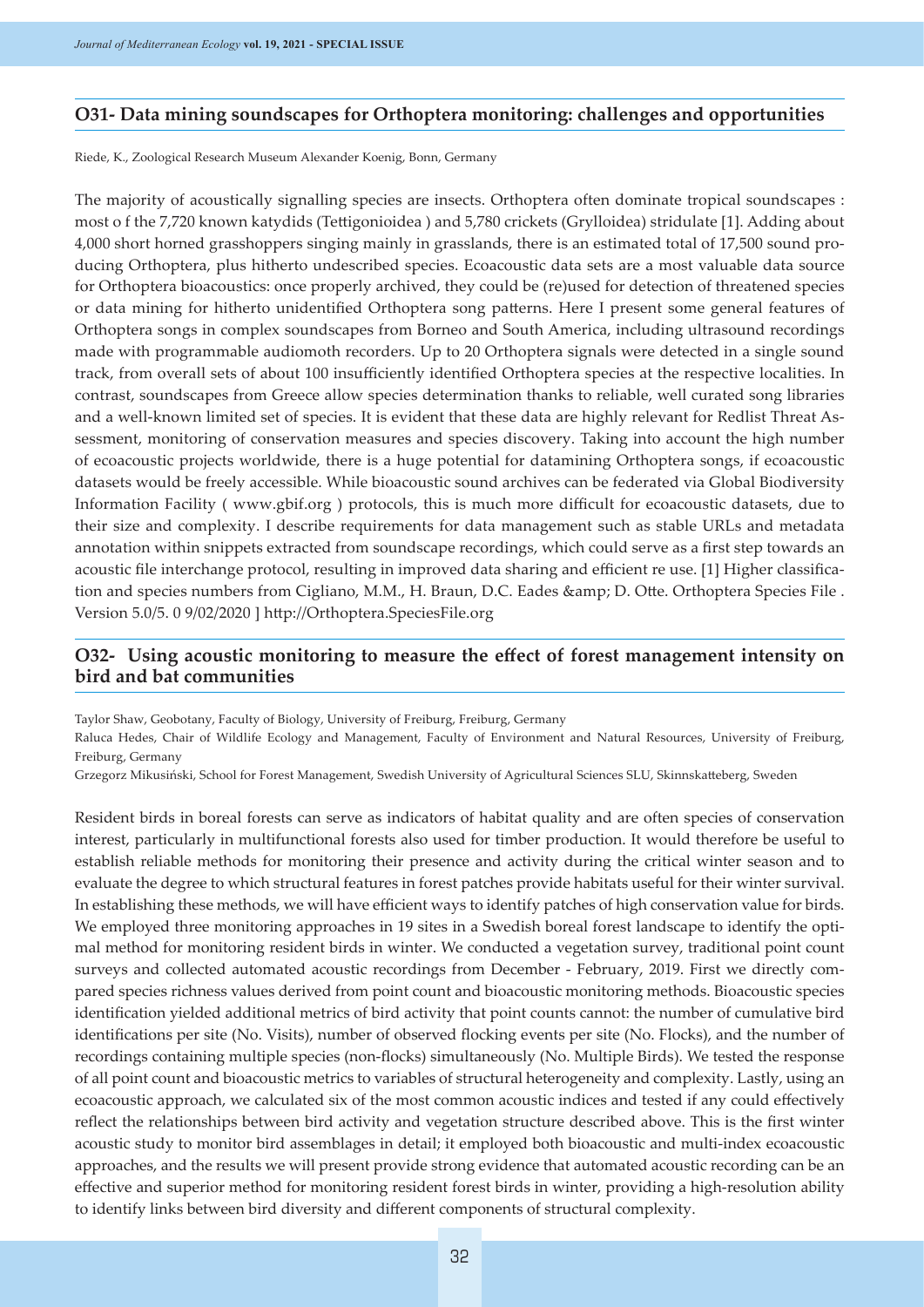## O31- Data mining soundscapes for Orthoptera monitoring: challenges and opportunities

Riede, K., Zoological Research Museum Alexander Koenig, Bonn, Germany

The majority of acoustically signalling species are insects. Orthoptera often dominate tropical soundscapes : most o f the 7,720 known katydids (Tettigonioidea ) and 5,780 crickets (Grylloidea) stridulate [1]. Adding about 4,000 short horned grasshoppers singing mainly in grasslands, there is an estimated total of 17,500 sound producing Orthoptera, plus hitherto undescribed species. Ecoacoustic data sets are a most valuable data source for Orthoptera bioacoustics: once properly archived, they could be (re)used for detection of threatened species or data mining for hitherto unidentified Orthoptera song patterns. Here I present some general features of Orthoptera songs in complex soundscapes from Borneo and South America, including ultrasound recordings made with programmable audiomoth recorders. Up to 20 Orthoptera signals were detected in a single sound track, from overall sets of about 100 insufficiently identified Orthoptera species at the respective localities. In contrast, soundscapes from Greece allow species determination thanks to reliable, well curated song libraries and a well-known limited set of species. It is evident that these data are highly relevant for Redlist Threat Assessment, monitoring of conservation measures and species discovery. Taking into account the high number of ecoacoustic projects worldwide, there is a huge potential for datamining Orthoptera songs, if ecoacoustic datasets would be freely accessible. While bioacoustic sound archives can be federated via Global Biodiversity Information Facility ( www.gbif.org ) protocols, this is much more difficult for ecoacoustic datasets, due to their size and complexity. I describe requirements for data management such as stable URLs and metadata annotation within snippets extracted from soundscape recordings, which could serve as a first step towards an acoustic file interchange protocol, resulting in improved data sharing and efficient re use. [1] Higher classification and species numbers from Cigliano, M.M., H. Braun, D.C. Eades &amp; D. Otte. Orthoptera Species File . Version 5.0/5. 0 9/02/2020 ] http://Orthoptera.SpeciesFile.org

## O32- Using acoustic monitoring to measure the effect of forest management intensity on bird and bat communities

Taylor Shaw, Geobotany, Faculty of Biology, University of Freiburg, Freiburg, Germany

Raluca Hedes, Chair of Wildlife Ecology and Management, Faculty of Environment and Natural Resources, University of Freiburg, Freiburg, Germany

Grzegorz Mikusiński, School for Forest Management, Swedish University of Agricultural Sciences SLU, Skinnskatteberg, Sweden

Resident birds in boreal forests can serve as indicators of habitat quality and are often species of conservation interest, particularly in multifunctional forests also used for timber production. It would therefore be useful to establish reliable methods for monitoring their presence and activity during the critical winter season and to evaluate the degree to which structural features in forest patches provide habitats useful for their winter survival. In establishing these methods, we will have efficient ways to identify patches of high conservation value for birds. We employed three monitoring approaches in 19 sites in a Swedish boreal forest landscape to identify the optimal method for monitoring resident birds in winter. We conducted a vegetation survey, traditional point count surveys and collected automated acoustic recordings from December - February, 2019. First we directly compared species richness values derived from point count and bioacoustic monitoring methods. Bioacoustic species identification yielded additional metrics of bird activity that point counts cannot: the number of cumulative bird identifications per site (No. Visits), number of observed flocking events per site (No. Flocks), and the number of recordings containing multiple species (non-flocks) simultaneously (No. Multiple Birds). We tested the response of all point count and bioacoustic metrics to variables of structural heterogeneity and complexity. Lastly, using an ecoacoustic approach, we calculated six of the most common acoustic indices and tested if any could effectively reflect the relationships between bird activity and vegetation structure described above. This is the first winter acoustic study to monitor bird assemblages in detail; it employed both bioacoustic and multi-index ecoacoustic approaches, and the results we will present provide strong evidence that automated acoustic recording can be an effective and superior method for monitoring resident forest birds in winter, providing a high-resolution ability to identify links between bird diversity and different components of structural complexity.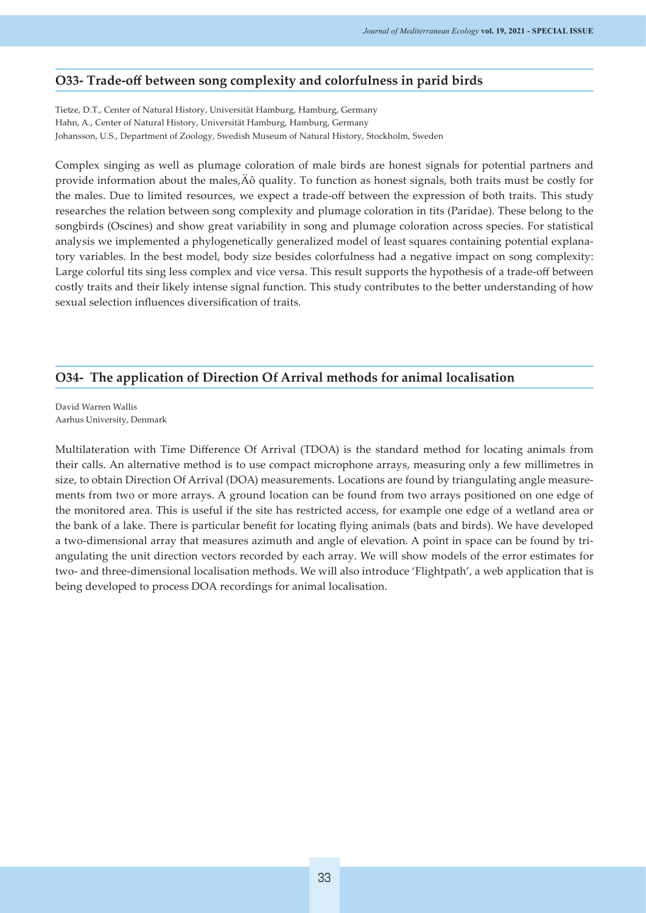## O33- Trade-off between song complexity and colorfulness in parid birds

Tietze, D.T., Center of Natural History, Universität Hamburg, Hamburg, Germany
Hahn, A., Center of Natural History, Universität Hamburg, Hamburg, Germany
Johansson, U.S., Department of Zoology, Swedish Museum of Natural History, Stockholm, Sweden

Complex singing as well as plumage coloration of male birds are honest signals for potential partners and provide information about the males,Äô quality. To function as honest signals, both traits must be costly for the males. Due to limited resources, we expect a trade-off between the expression of both traits. This study researches the relation between song complexity and plumage coloration in tits (Paridae). These belong to the songbirds (Oscines) and show great variability in song and plumage coloration across species. For statistical analysis we implemented a phylogenetically generalized model of least squares containing potential explanatory variables. In the best model, body size besides colorfulness had a negative impact on song complexity: Large colorful tits sing less complex and vice versa. This result supports the hypothesis of a trade-off between costly traits and their likely intense signal function. This study contributes to the better understanding of how sexual selection influences diversification of traits.

## O34- The application of Direction Of Arrival methods for animal localisation

David Warren Wallis
Aarhus University, Denmark

Multilateration with Time Difference Of Arrival (TDOA) is the standard method for locating animals from their calls. An alternative method is to use compact microphone arrays, measuring only a few millimetres in size, to obtain Direction Of Arrival (DOA) measurements. Locations are found by triangulating angle measurements from two or more arrays. A ground location can be found from two arrays positioned on one edge of the monitored area. This is useful if the site has restricted access, for example one edge of a wetland area or the bank of a lake. There is particular benefit for locating flying animals (bats and birds). We have developed a two-dimensional array that measures azimuth and angle of elevation. A point in space can be found by triangulating the unit direction vectors recorded by each array. We will show models of the error estimates for two- and three-dimensional localisation methods. We will also introduce 'Flightpath', a web application that is being developed to process DOA recordings for animal localisation.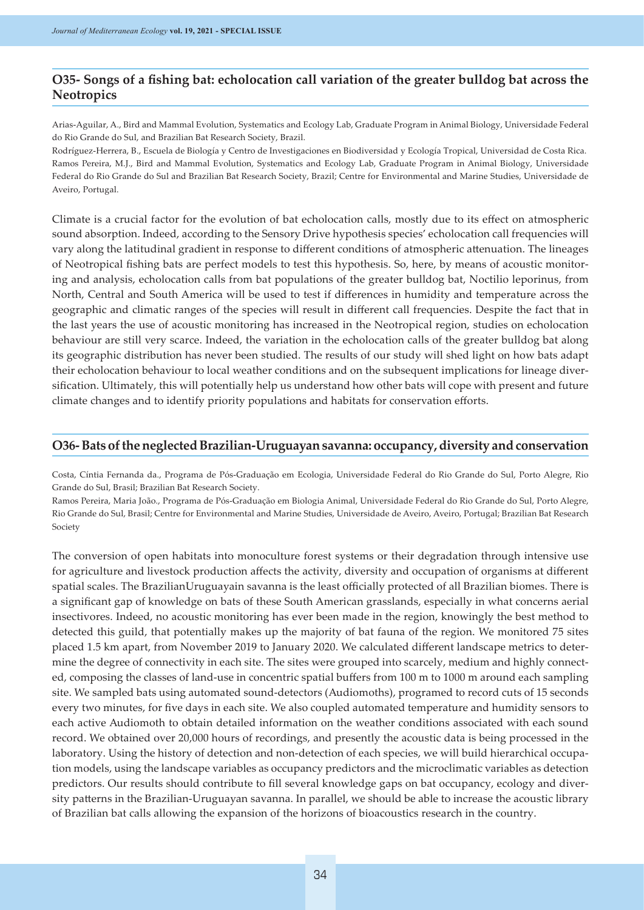## O35- Songs of a fishing bat: echolocation call variation of the greater bulldog bat across the Neotropics

Arias-Aguilar, A., Bird and Mammal Evolution, Systematics and Ecology Lab, Graduate Program in Animal Biology, Universidade Federal do Rio Grande do Sul, and Brazilian Bat Research Society, Brazil.
Rodríguez-Herrera, B., Escuela de Biología y Centro de Investigaciones en Biodiversidad y Ecología Tropical, Universidad de Costa Rica.
Ramos Pereira, M.J., Bird and Mammal Evolution, Systematics and Ecology Lab, Graduate Program in Animal Biology, Universidade Federal do Rio Grande do Sul and Brazilian Bat Research Society, Brazil; Centre for Environmental and Marine Studies, Universidade de Aveiro, Portugal.

Climate is a crucial factor for the evolution of bat echolocation calls, mostly due to its effect on atmospheric sound absorption. Indeed, according to the Sensory Drive hypothesis species' echolocation call frequencies will vary along the latitudinal gradient in response to different conditions of atmospheric attenuation. The lineages of Neotropical fishing bats are perfect models to test this hypothesis. So, here, by means of acoustic monitoring and analysis, echolocation calls from bat populations of the greater bulldog bat, Noctilio leporinus, from North, Central and South America will be used to test if differences in humidity and temperature across the geographic and climatic ranges of the species will result in different call frequencies. Despite the fact that in the last years the use of acoustic monitoring has increased in the Neotropical region, studies on echolocation behaviour are still very scarce. Indeed, the variation in the echolocation calls of the greater bulldog bat along its geographic distribution has never been studied. The results of our study will shed light on how bats adapt their echolocation behaviour to local weather conditions and on the subsequent implications for lineage diversification. Ultimately, this will potentially help us understand how other bats will cope with present and future climate changes and to identify priority populations and habitats for conservation efforts.

## O36- Bats of the neglected Brazilian-Uruguayan savanna: occupancy, diversity and conservation

Costa, Cíntia Fernanda da., Programa de Pós-Graduação em Ecologia, Universidade Federal do Rio Grande do Sul, Porto Alegre, Rio Grande do Sul, Brasil; Brazilian Bat Research Society.
Ramos Pereira, Maria João., Programa de Pós-Graduação em Biologia Animal, Universidade Federal do Rio Grande do Sul, Porto Alegre, Rio Grande do Sul, Brasil; Centre for Environmental and Marine Studies, Universidade de Aveiro, Aveiro, Portugal; Brazilian Bat Research Society

The conversion of open habitats into monoculture forest systems or their degradation through intensive use for agriculture and livestock production affects the activity, diversity and occupation of organisms at different spatial scales. The BrazilianUruguayain savanna is the least officially protected of all Brazilian biomes. There is a significant gap of knowledge on bats of these South American grasslands, especially in what concerns aerial insectivores. Indeed, no acoustic monitoring has ever been made in the region, knowingly the best method to detected this guild, that potentially makes up the majority of bat fauna of the region. We monitored 75 sites placed 1.5 km apart, from November 2019 to January 2020. We calculated different landscape metrics to determine the degree of connectivity in each site. The sites were grouped into scarcely, medium and highly connected, composing the classes of land-use in concentric spatial buffers from 100 m to 1000 m around each sampling site. We sampled bats using automated sound-detectors (Audiomoths), programed to record cuts of 15 seconds every two minutes, for five days in each site. We also coupled automated temperature and humidity sensors to each active Audiomoth to obtain detailed information on the weather conditions associated with each sound record. We obtained over 20,000 hours of recordings, and presently the acoustic data is being processed in the laboratory. Using the history of detection and non-detection of each species, we will build hierarchical occupation models, using the landscape variables as occupancy predictors and the microclimatic variables as detection predictors. Our results should contribute to fill several knowledge gaps on bat occupancy, ecology and diversity patterns in the Brazilian-Uruguayan savanna. In parallel, we should be able to increase the acoustic library of Brazilian bat calls allowing the expansion of the horizons of bioacoustics research in the country.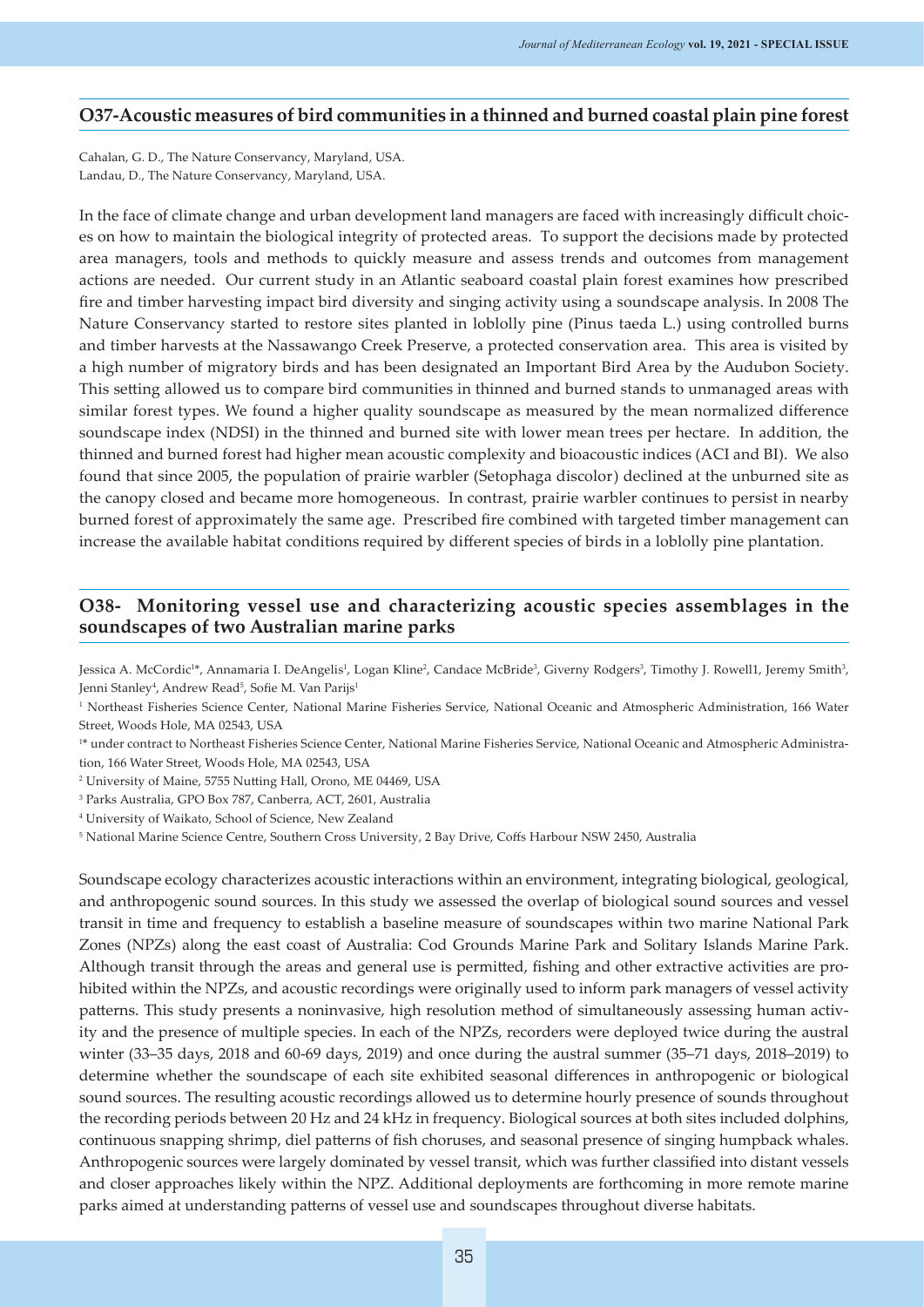## O37-Acoustic measures of bird communities in a thinned and burned coastal plain pine forest

Cahalan, G. D., The Nature Conservancy, Maryland, USA.
Landau, D., The Nature Conservancy, Maryland, USA.

In the face of climate change and urban development land managers are faced with increasingly difficult choices on how to maintain the biological integrity of protected areas. To support the decisions made by protected area managers, tools and methods to quickly measure and assess trends and outcomes from management actions are needed. Our current study in an Atlantic seaboard coastal plain forest examines how prescribed fire and timber harvesting impact bird diversity and singing activity using a soundscape analysis. In 2008 The Nature Conservancy started to restore sites planted in loblolly pine (Pinus taeda L.) using controlled burns and timber harvests at the Nassawango Creek Preserve, a protected conservation area. This area is visited by a high number of migratory birds and has been designated an Important Bird Area by the Audubon Society. This setting allowed us to compare bird communities in thinned and burned stands to unmanaged areas with similar forest types. We found a higher quality soundscape as measured by the mean normalized difference soundscape index (NDSI) in the thinned and burned site with lower mean trees per hectare. In addition, the thinned and burned forest had higher mean acoustic complexity and bioacoustic indices (ACI and BI). We also found that since 2005, the population of prairie warbler (Setophaga discolor) declined at the unburned site as the canopy closed and became more homogeneous. In contrast, prairie warbler continues to persist in nearby burned forest of approximately the same age. Prescribed fire combined with targeted timber management can increase the available habitat conditions required by different species of birds in a loblolly pine plantation.

## O38- Monitoring vessel use and characterizing acoustic species assemblages in the soundscapes of two Australian marine parks

Jessica A. McCordic[1*], Annamaria I. DeAngelis[1], Logan Kline[2], Candace McBride[3], Giverny Rodgers[3], Timothy J. Rowell1, Jeremy Smith[3], Jenni Stanley[4], Andrew Read[5], Sofie M. Van Parijs[1]

[1] Northeast Fisheries Science Center, National Marine Fisheries Service, National Oceanic and Atmospheric Administration, 166 Water Street, Woods Hole, MA 02543, USA

[1*] under contract to Northeast Fisheries Science Center, National Marine Fisheries Service, National Oceanic and Atmospheric Administration, 166 Water Street, Woods Hole, MA 02543, USA

[2] University of Maine, 5755 Nutting Hall, Orono, ME 04469, USA

[3] Parks Australia, GPO Box 787, Canberra, ACT, 2601, Australia

[4] University of Waikato, School of Science, New Zealand

[5] National Marine Science Centre, Southern Cross University, 2 Bay Drive, Coffs Harbour NSW 2450, Australia

Soundscape ecology characterizes acoustic interactions within an environment, integrating biological, geological, and anthropogenic sound sources. In this study we assessed the overlap of biological sound sources and vessel transit in time and frequency to establish a baseline measure of soundscapes within two marine National Park Zones (NPZs) along the east coast of Australia: Cod Grounds Marine Park and Solitary Islands Marine Park. Although transit through the areas and general use is permitted, fishing and other extractive activities are prohibited within the NPZs, and acoustic recordings were originally used to inform park managers of vessel activity patterns. This study presents a noninvasive, high resolution method of simultaneously assessing human activity and the presence of multiple species. In each of the NPZs, recorders were deployed twice during the austral winter (33–35 days, 2018 and 60-69 days, 2019) and once during the austral summer (35–71 days, 2018–2019) to determine whether the soundscape of each site exhibited seasonal differences in anthropogenic or biological sound sources. The resulting acoustic recordings allowed us to determine hourly presence of sounds throughout the recording periods between 20 Hz and 24 kHz in frequency. Biological sources at both sites included dolphins, continuous snapping shrimp, diel patterns of fish choruses, and seasonal presence of singing humpback whales. Anthropogenic sources were largely dominated by vessel transit, which was further classified into distant vessels and closer approaches likely within the NPZ. Additional deployments are forthcoming in more remote marine parks aimed at understanding patterns of vessel use and soundscapes throughout diverse habitats.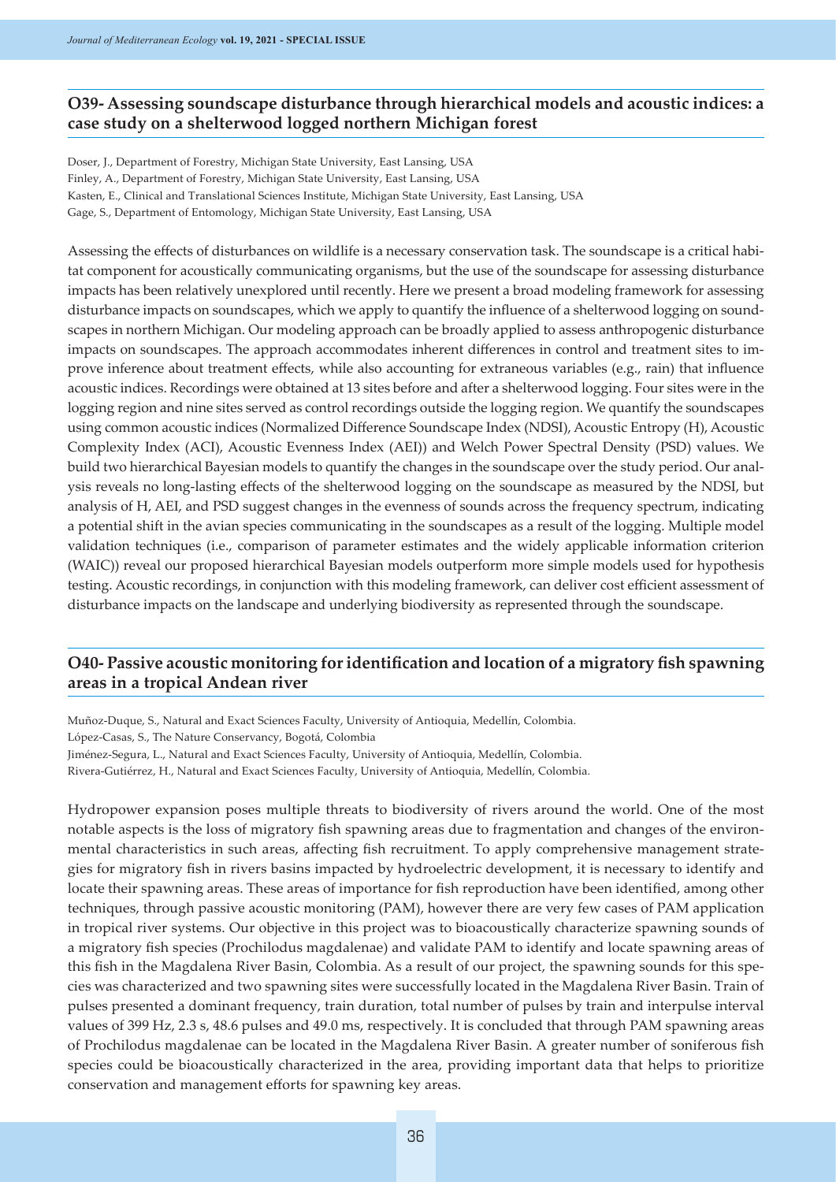## O39- Assessing soundscape disturbance through hierarchical models and acoustic indices: a case study on a shelterwood logged northern Michigan forest

Doser, J., Department of Forestry, Michigan State University, East Lansing, USA
Finley, A., Department of Forestry, Michigan State University, East Lansing, USA
Kasten, E., Clinical and Translational Sciences Institute, Michigan State University, East Lansing, USA
Gage, S., Department of Entomology, Michigan State University, East Lansing, USA

Assessing the effects of disturbances on wildlife is a necessary conservation task. The soundscape is a critical habitat component for acoustically communicating organisms, but the use of the soundscape for assessing disturbance impacts has been relatively unexplored until recently. Here we present a broad modeling framework for assessing disturbance impacts on soundscapes, which we apply to quantify the influence of a shelterwood logging on soundscapes in northern Michigan. Our modeling approach can be broadly applied to assess anthropogenic disturbance impacts on soundscapes. The approach accommodates inherent differences in control and treatment sites to improve inference about treatment effects, while also accounting for extraneous variables (e.g., rain) that influence acoustic indices. Recordings were obtained at 13 sites before and after a shelterwood logging. Four sites were in the logging region and nine sites served as control recordings outside the logging region. We quantify the soundscapes using common acoustic indices (Normalized Difference Soundscape Index (NDSI), Acoustic Entropy (H), Acoustic Complexity Index (ACI), Acoustic Evenness Index (AEI)) and Welch Power Spectral Density (PSD) values. We build two hierarchical Bayesian models to quantify the changes in the soundscape over the study period. Our analysis reveals no long-lasting effects of the shelterwood logging on the soundscape as measured by the NDSI, but analysis of H, AEI, and PSD suggest changes in the evenness of sounds across the frequency spectrum, indicating a potential shift in the avian species communicating in the soundscapes as a result of the logging. Multiple model validation techniques (i.e., comparison of parameter estimates and the widely applicable information criterion (WAIC)) reveal our proposed hierarchical Bayesian models outperform more simple models used for hypothesis testing. Acoustic recordings, in conjunction with this modeling framework, can deliver cost efficient assessment of disturbance impacts on the landscape and underlying biodiversity as represented through the soundscape.

## O40- Passive acoustic monitoring for identification and location of a migratory fish spawning areas in a tropical Andean river

Muñoz-Duque, S., Natural and Exact Sciences Faculty, University of Antioquia, Medellín, Colombia.
López-Casas, S., The Nature Conservancy, Bogotá, Colombia
Jiménez-Segura, L., Natural and Exact Sciences Faculty, University of Antioquia, Medellín, Colombia.
Rivera-Gutiérrez, H., Natural and Exact Sciences Faculty, University of Antioquia, Medellín, Colombia.

Hydropower expansion poses multiple threats to biodiversity of rivers around the world. One of the most notable aspects is the loss of migratory fish spawning areas due to fragmentation and changes of the environmental characteristics in such areas, affecting fish recruitment. To apply comprehensive management strategies for migratory fish in rivers basins impacted by hydroelectric development, it is necessary to identify and locate their spawning areas. These areas of importance for fish reproduction have been identified, among other techniques, through passive acoustic monitoring (PAM), however there are very few cases of PAM application in tropical river systems. Our objective in this project was to bioacoustically characterize spawning sounds of a migratory fish species (Prochilodus magdalenae) and validate PAM to identify and locate spawning areas of this fish in the Magdalena River Basin, Colombia. As a result of our project, the spawning sounds for this species was characterized and two spawning sites were successfully located in the Magdalena River Basin. Train of pulses presented a dominant frequency, train duration, total number of pulses by train and interpulse interval values of 399 Hz, 2.3 s, 48.6 pulses and 49.0 ms, respectively. It is concluded that through PAM spawning areas of Prochilodus magdalenae can be located in the Magdalena River Basin. A greater number of soniferous fish species could be bioacoustically characterized in the area, providing important data that helps to prioritize conservation and management efforts for spawning key areas.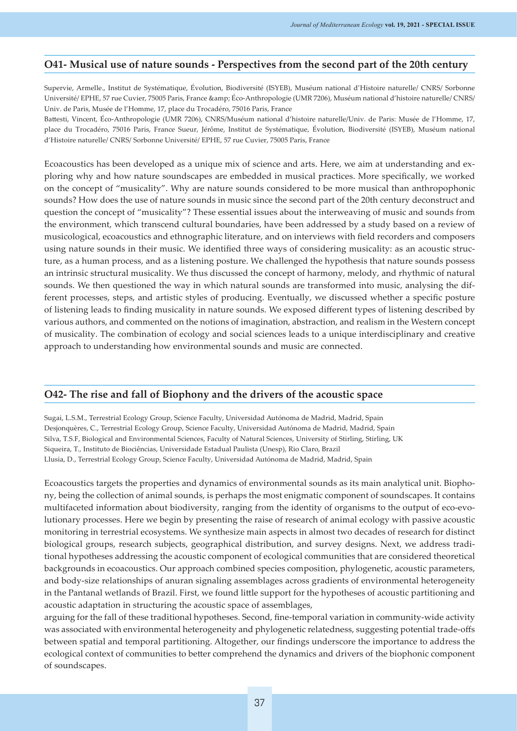## O41- Musical use of nature sounds - Perspectives from the second part of the 20th century

Supervie, Armelle., Institut de Systématique, Évolution, Biodiversité (ISYEB), Muséum national d'Histoire naturelle/ CNRS/ Sorbonne Université/ EPHE, 57 rue Cuvier, 75005 Paris, France &amp; Éco-Anthropologie (UMR 7206), Muséum national d'histoire naturelle/ CNRS/ Univ. de Paris, Musée de l'Homme, 17, place du Trocadéro, 75016 Paris, France

Battesti, Vincent, Éco-Anthropologie (UMR 7206), CNRS/Muséum national d'histoire naturelle/Univ. de Paris: Musée de l'Homme, 17, place du Trocadéro, 75016 Paris, France Sueur, Jérôme, Institut de Systématique, Évolution, Biodiversité (ISYEB), Muséum national d'Histoire naturelle/ CNRS/ Sorbonne Université/ EPHE, 57 rue Cuvier, 75005 Paris, France

Ecoacoustics has been developed as a unique mix of science and arts. Here, we aim at understanding and exploring why and how nature soundscapes are embedded in musical practices. More specifically, we worked on the concept of "musicality". Why are nature sounds considered to be more musical than anthropophonic sounds? How does the use of nature sounds in music since the second part of the 20th century deconstruct and question the concept of "musicality"? These essential issues about the interweaving of music and sounds from the environment, which transcend cultural boundaries, have been addressed by a study based on a review of musicological, ecoacoustics and ethnographic literature, and on interviews with field recorders and composers using nature sounds in their music. We identified three ways of considering musicality: as an acoustic structure, as a human process, and as a listening posture. We challenged the hypothesis that nature sounds possess an intrinsic structural musicality. We thus discussed the concept of harmony, melody, and rhythmic of natural sounds. We then questioned the way in which natural sounds are transformed into music, analysing the different processes, steps, and artistic styles of producing. Eventually, we discussed whether a specific posture of listening leads to finding musicality in nature sounds. We exposed different types of listening described by various authors, and commented on the notions of imagination, abstraction, and realism in the Western concept of musicality. The combination of ecology and social sciences leads to a unique interdisciplinary and creative approach to understanding how environmental sounds and music are connected.

## O42- The rise and fall of Biophony and the drivers of the acoustic space

Sugai, L.S.M., Terrestrial Ecology Group, Science Faculty, Universidad Autónoma de Madrid, Madrid, Spain
Desjonquères, C., Terrestrial Ecology Group, Science Faculty, Universidad Autónoma de Madrid, Madrid, Spain
Silva, T.S.F, Biological and Environmental Sciences, Faculty of Natural Sciences, University of Stirling, Stirling, UK
Siqueira, T., Instituto de Biociências, Universidade Estadual Paulista (Unesp), Rio Claro, Brazil
Llusia, D., Terrestrial Ecology Group, Science Faculty, Universidad Autónoma de Madrid, Madrid, Spain

Ecoacoustics targets the properties and dynamics of environmental sounds as its main analytical unit. Biophony, being the collection of animal sounds, is perhaps the most enigmatic component of soundscapes. It contains multifaceted information about biodiversity, ranging from the identity of organisms to the output of eco-evolutionary processes. Here we begin by presenting the raise of research of animal ecology with passive acoustic monitoring in terrestrial ecosystems. We synthesize main aspects in almost two decades of research for distinct biological groups, research subjects, geographical distribution, and survey designs. Next, we address traditional hypotheses addressing the acoustic component of ecological communities that are considered theoretical backgrounds in ecoacoustics. Our approach combined species composition, phylogenetic, acoustic parameters, and body-size relationships of anuran signaling assemblages across gradients of environmental heterogeneity in the Pantanal wetlands of Brazil. First, we found little support for the hypotheses of acoustic partitioning and acoustic adaptation in structuring the acoustic space of assemblages,

arguing for the fall of these traditional hypotheses. Second, fine-temporal variation in community-wide activity was associated with environmental heterogeneity and phylogenetic relatedness, suggesting potential trade-offs between spatial and temporal partitioning. Altogether, our findings underscore the importance to address the ecological context of communities to better comprehend the dynamics and drivers of the biophonic component of soundscapes.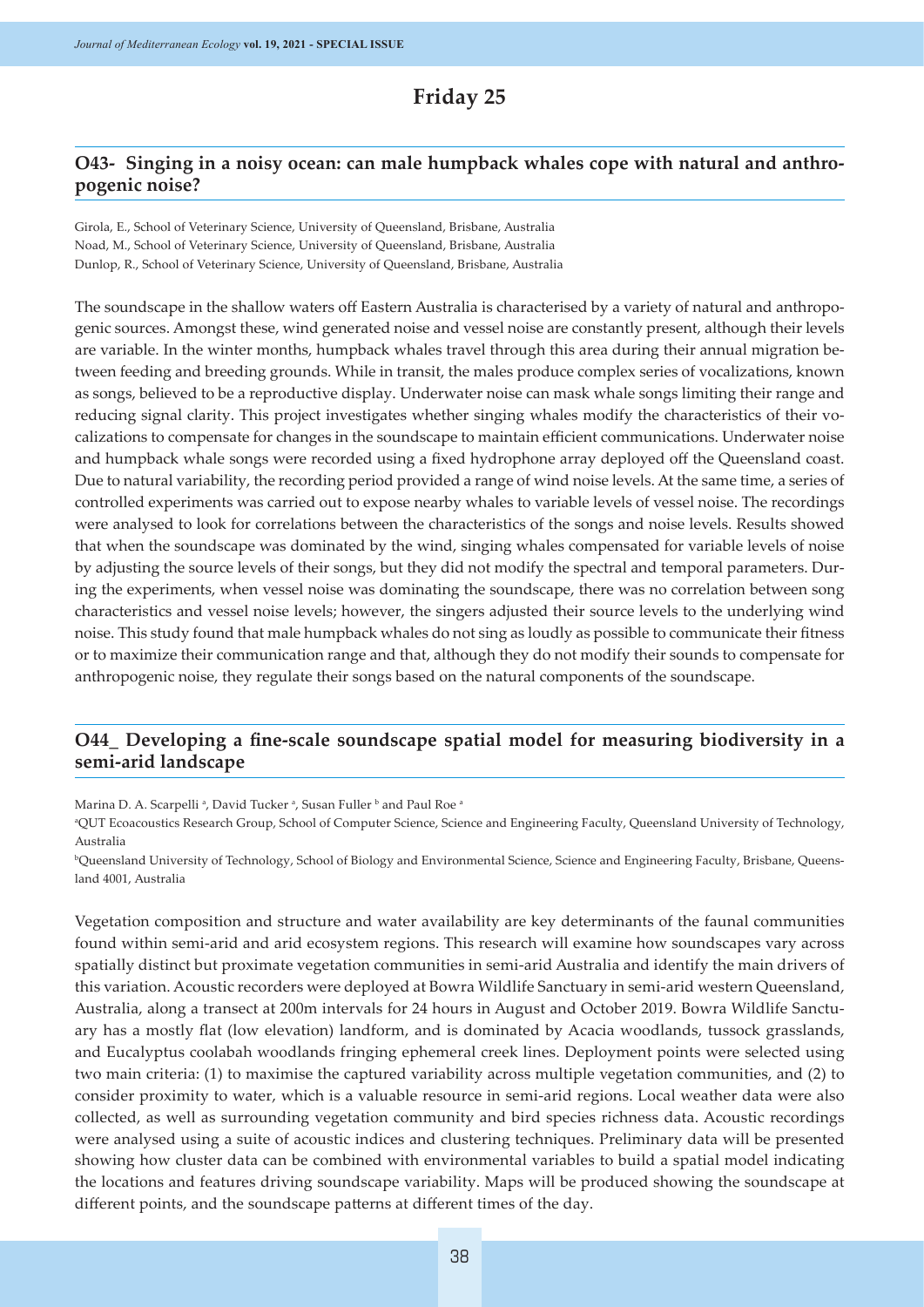# Friday 25

## O43- Singing in a noisy ocean: can male humpback whales cope with natural and anthropogenic noise?

Girola, E., School of Veterinary Science, University of Queensland, Brisbane, Australia
Noad, M., School of Veterinary Science, University of Queensland, Brisbane, Australia
Dunlop, R., School of Veterinary Science, University of Queensland, Brisbane, Australia

The soundscape in the shallow waters off Eastern Australia is characterised by a variety of natural and anthropogenic sources. Amongst these, wind generated noise and vessel noise are constantly present, although their levels are variable. In the winter months, humpback whales travel through this area during their annual migration between feeding and breeding grounds. While in transit, the males produce complex series of vocalizations, known as songs, believed to be a reproductive display. Underwater noise can mask whale songs limiting their range and reducing signal clarity. This project investigates whether singing whales modify the characteristics of their vocalizations to compensate for changes in the soundscape to maintain efficient communications. Underwater noise and humpback whale songs were recorded using a fixed hydrophone array deployed off the Queensland coast. Due to natural variability, the recording period provided a range of wind noise levels. At the same time, a series of controlled experiments was carried out to expose nearby whales to variable levels of vessel noise. The recordings were analysed to look for correlations between the characteristics of the songs and noise levels. Results showed that when the soundscape was dominated by the wind, singing whales compensated for variable levels of noise by adjusting the source levels of their songs, but they did not modify the spectral and temporal parameters. During the experiments, when vessel noise was dominating the soundscape, there was no correlation between song characteristics and vessel noise levels; however, the singers adjusted their source levels to the underlying wind noise. This study found that male humpback whales do not sing as loudly as possible to communicate their fitness or to maximize their communication range and that, although they do not modify their sounds to compensate for anthropogenic noise, they regulate their songs based on the natural components of the soundscape.

## O44_ Developing a fine-scale soundscape spatial model for measuring biodiversity in a semi-arid landscape

Marina D. A. Scarpelli [a], David Tucker [a], Susan Fuller [b] and Paul Roe [a]

[a]QUT Ecoacoustics Research Group, School of Computer Science, Science and Engineering Faculty, Queensland University of Technology, Australia

[b]Queensland University of Technology, School of Biology and Environmental Science, Science and Engineering Faculty, Brisbane, Queensland 4001, Australia

Vegetation composition and structure and water availability are key determinants of the faunal communities found within semi-arid and arid ecosystem regions. This research will examine how soundscapes vary across spatially distinct but proximate vegetation communities in semi-arid Australia and identify the main drivers of this variation. Acoustic recorders were deployed at Bowra Wildlife Sanctuary in semi-arid western Queensland, Australia, along a transect at 200m intervals for 24 hours in August and October 2019. Bowra Wildlife Sanctuary has a mostly flat (low elevation) landform, and is dominated by Acacia woodlands, tussock grasslands, and Eucalyptus coolabah woodlands fringing ephemeral creek lines. Deployment points were selected using two main criteria: (1) to maximise the captured variability across multiple vegetation communities, and (2) to consider proximity to water, which is a valuable resource in semi-arid regions. Local weather data were also collected, as well as surrounding vegetation community and bird species richness data. Acoustic recordings were analysed using a suite of acoustic indices and clustering techniques. Preliminary data will be presented showing how cluster data can be combined with environmental variables to build a spatial model indicating the locations and features driving soundscape variability. Maps will be produced showing the soundscape at different points, and the soundscape patterns at different times of the day.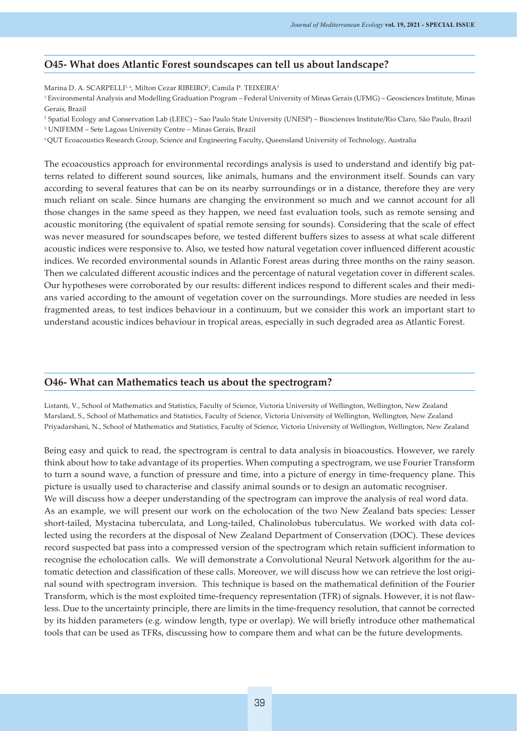## O45- What does Atlantic Forest soundscapes can tell us about landscape?

Marina D. A. SCARPELLI[1, a], Milton Cezar RIBEIRO[2], Camila P. TEIXEIRA[3]

[1] Environmental Analysis and Modelling Graduation Program – Federal University of Minas Gerais (UFMG) – Geosciences Institute, Minas Gerais, Brazil

[2] Spatial Ecology and Conservation Lab (LEEC) – Sao Paulo State University (UNESP) – Biosciences Institute/Rio Claro, São Paulo, Brazil

[3] UNIFEMM – Sete Lagoas University Centre – Minas Gerais, Brazil

[a] QUT Ecoacoustics Research Group, Science and Engineering Faculty, Queensland University of Technology, Australia

The ecoacoustics approach for environmental recordings analysis is used to understand and identify big patterns related to different sound sources, like animals, humans and the environment itself. Sounds can vary according to several features that can be on its nearby surroundings or in a distance, therefore they are very much reliant on scale. Since humans are changing the environment so much and we cannot account for all those changes in the same speed as they happen, we need fast evaluation tools, such as remote sensing and acoustic monitoring (the equivalent of spatial remote sensing for sounds). Considering that the scale of effect was never measured for soundscapes before, we tested different buffers sizes to assess at what scale different acoustic indices were responsive to. Also, we tested how natural vegetation cover influenced different acoustic indices. We recorded environmental sounds in Atlantic Forest areas during three months on the rainy season. Then we calculated different acoustic indices and the percentage of natural vegetation cover in different scales. Our hypotheses were corroborated by our results: different indices respond to different scales and their medians varied according to the amount of vegetation cover on the surroundings. More studies are needed in less fragmented areas, to test indices behaviour in a continuum, but we consider this work an important start to understand acoustic indices behaviour in tropical areas, especially in such degraded area as Atlantic Forest.

## O46- What can Mathematics teach us about the spectrogram?

Listanti, V., School of Mathematics and Statistics, Faculty of Science, Victoria University of Wellington, Wellington, New Zealand
Marsland, S., School of Mathematics and Statistics, Faculty of Science, Victoria University of Wellington, Wellington, New Zealand
Priyadarshani, N., School of Mathematics and Statistics, Faculty of Science, Victoria University of Wellington, Wellington, New Zealand

Being easy and quick to read, the spectrogram is central to data analysis in bioacoustics. However, we rarely think about how to take advantage of its properties. When computing a spectrogram, we use Fourier Transform to turn a sound wave, a function of pressure and time, into a picture of energy in time-frequency plane. This picture is usually used to characterise and classify animal sounds or to design an automatic recogniser.
We will discuss how a deeper understanding of the spectrogram can improve the analysis of real word data. As an example, we will present our work on the echolocation of the two New Zealand bats species: Lesser short-tailed, Mystacina tuberculata, and Long-tailed, Chalinolobus tuberculatus. We worked with data collected using the recorders at the disposal of New Zealand Department of Conservation (DOC). These devices record suspected bat pass into a compressed version of the spectrogram which retain sufficient information to recognise the echolocation calls. We will demonstrate a Convolutional Neural Network algorithm for the automatic detection and classification of these calls. Moreover, we will discuss how we can retrieve the lost original sound with spectrogram inversion. This technique is based on the mathematical definition of the Fourier Transform, which is the most exploited time-frequency representation (TFR) of signals. However, it is not flawless. Due to the uncertainty principle, there are limits in the time-frequency resolution, that cannot be corrected by its hidden parameters (e.g. window length, type or overlap). We will briefly introduce other mathematical tools that can be used as TFRs, discussing how to compare them and what can be the future developments.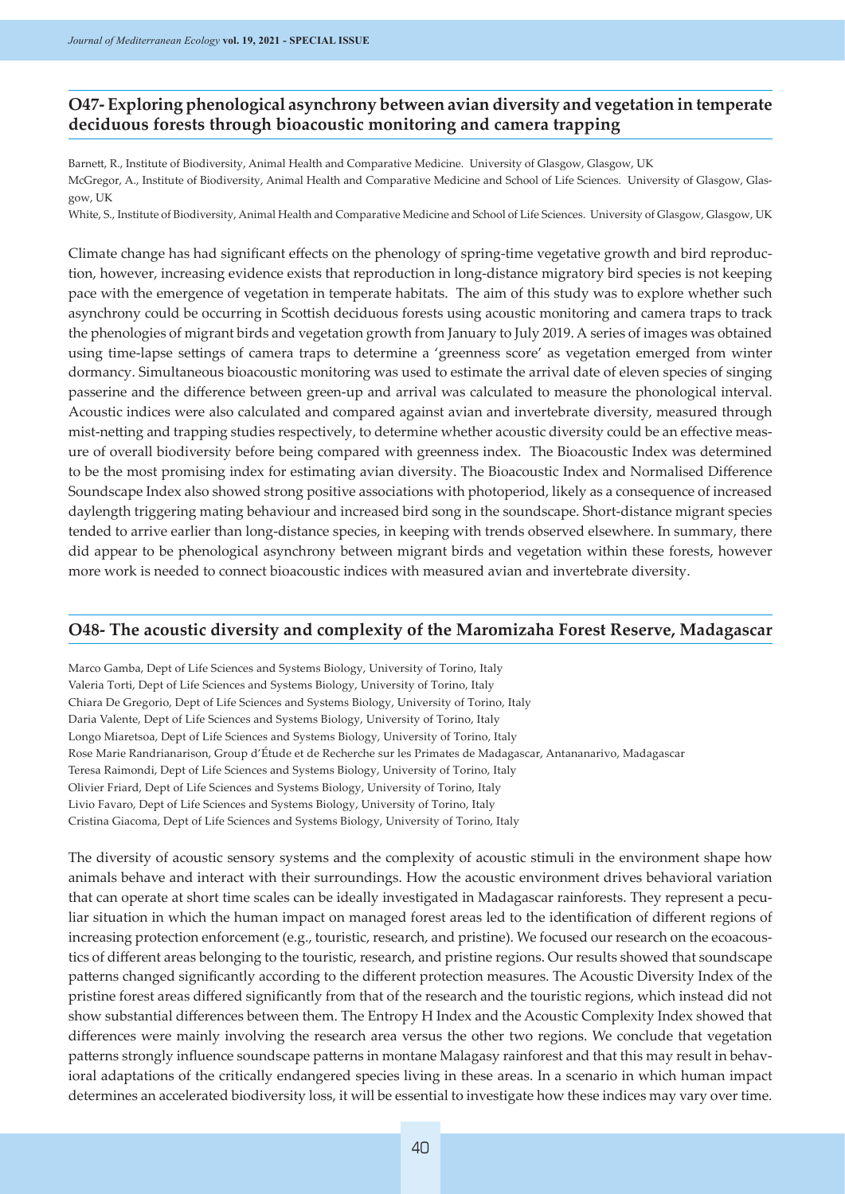## O47- Exploring phenological asynchrony between avian diversity and vegetation in temperate deciduous forests through bioacoustic monitoring and camera trapping

Barnett, R., Institute of Biodiversity, Animal Health and Comparative Medicine. University of Glasgow, Glasgow, UK
McGregor, A., Institute of Biodiversity, Animal Health and Comparative Medicine and School of Life Sciences. University of Glasgow, Glasgow, UK
White, S., Institute of Biodiversity, Animal Health and Comparative Medicine and School of Life Sciences. University of Glasgow, Glasgow, UK

Climate change has had significant effects on the phenology of spring-time vegetative growth and bird reproduction, however, increasing evidence exists that reproduction in long-distance migratory bird species is not keeping pace with the emergence of vegetation in temperate habitats. The aim of this study was to explore whether such asynchrony could be occurring in Scottish deciduous forests using acoustic monitoring and camera traps to track the phenologies of migrant birds and vegetation growth from January to July 2019. A series of images was obtained using time-lapse settings of camera traps to determine a 'greenness score' as vegetation emerged from winter dormancy. Simultaneous bioacoustic monitoring was used to estimate the arrival date of eleven species of singing passerine and the difference between green-up and arrival was calculated to measure the phonological interval. Acoustic indices were also calculated and compared against avian and invertebrate diversity, measured through mist-netting and trapping studies respectively, to determine whether acoustic diversity could be an effective measure of overall biodiversity before being compared with greenness index. The Bioacoustic Index was determined to be the most promising index for estimating avian diversity. The Bioacoustic Index and Normalised Difference Soundscape Index also showed strong positive associations with photoperiod, likely as a consequence of increased daylength triggering mating behaviour and increased bird song in the soundscape. Short-distance migrant species tended to arrive earlier than long-distance species, in keeping with trends observed elsewhere. In summary, there did appear to be phenological asynchrony between migrant birds and vegetation within these forests, however more work is needed to connect bioacoustic indices with measured avian and invertebrate diversity.

## O48- The acoustic diversity and complexity of the Maromizaha Forest Reserve, Madagascar

Marco Gamba, Dept of Life Sciences and Systems Biology, University of Torino, Italy
Valeria Torti, Dept of Life Sciences and Systems Biology, University of Torino, Italy
Chiara De Gregorio, Dept of Life Sciences and Systems Biology, University of Torino, Italy
Daria Valente, Dept of Life Sciences and Systems Biology, University of Torino, Italy
Longo Miaretsoa, Dept of Life Sciences and Systems Biology, University of Torino, Italy
Rose Marie Randrianarison, Group d'Étude et de Recherche sur les Primates de Madagascar, Antananarivo, Madagascar
Teresa Raimondi, Dept of Life Sciences and Systems Biology, University of Torino, Italy
Olivier Friard, Dept of Life Sciences and Systems Biology, University of Torino, Italy
Livio Favaro, Dept of Life Sciences and Systems Biology, University of Torino, Italy
Cristina Giacoma, Dept of Life Sciences and Systems Biology, University of Torino, Italy

The diversity of acoustic sensory systems and the complexity of acoustic stimuli in the environment shape how animals behave and interact with their surroundings. How the acoustic environment drives behavioral variation that can operate at short time scales can be ideally investigated in Madagascar rainforests. They represent a peculiar situation in which the human impact on managed forest areas led to the identification of different regions of increasing protection enforcement (e.g., touristic, research, and pristine). We focused our research on the ecoacoustics of different areas belonging to the touristic, research, and pristine regions. Our results showed that soundscape patterns changed significantly according to the different protection measures. The Acoustic Diversity Index of the pristine forest areas differed significantly from that of the research and the touristic regions, which instead did not show substantial differences between them. The Entropy H Index and the Acoustic Complexity Index showed that differences were mainly involving the research area versus the other two regions. We conclude that vegetation patterns strongly influence soundscape patterns in montane Malagasy rainforest and that this may result in behavioral adaptations of the critically endangered species living in these areas. In a scenario in which human impact determines an accelerated biodiversity loss, it will be essential to investigate how these indices may vary over time.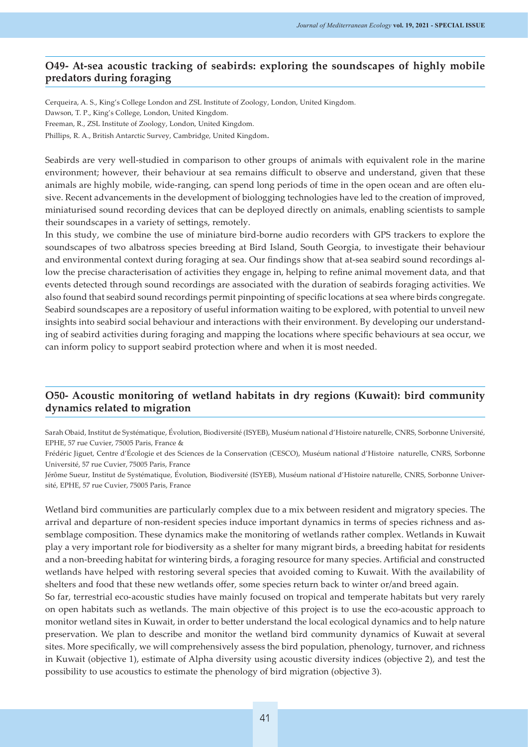## O49- At-sea acoustic tracking of seabirds: exploring the soundscapes of highly mobile predators during foraging

Cerqueira, A. S., King's College London and ZSL Institute of Zoology, London, United Kingdom.
Dawson, T. P., King's College, London, United Kingdom.
Freeman, R., ZSL Institute of Zoology, London, United Kingdom.
Phillips, R. A., British Antarctic Survey, Cambridge, United Kingdom.

Seabirds are very well-studied in comparison to other groups of animals with equivalent role in the marine environment; however, their behaviour at sea remains difficult to observe and understand, given that these animals are highly mobile, wide-ranging, can spend long periods of time in the open ocean and are often elusive. Recent advancements in the development of biologging technologies have led to the creation of improved, miniaturised sound recording devices that can be deployed directly on animals, enabling scientists to sample their soundscapes in a variety of settings, remotely.

In this study, we combine the use of miniature bird-borne audio recorders with GPS trackers to explore the soundscapes of two albatross species breeding at Bird Island, South Georgia, to investigate their behaviour and environmental context during foraging at sea. Our findings show that at-sea seabird sound recordings allow the precise characterisation of activities they engage in, helping to refine animal movement data, and that events detected through sound recordings are associated with the duration of seabirds foraging activities. We also found that seabird sound recordings permit pinpointing of specific locations at sea where birds congregate. Seabird soundscapes are a repository of useful information waiting to be explored, with potential to unveil new insights into seabird social behaviour and interactions with their environment. By developing our understanding of seabird activities during foraging and mapping the locations where specific behaviours at sea occur, we can inform policy to support seabird protection where and when it is most needed.

## O50- Acoustic monitoring of wetland habitats in dry regions (Kuwait): bird community dynamics related to migration

Sarah Obaid, Institut de Systématique, Évolution, Biodiversité (ISYEB), Muséum national d'Histoire naturelle, CNRS, Sorbonne Université, EPHE, 57 rue Cuvier, 75005 Paris, France &
Frédéric Jiguet, Centre d'Écologie et des Sciences de la Conservation (CESCO), Muséum national d'Histoire naturelle, CNRS, Sorbonne Université, 57 rue Cuvier, 75005 Paris, France
Jérôme Sueur, Institut de Systématique, Évolution, Biodiversité (ISYEB), Muséum national d'Histoire naturelle, CNRS, Sorbonne Université, EPHE, 57 rue Cuvier, 75005 Paris, France

Wetland bird communities are particularly complex due to a mix between resident and migratory species. The arrival and departure of non-resident species induce important dynamics in terms of species richness and assemblage composition. These dynamics make the monitoring of wetlands rather complex. Wetlands in Kuwait play a very important role for biodiversity as a shelter for many migrant birds, a breeding habitat for residents and a non-breeding habitat for wintering birds, a foraging resource for many species. Artificial and constructed wetlands have helped with restoring several species that avoided coming to Kuwait. With the availability of shelters and food that these new wetlands offer, some species return back to winter or/and breed again.

So far, terrestrial eco-acoustic studies have mainly focused on tropical and temperate habitats but very rarely on open habitats such as wetlands. The main objective of this project is to use the eco-acoustic approach to monitor wetland sites in Kuwait, in order to better understand the local ecological dynamics and to help nature preservation. We plan to describe and monitor the wetland bird community dynamics of Kuwait at several sites. More specifically, we will comprehensively assess the bird population, phenology, turnover, and richness in Kuwait (objective 1), estimate of Alpha diversity using acoustic diversity indices (objective 2), and test the possibility to use acoustics to estimate the phenology of bird migration (objective 3).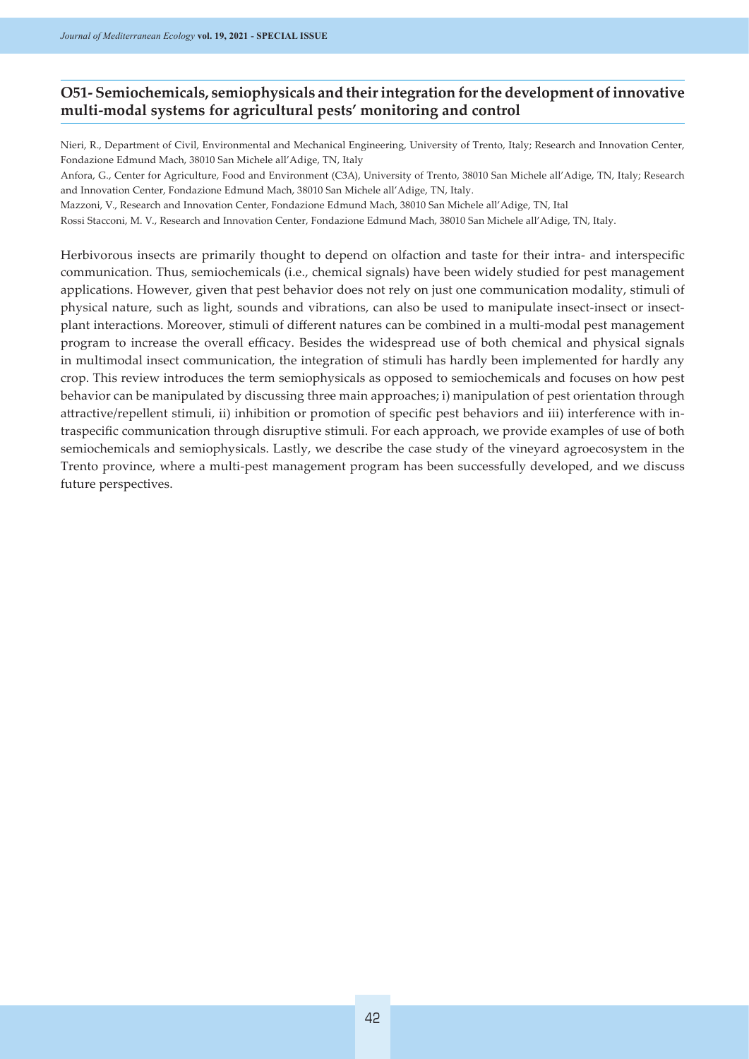## O51- Semiochemicals, semiophysicals and their integration for the development of innovative multi-modal systems for agricultural pests' monitoring and control

Nieri, R., Department of Civil, Environmental and Mechanical Engineering, University of Trento, Italy; Research and Innovation Center, Fondazione Edmund Mach, 38010 San Michele all'Adige, TN, Italy

Anfora, G., Center for Agriculture, Food and Environment (C3A), University of Trento, 38010 San Michele all'Adige, TN, Italy; Research and Innovation Center, Fondazione Edmund Mach, 38010 San Michele all'Adige, TN, Italy.

Mazzoni, V., Research and Innovation Center, Fondazione Edmund Mach, 38010 San Michele all'Adige, TN, Ital

Rossi Stacconi, M. V., Research and Innovation Center, Fondazione Edmund Mach, 38010 San Michele all'Adige, TN, Italy.

Herbivorous insects are primarily thought to depend on olfaction and taste for their intra- and interspecific communication. Thus, semiochemicals (i.e., chemical signals) have been widely studied for pest management applications. However, given that pest behavior does not rely on just one communication modality, stimuli of physical nature, such as light, sounds and vibrations, can also be used to manipulate insect-insect or insect-plant interactions. Moreover, stimuli of different natures can be combined in a multi-modal pest management program to increase the overall efficacy. Besides the widespread use of both chemical and physical signals in multimodal insect communication, the integration of stimuli has hardly been implemented for hardly any crop. This review introduces the term semiophysicals as opposed to semiochemicals and focuses on how pest behavior can be manipulated by discussing three main approaches; i) manipulation of pest orientation through attractive/repellent stimuli, ii) inhibition or promotion of specific pest behaviors and iii) interference with intraspecific communication through disruptive stimuli. For each approach, we provide examples of use of both semiochemicals and semiophysicals. Lastly, we describe the case study of the vineyard agroecosystem in the Trento province, where a multi-pest management program has been successfully developed, and we discuss future perspectives.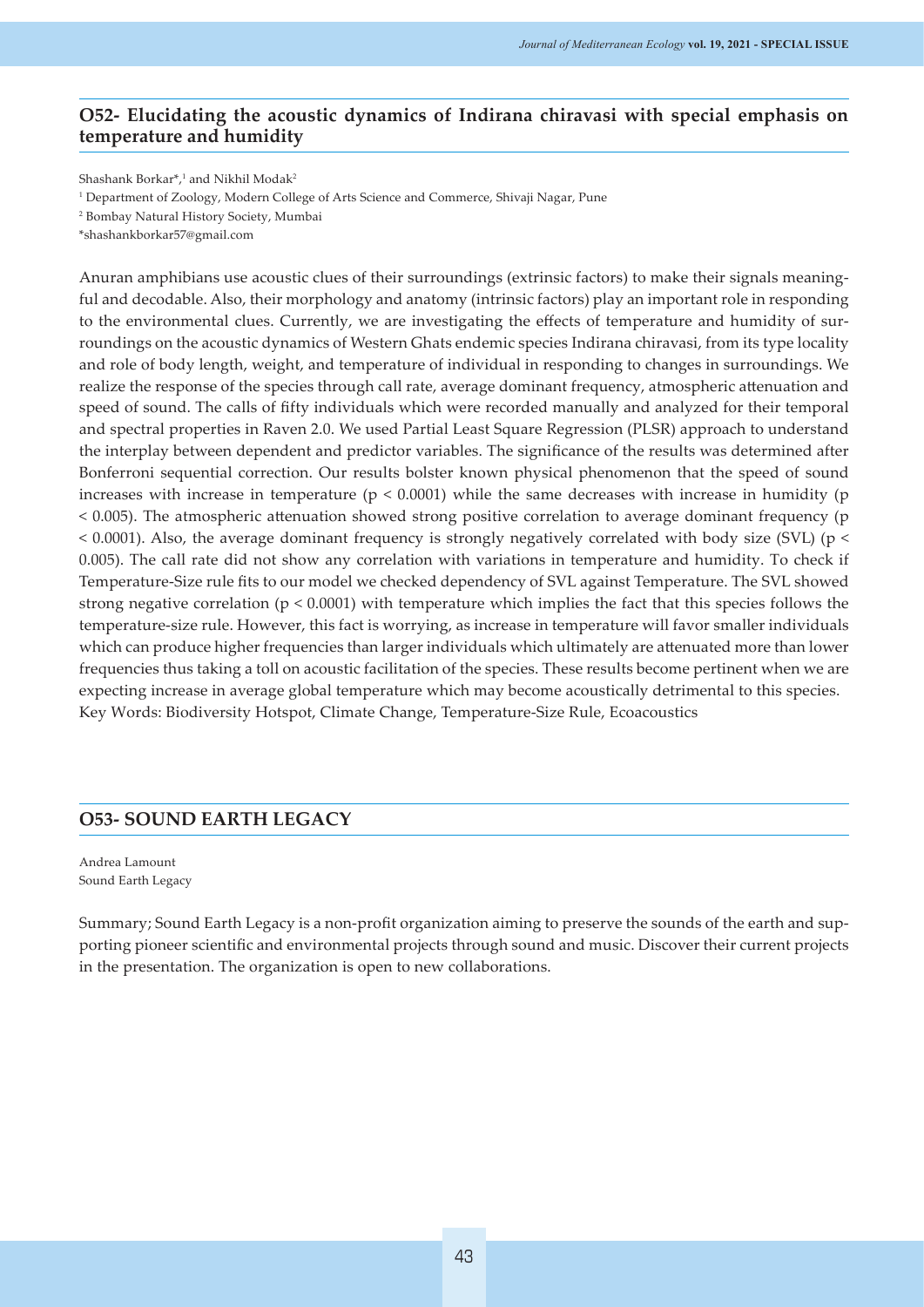## O52- Elucidating the acoustic dynamics of Indirana chiravasi with special emphasis on temperature and humidity

Shashank Borkar*,[1] and Nikhil Modak[2]

[1] Department of Zoology, Modern College of Arts Science and Commerce, Shivaji Nagar, Pune

[2] Bombay Natural History Society, Mumbai

*shashankborkar57@gmail.com

Anuran amphibians use acoustic clues of their surroundings (extrinsic factors) to make their signals meaningful and decodable. Also, their morphology and anatomy (intrinsic factors) play an important role in responding to the environmental clues. Currently, we are investigating the effects of temperature and humidity of surroundings on the acoustic dynamics of Western Ghats endemic species Indirana chiravasi, from its type locality and role of body length, weight, and temperature of individual in responding to changes in surroundings. We realize the response of the species through call rate, average dominant frequency, atmospheric attenuation and speed of sound. The calls of fifty individuals which were recorded manually and analyzed for their temporal and spectral properties in Raven 2.0. We used Partial Least Square Regression (PLSR) approach to understand the interplay between dependent and predictor variables. The significance of the results was determined after Bonferroni sequential correction. Our results bolster known physical phenomenon that the speed of sound increases with increase in temperature ($p < 0.0001$) while the same decreases with increase in humidity ($p < 0.005$). The atmospheric attenuation showed strong positive correlation to average dominant frequency ($p < 0.0001$). Also, the average dominant frequency is strongly negatively correlated with body size (SVL) ($p < 0.005$). The call rate did not show any correlation with variations in temperature and humidity. To check if Temperature-Size rule fits to our model we checked dependency of SVL against Temperature. The SVL showed strong negative correlation ($p < 0.0001$) with temperature which implies the fact that this species follows the temperature-size rule. However, this fact is worrying, as increase in temperature will favor smaller individuals which can produce higher frequencies than larger individuals which ultimately are attenuated more than lower frequencies thus taking a toll on acoustic facilitation of the species. These results become pertinent when we are expecting increase in average global temperature which may become acoustically detrimental to this species.

Key Words: Biodiversity Hotspot, Climate Change, Temperature-Size Rule, Ecoacoustics

## O53- SOUND EARTH LEGACY

Andrea Lamount
Sound Earth Legacy

Summary; Sound Earth Legacy is a non-profit organization aiming to preserve the sounds of the earth and supporting pioneer scientific and environmental projects through sound and music. Discover their current projects in the presentation. The organization is open to new collaborations.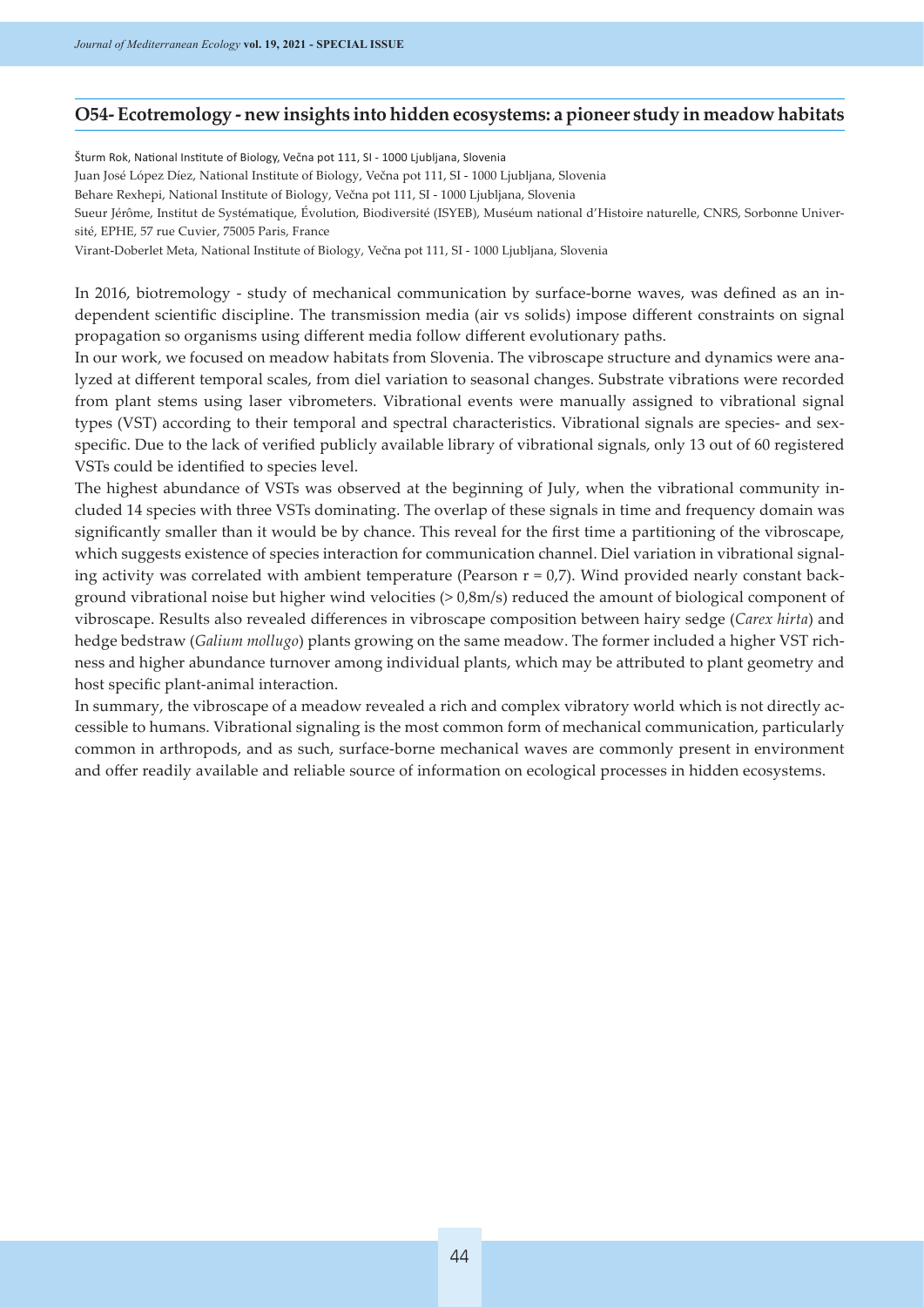## O54- Ecotremology - new insights into hidden ecosystems: a pioneer study in meadow habitats

Šturm Rok, National Institute of Biology, Večna pot 111, SI - 1000 Ljubljana, Slovenia

Juan José López Díez, National Institute of Biology, Večna pot 111, SI - 1000 Ljubljana, Slovenia

Behare Rexhepi, National Institute of Biology, Večna pot 111, SI - 1000 Ljubljana, Slovenia

Sueur Jérôme, Institut de Systématique, Évolution, Biodiversité (ISYEB), Muséum national d'Histoire naturelle, CNRS, Sorbonne Université, EPHE, 57 rue Cuvier, 75005 Paris, France

Virant-Doberlet Meta, National Institute of Biology, Večna pot 111, SI - 1000 Ljubljana, Slovenia

In 2016, biotremology - study of mechanical communication by surface-borne waves, was defined as an independent scientific discipline. The transmission media (air vs solids) impose different constraints on signal propagation so organisms using different media follow different evolutionary paths.

In our work, we focused on meadow habitats from Slovenia. The vibroscape structure and dynamics were analyzed at different temporal scales, from diel variation to seasonal changes. Substrate vibrations were recorded from plant stems using laser vibrometers. Vibrational events were manually assigned to vibrational signal types (VST) according to their temporal and spectral characteristics. Vibrational signals are species- and sex-specific. Due to the lack of verified publicly available library of vibrational signals, only 13 out of 60 registered VSTs could be identified to species level.

The highest abundance of VSTs was observed at the beginning of July, when the vibrational community included 14 species with three VSTs dominating. The overlap of these signals in time and frequency domain was significantly smaller than it would be by chance. This reveal for the first time a partitioning of the vibroscape, which suggests existence of species interaction for communication channel. Diel variation in vibrational signaling activity was correlated with ambient temperature (Pearson r = 0,7). Wind provided nearly constant background vibrational noise but higher wind velocities (> 0,8m/s) reduced the amount of biological component of vibroscape. Results also revealed differences in vibroscape composition between hairy sedge (*Carex hirta*) and hedge bedstraw (*Galium mollugo*) plants growing on the same meadow. The former included a higher VST richness and higher abundance turnover among individual plants, which may be attributed to plant geometry and host specific plant-animal interaction.

In summary, the vibroscape of a meadow revealed a rich and complex vibratory world which is not directly accessible to humans. Vibrational signaling is the most common form of mechanical communication, particularly common in arthropods, and as such, surface-borne mechanical waves are commonly present in environment and offer readily available and reliable source of information on ecological processes in hidden ecosystems.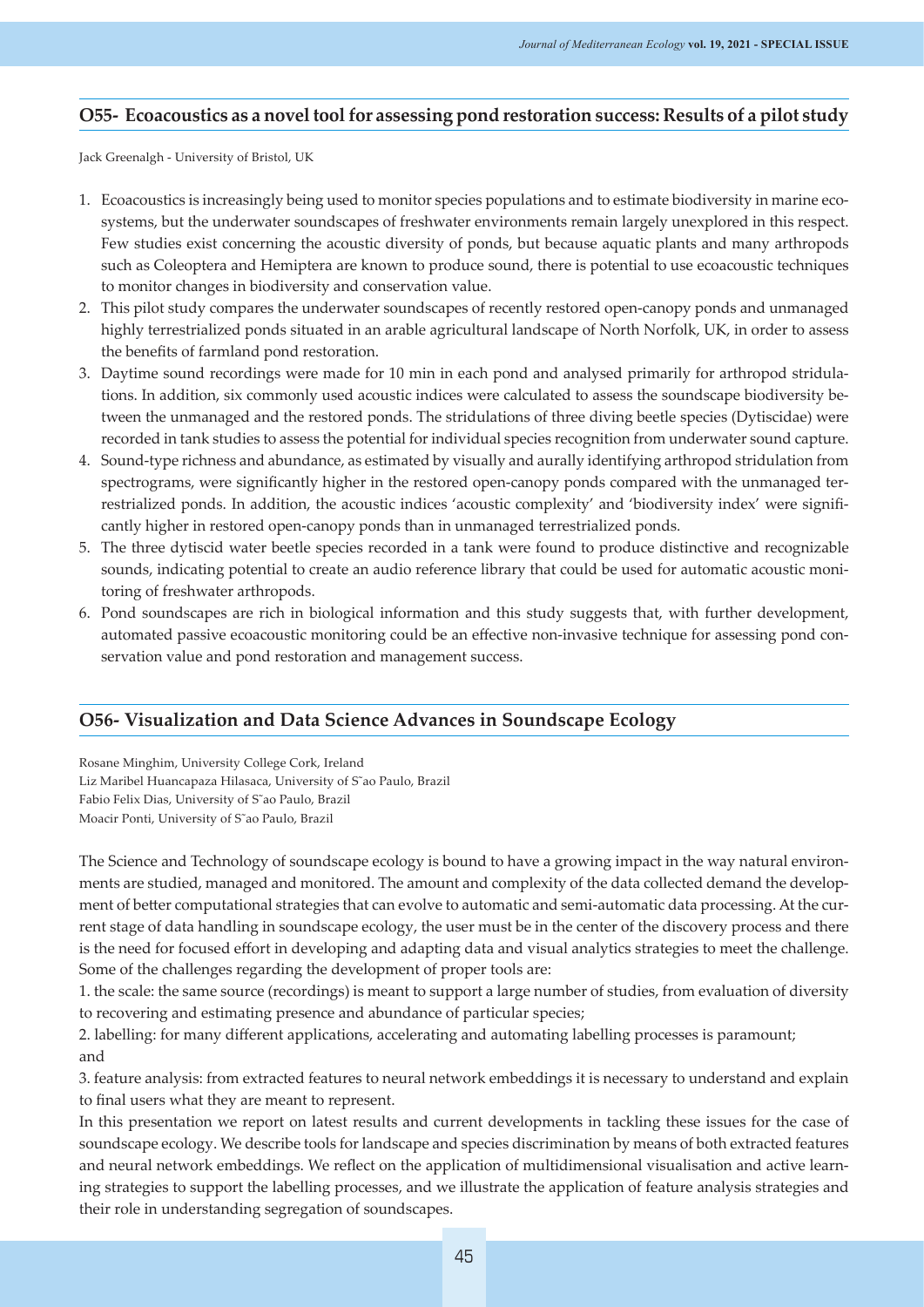## O55- Ecoacoustics as a novel tool for assessing pond restoration success: Results of a pilot study

Jack Greenalgh - University of Bristol, UK

1. Ecoacoustics is increasingly being used to monitor species populations and to estimate biodiversity in marine ecosystems, but the underwater soundscapes of freshwater environments remain largely unexplored in this respect. Few studies exist concerning the acoustic diversity of ponds, but because aquatic plants and many arthropods such as Coleoptera and Hemiptera are known to produce sound, there is potential to use ecoacoustic techniques to monitor changes in biodiversity and conservation value.
2. This pilot study compares the underwater soundscapes of recently restored open-canopy ponds and unmanaged highly terrestrialized ponds situated in an arable agricultural landscape of North Norfolk, UK, in order to assess the benefits of farmland pond restoration.
3. Daytime sound recordings were made for 10 min in each pond and analysed primarily for arthropod stridulations. In addition, six commonly used acoustic indices were calculated to assess the soundscape biodiversity between the unmanaged and the restored ponds. The stridulations of three diving beetle species (Dytiscidae) were recorded in tank studies to assess the potential for individual species recognition from underwater sound capture.
4. Sound-type richness and abundance, as estimated by visually and aurally identifying arthropod stridulation from spectrograms, were significantly higher in the restored open-canopy ponds compared with the unmanaged terrestrialized ponds. In addition, the acoustic indices 'acoustic complexity' and 'biodiversity index' were significantly higher in restored open-canopy ponds than in unmanaged terrestrialized ponds.
5. The three dytiscid water beetle species recorded in a tank were found to produce distinctive and recognizable sounds, indicating potential to create an audio reference library that could be used for automatic acoustic monitoring of freshwater arthropods.
6. Pond soundscapes are rich in biological information and this study suggests that, with further development, automated passive ecoacoustic monitoring could be an effective non-invasive technique for assessing pond conservation value and pond restoration and management success.

## O56- Visualization and Data Science Advances in Soundscape Ecology

Rosane Minghim, University College Cork, Ireland
Liz Maribel Huancapaza Hilasaca, University of S˜ao Paulo, Brazil
Fabio Felix Dias, University of S˜ao Paulo, Brazil
Moacir Ponti, University of S˜ao Paulo, Brazil

The Science and Technology of soundscape ecology is bound to have a growing impact in the way natural environments are studied, managed and monitored. The amount and complexity of the data collected demand the development of better computational strategies that can evolve to automatic and semi-automatic data processing. At the current stage of data handling in soundscape ecology, the user must be in the center of the discovery process and there is the need for focused effort in developing and adapting data and visual analytics strategies to meet the challenge. Some of the challenges regarding the development of proper tools are:

1. the scale: the same source (recordings) is meant to support a large number of studies, from evaluation of diversity to recovering and estimating presence and abundance of particular species;

2. labelling: for many different applications, accelerating and automating labelling processes is paramount; and

3. feature analysis: from extracted features to neural network embeddings it is necessary to understand and explain to final users what they are meant to represent.

In this presentation we report on latest results and current developments in tackling these issues for the case of soundscape ecology. We describe tools for landscape and species discrimination by means of both extracted features and neural network embeddings. We reflect on the application of multidimensional visualisation and active learning strategies to support the labelling processes, and we illustrate the application of feature analysis strategies and their role in understanding segregation of soundscapes.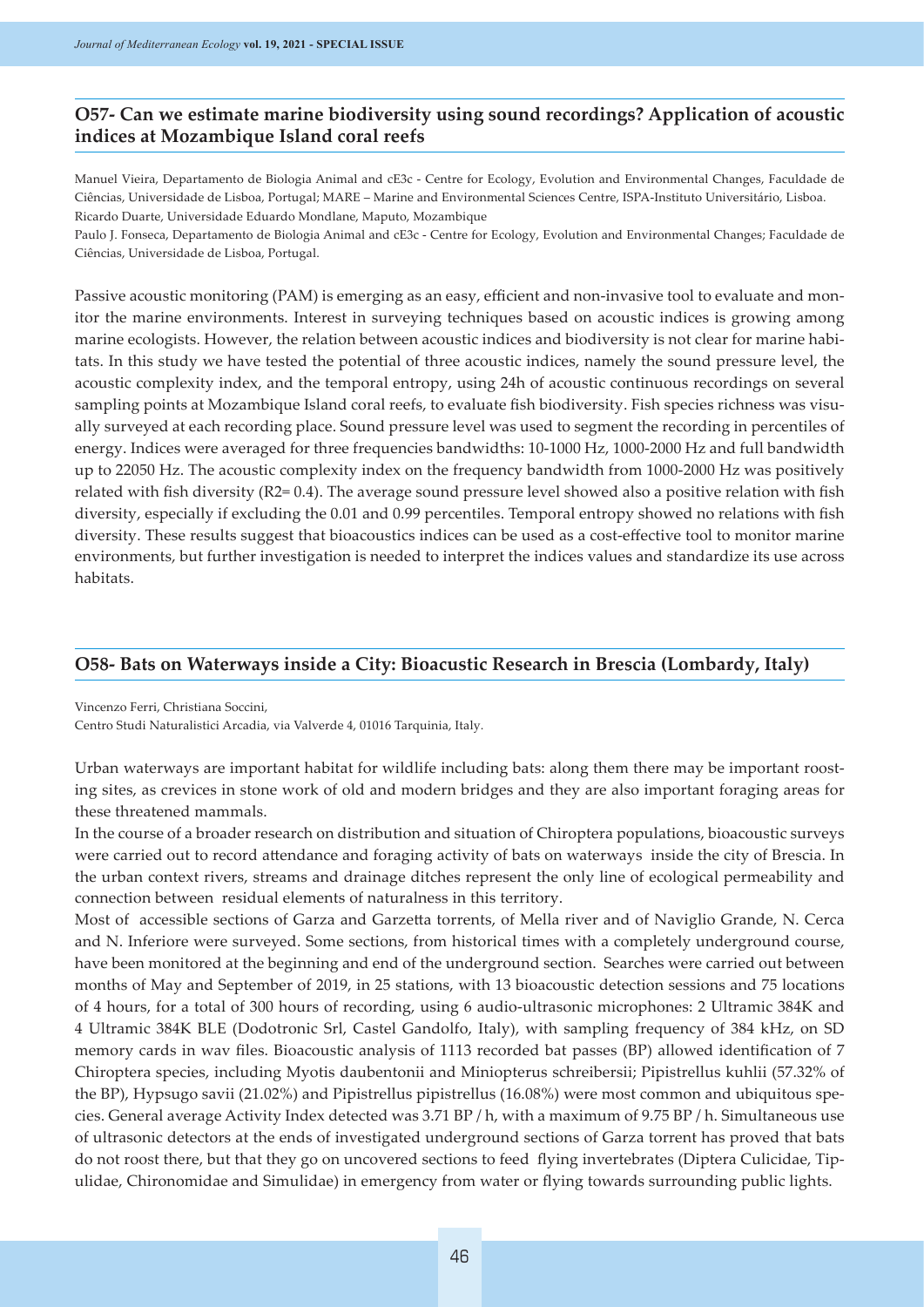## O57- Can we estimate marine biodiversity using sound recordings? Application of acoustic indices at Mozambique Island coral reefs

Manuel Vieira, Departamento de Biologia Animal and cE3c - Centre for Ecology, Evolution and Environmental Changes, Faculdade de Ciências, Universidade de Lisboa, Portugal; MARE – Marine and Environmental Sciences Centre, ISPA-Instituto Universitário, Lisboa.
Ricardo Duarte, Universidade Eduardo Mondlane, Maputo, Mozambique
Paulo J. Fonseca, Departamento de Biologia Animal and cE3c - Centre for Ecology, Evolution and Environmental Changes; Faculdade de Ciências, Universidade de Lisboa, Portugal.

Passive acoustic monitoring (PAM) is emerging as an easy, efficient and non-invasive tool to evaluate and monitor the marine environments. Interest in surveying techniques based on acoustic indices is growing among marine ecologists. However, the relation between acoustic indices and biodiversity is not clear for marine habitats. In this study we have tested the potential of three acoustic indices, namely the sound pressure level, the acoustic complexity index, and the temporal entropy, using 24h of acoustic continuous recordings on several sampling points at Mozambique Island coral reefs, to evaluate fish biodiversity. Fish species richness was visually surveyed at each recording place. Sound pressure level was used to segment the recording in percentiles of energy. Indices were averaged for three frequencies bandwidths: 10-1000 Hz, 1000-2000 Hz and full bandwidth up to 22050 Hz. The acoustic complexity index on the frequency bandwidth from 1000-2000 Hz was positively related with fish diversity ($R2= 0.4$). The average sound pressure level showed also a positive relation with fish diversity, especially if excluding the 0.01 and 0.99 percentiles. Temporal entropy showed no relations with fish diversity. These results suggest that bioacoustics indices can be used as a cost-effective tool to monitor marine environments, but further investigation is needed to interpret the indices values and standardize its use across habitats.

## O58- Bats on Waterways inside a City: Bioacustic Research in Brescia (Lombardy, Italy)

Vincenzo Ferri, Christiana Soccini,
Centro Studi Naturalistici Arcadia, via Valverde 4, 01016 Tarquinia, Italy.

Urban waterways are important habitat for wildlife including bats: along them there may be important roosting sites, as crevices in stone work of old and modern bridges and they are also important foraging areas for these threatened mammals.

In the course of a broader research on distribution and situation of Chiroptera populations, bioacoustic surveys were carried out to record attendance and foraging activity of bats on waterways inside the city of Brescia. In the urban context rivers, streams and drainage ditches represent the only line of ecological permeability and connection between residual elements of naturalness in this territory.

Most of accessible sections of Garza and Garzetta torrents, of Mella river and of Naviglio Grande, N. Cerca and N. Inferiore were surveyed. Some sections, from historical times with a completely underground course, have been monitored at the beginning and end of the underground section. Searches were carried out between months of May and September of 2019, in 25 stations, with 13 bioacoustic detection sessions and 75 locations of 4 hours, for a total of 300 hours of recording, using 6 audio-ultrasonic microphones: 2 Ultramic 384K and 4 Ultramic 384K BLE (Dodotronic Srl, Castel Gandolfo, Italy), with sampling frequency of 384 kHz, on SD memory cards in wav files. Bioacoustic analysis of 1113 recorded bat passes (BP) allowed identification of 7 Chiroptera species, including Myotis daubentonii and Miniopterus schreibersii; Pipistrellus kuhlii (57.32% of the BP), Hypsugo savii (21.02%) and Pipistrellus pipistrellus (16.08%) were most common and ubiquitous species. General average Activity Index detected was 3.71 BP / h, with a maximum of 9.75 BP / h. Simultaneous use of ultrasonic detectors at the ends of investigated underground sections of Garza torrent has proved that bats do not roost there, but that they go on uncovered sections to feed flying invertebrates (Diptera Culicidae, Tipulidae, Chironomidae and Simulidae) in emergency from water or flying towards surrounding public lights.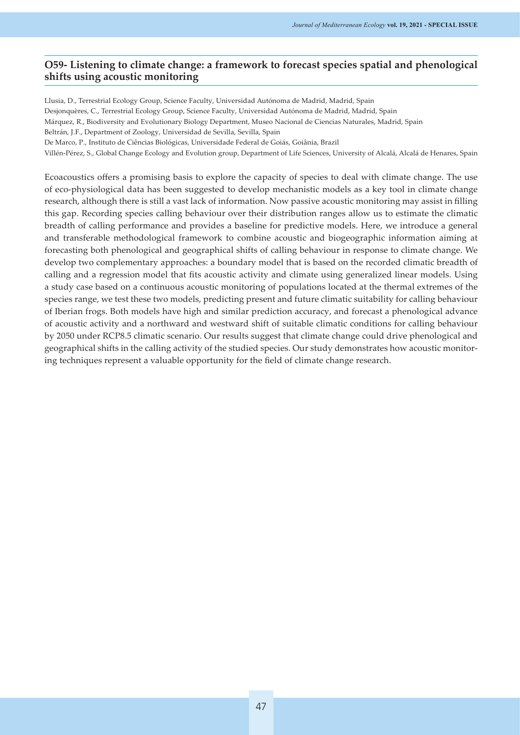## O59- Listening to climate change: a framework to forecast species spatial and phenological shifts using acoustic monitoring

Llusia, D., Terrestrial Ecology Group, Science Faculty, Universidad Autónoma de Madrid, Madrid, Spain
Desjonquères, C., Terrestrial Ecology Group, Science Faculty, Universidad Autónoma de Madrid, Madrid, Spain
Márquez, R., Biodiversity and Evolutionary Biology Department, Museo Nacional de Ciencias Naturales, Madrid, Spain
Beltrán, J.F., Department of Zoology, Universidad de Sevilla, Sevilla, Spain
De Marco, P., Instituto de Ciências Biológicas, Universidade Federal de Goiás, Goiânia, Brazil
Villén-Pérez, S., Global Change Ecology and Evolution group, Department of Life Sciences, University of Alcalá, Alcalá de Henares, Spain

Ecoacoustics offers a promising basis to explore the capacity of species to deal with climate change. The use of eco-physiological data has been suggested to develop mechanistic models as a key tool in climate change research, although there is still a vast lack of information. Now passive acoustic monitoring may assist in filling this gap. Recording species calling behaviour over their distribution ranges allow us to estimate the climatic breadth of calling performance and provides a baseline for predictive models. Here, we introduce a general and transferable methodological framework to combine acoustic and biogeographic information aiming at forecasting both phenological and geographical shifts of calling behaviour in response to climate change. We develop two complementary approaches: a boundary model that is based on the recorded climatic breadth of calling and a regression model that fits acoustic activity and climate using generalized linear models. Using a study case based on a continuous acoustic monitoring of populations located at the thermal extremes of the species range, we test these two models, predicting present and future climatic suitability for calling behaviour of Iberian frogs. Both models have high and similar prediction accuracy, and forecast a phenological advance of acoustic activity and a northward and westward shift of suitable climatic conditions for calling behaviour by 2050 under RCP8.5 climatic scenario. Our results suggest that climate change could drive phenological and geographical shifts in the calling activity of the studied species. Our study demonstrates how acoustic monitoring techniques represent a valuable opportunity for the field of climate change research.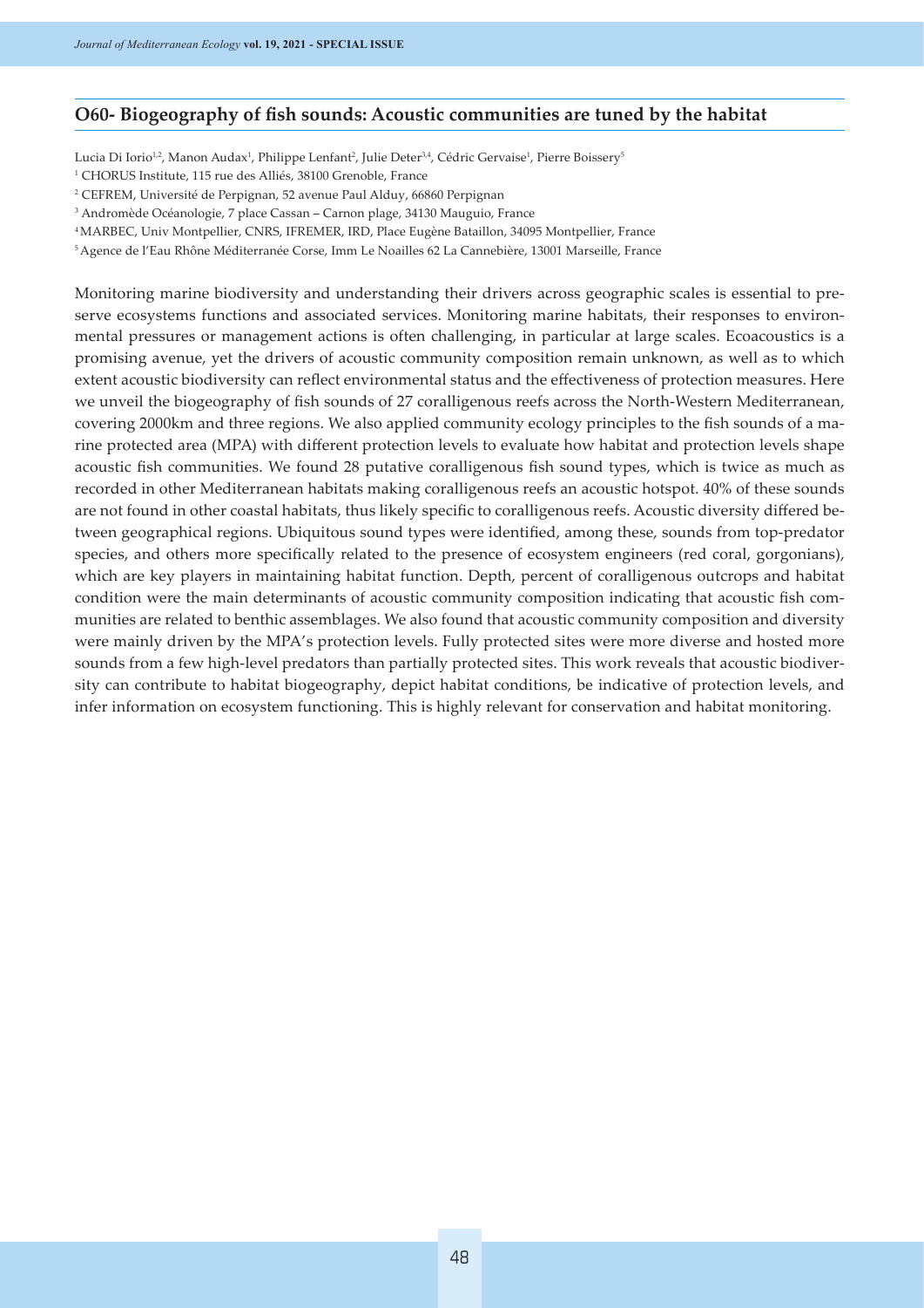## O60- Biogeography of fish sounds: Acoustic communities are tuned by the habitat

Lucia Di Iorio[1,2], Manon Audax[1], Philippe Lenfant[2], Julie Deter[3,4], Cédric Gervaise[1], Pierre Boissery[5]

[1] CHORUS Institute, 115 rue des Alliés, 38100 Grenoble, France

[2] CEFREM, Université de Perpignan, 52 avenue Paul Alduy, 66860 Perpignan

[3] Andromède Océanologie, 7 place Cassan – Carnon plage, 34130 Mauguio, France

[4] MARBEC, Univ Montpellier, CNRS, IFREMER, IRD, Place Eugène Bataillon, 34095 Montpellier, France

[5] Agence de l'Eau Rhône Méditerranée Corse, Imm Le Noailles 62 La Cannebière, 13001 Marseille, France

Monitoring marine biodiversity and understanding their drivers across geographic scales is essential to preserve ecosystems functions and associated services. Monitoring marine habitats, their responses to environmental pressures or management actions is often challenging, in particular at large scales. Ecoacoustics is a promising avenue, yet the drivers of acoustic community composition remain unknown, as well as to which extent acoustic biodiversity can reflect environmental status and the effectiveness of protection measures. Here we unveil the biogeography of fish sounds of 27 coralligenous reefs across the North-Western Mediterranean, covering 2000km and three regions. We also applied community ecology principles to the fish sounds of a marine protected area (MPA) with different protection levels to evaluate how habitat and protection levels shape acoustic fish communities. We found 28 putative coralligenous fish sound types, which is twice as much as recorded in other Mediterranean habitats making coralligenous reefs an acoustic hotspot. 40% of these sounds are not found in other coastal habitats, thus likely specific to coralligenous reefs. Acoustic diversity differed between geographical regions. Ubiquitous sound types were identified, among these, sounds from top-predator species, and others more specifically related to the presence of ecosystem engineers (red coral, gorgonians), which are key players in maintaining habitat function. Depth, percent of coralligenous outcrops and habitat condition were the main determinants of acoustic community composition indicating that acoustic fish communities are related to benthic assemblages. We also found that acoustic community composition and diversity were mainly driven by the MPA's protection levels. Fully protected sites were more diverse and hosted more sounds from a few high-level predators than partially protected sites. This work reveals that acoustic biodiversity can contribute to habitat biogeography, depict habitat conditions, be indicative of protection levels, and infer information on ecosystem functioning. This is highly relevant for conservation and habitat monitoring.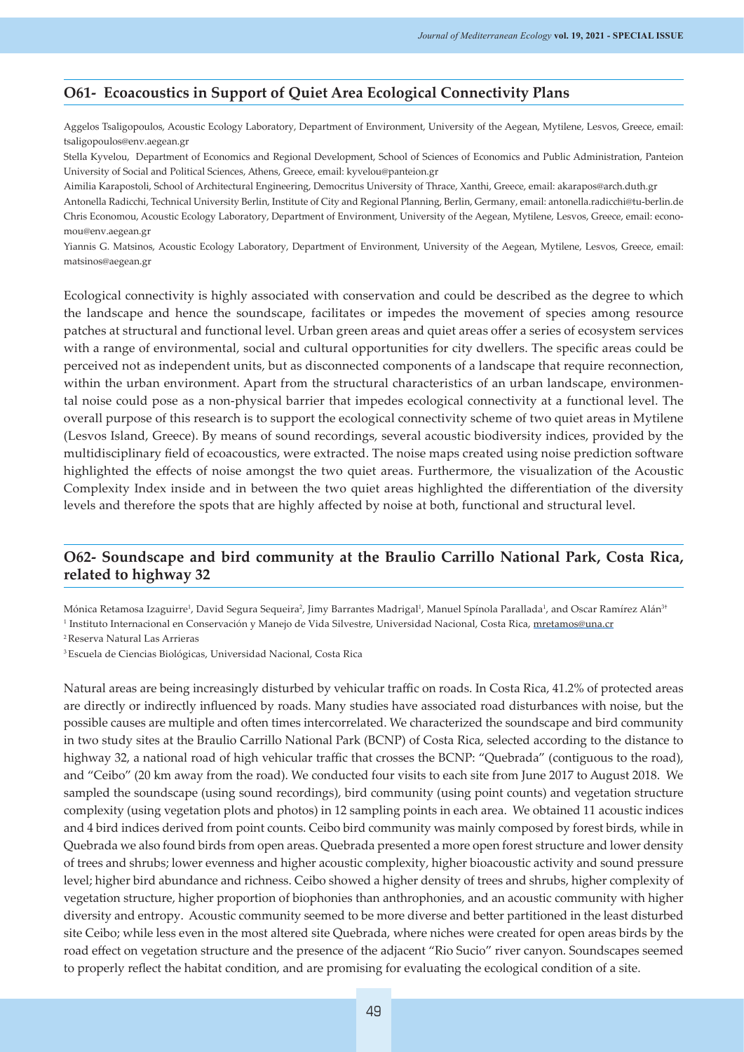## O61- Ecoacoustics in Support of Quiet Area Ecological Connectivity Plans

Aggelos Tsaligopoulos, Acoustic Ecology Laboratory, Department of Environment, University of the Aegean, Mytilene, Lesvos, Greece, email: tsaligopoulos@env.aegean.gr

Stella Kyvelou, Department of Economics and Regional Development, School of Sciences of Economics and Public Administration, Panteion University of Social and Political Sciences, Athens, Greece, email: kyvelou@panteion.gr

Aimilia Karapostoli, School of Architectural Engineering, Democritus University of Thrace, Xanthi, Greece, email: akarapos@arch.duth.gr

Antonella Radicchi, Technical University Berlin, Institute of City and Regional Planning, Berlin, Germany, email: antonella.radicchi@tu-berlin.de

Chris Economou, Acoustic Ecology Laboratory, Department of Environment, University of the Aegean, Mytilene, Lesvos, Greece, email: economou@env.aegean.gr

Yiannis G. Matsinos, Acoustic Ecology Laboratory, Department of Environment, University of the Aegean, Mytilene, Lesvos, Greece, email: matsinos@aegean.gr

Ecological connectivity is highly associated with conservation and could be described as the degree to which the landscape and hence the soundscape, facilitates or impedes the movement of species among resource patches at structural and functional level. Urban green areas and quiet areas offer a series of ecosystem services with a range of environmental, social and cultural opportunities for city dwellers. The specific areas could be perceived not as independent units, but as disconnected components of a landscape that require reconnection, within the urban environment. Apart from the structural characteristics of an urban landscape, environmental noise could pose as a non-physical barrier that impedes ecological connectivity at a functional level. The overall purpose of this research is to support the ecological connectivity scheme of two quiet areas in Mytilene (Lesvos Island, Greece). By means of sound recordings, several acoustic biodiversity indices, provided by the multidisciplinary field of ecoacoustics, were extracted. The noise maps created using noise prediction software highlighted the effects of noise amongst the two quiet areas. Furthermore, the visualization of the Acoustic Complexity Index inside and in between the two quiet areas highlighted the differentiation of the diversity levels and therefore the spots that are highly affected by noise at both, functional and structural level.

## O62- Soundscape and bird community at the Braulio Carrillo National Park, Costa Rica, related to highway 32

Mónica Retamosa Izaguirre[1], David Segura Sequeira[2], Jimy Barrantes Madrigal[1], Manuel Spínola Parallada[1], and Oscar Ramírez Alán[3†]

[1] Instituto Internacional en Conservación y Manejo de Vida Silvestre, Universidad Nacional, Costa Rica, mretamos@una.cr

[2] Reserva Natural Las Arrieras

[3] Escuela de Ciencias Biológicas, Universidad Nacional, Costa Rica

Natural areas are being increasingly disturbed by vehicular traffic on roads. In Costa Rica, 41.2% of protected areas are directly or indirectly influenced by roads. Many studies have associated road disturbances with noise, but the possible causes are multiple and often times intercorrelated. We characterized the soundscape and bird community in two study sites at the Braulio Carrillo National Park (BCNP) of Costa Rica, selected according to the distance to highway 32, a national road of high vehicular traffic that crosses the BCNP: "Quebrada" (contiguous to the road), and "Ceibo" (20 km away from the road). We conducted four visits to each site from June 2017 to August 2018. We sampled the soundscape (using sound recordings), bird community (using point counts) and vegetation structure complexity (using vegetation plots and photos) in 12 sampling points in each area. We obtained 11 acoustic indices and 4 bird indices derived from point counts. Ceibo bird community was mainly composed by forest birds, while in Quebrada we also found birds from open areas. Quebrada presented a more open forest structure and lower density of trees and shrubs; lower evenness and higher acoustic complexity, higher bioacoustic activity and sound pressure level; higher bird abundance and richness. Ceibo showed a higher density of trees and shrubs, higher complexity of vegetation structure, higher proportion of biophonies than anthrophonies, and an acoustic community with higher diversity and entropy. Acoustic community seemed to be more diverse and better partitioned in the least disturbed site Ceibo; while less even in the most altered site Quebrada, where niches were created for open areas birds by the road effect on vegetation structure and the presence of the adjacent "Rio Sucio" river canyon. Soundscapes seemed to properly reflect the habitat condition, and are promising for evaluating the ecological condition of a site.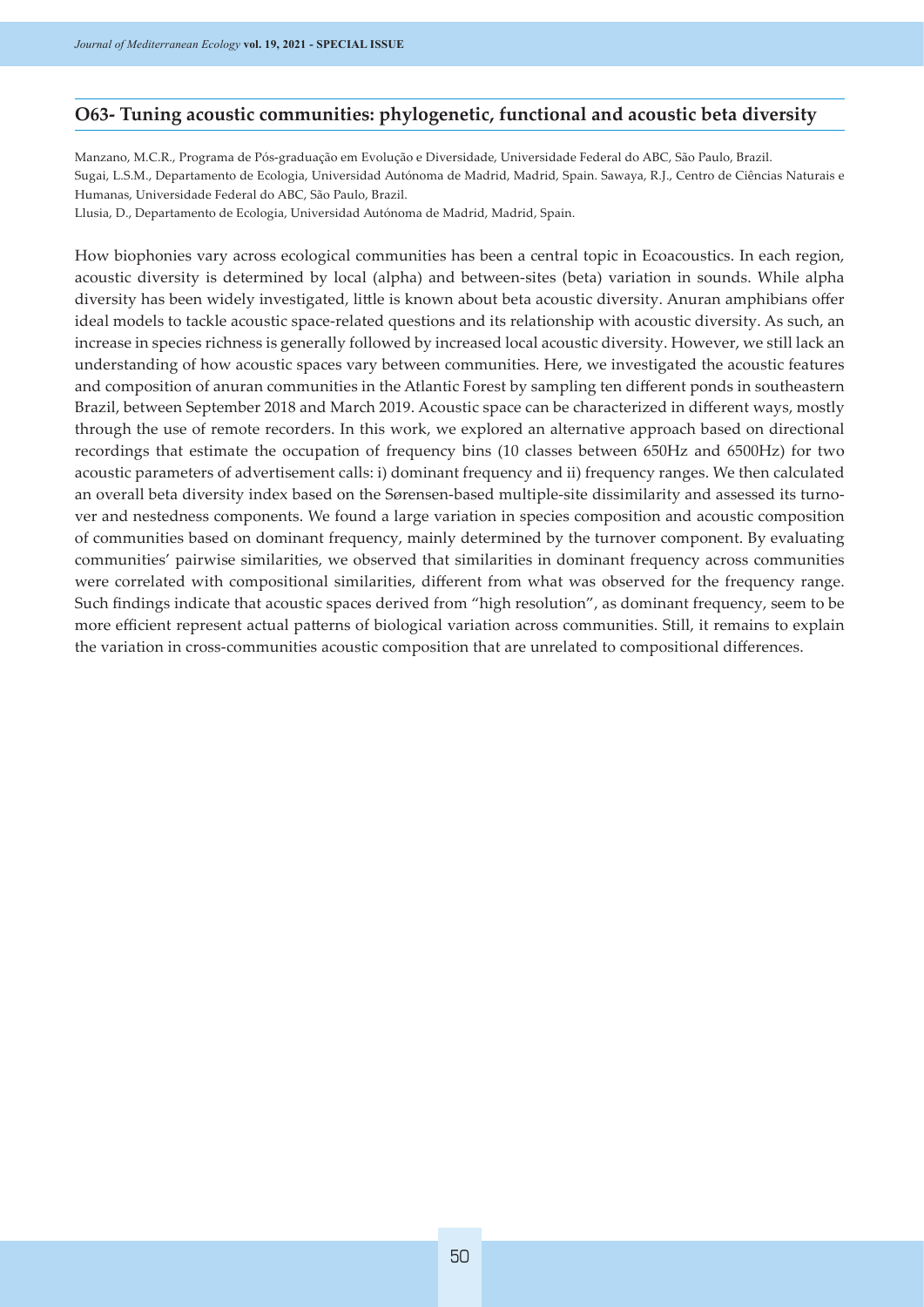## O63- Tuning acoustic communities: phylogenetic, functional and acoustic beta diversity

Manzano, M.C.R., Programa de Pós-graduação em Evolução e Diversidade, Universidade Federal do ABC, São Paulo, Brazil.
Sugai, L.S.M., Departamento de Ecologia, Universidad Autónoma de Madrid, Madrid, Spain. Sawaya, R.J., Centro de Ciências Naturais e Humanas, Universidade Federal do ABC, São Paulo, Brazil.
Llusia, D., Departamento de Ecologia, Universidad Autónoma de Madrid, Madrid, Spain.

How biophonies vary across ecological communities has been a central topic in Ecoacoustics. In each region, acoustic diversity is determined by local (alpha) and between-sites (beta) variation in sounds. While alpha diversity has been widely investigated, little is known about beta acoustic diversity. Anuran amphibians offer ideal models to tackle acoustic space-related questions and its relationship with acoustic diversity. As such, an increase in species richness is generally followed by increased local acoustic diversity. However, we still lack an understanding of how acoustic spaces vary between communities. Here, we investigated the acoustic features and composition of anuran communities in the Atlantic Forest by sampling ten different ponds in southeastern Brazil, between September 2018 and March 2019. Acoustic space can be characterized in different ways, mostly through the use of remote recorders. In this work, we explored an alternative approach based on directional recordings that estimate the occupation of frequency bins (10 classes between 650Hz and 6500Hz) for two acoustic parameters of advertisement calls: i) dominant frequency and ii) frequency ranges. We then calculated an overall beta diversity index based on the Sørensen-based multiple-site dissimilarity and assessed its turnover and nestedness components. We found a large variation in species composition and acoustic composition of communities based on dominant frequency, mainly determined by the turnover component. By evaluating communities' pairwise similarities, we observed that similarities in dominant frequency across communities were correlated with compositional similarities, different from what was observed for the frequency range. Such findings indicate that acoustic spaces derived from "high resolution", as dominant frequency, seem to be more efficient represent actual patterns of biological variation across communities. Still, it remains to explain the variation in cross-communities acoustic composition that are unrelated to compositional differences.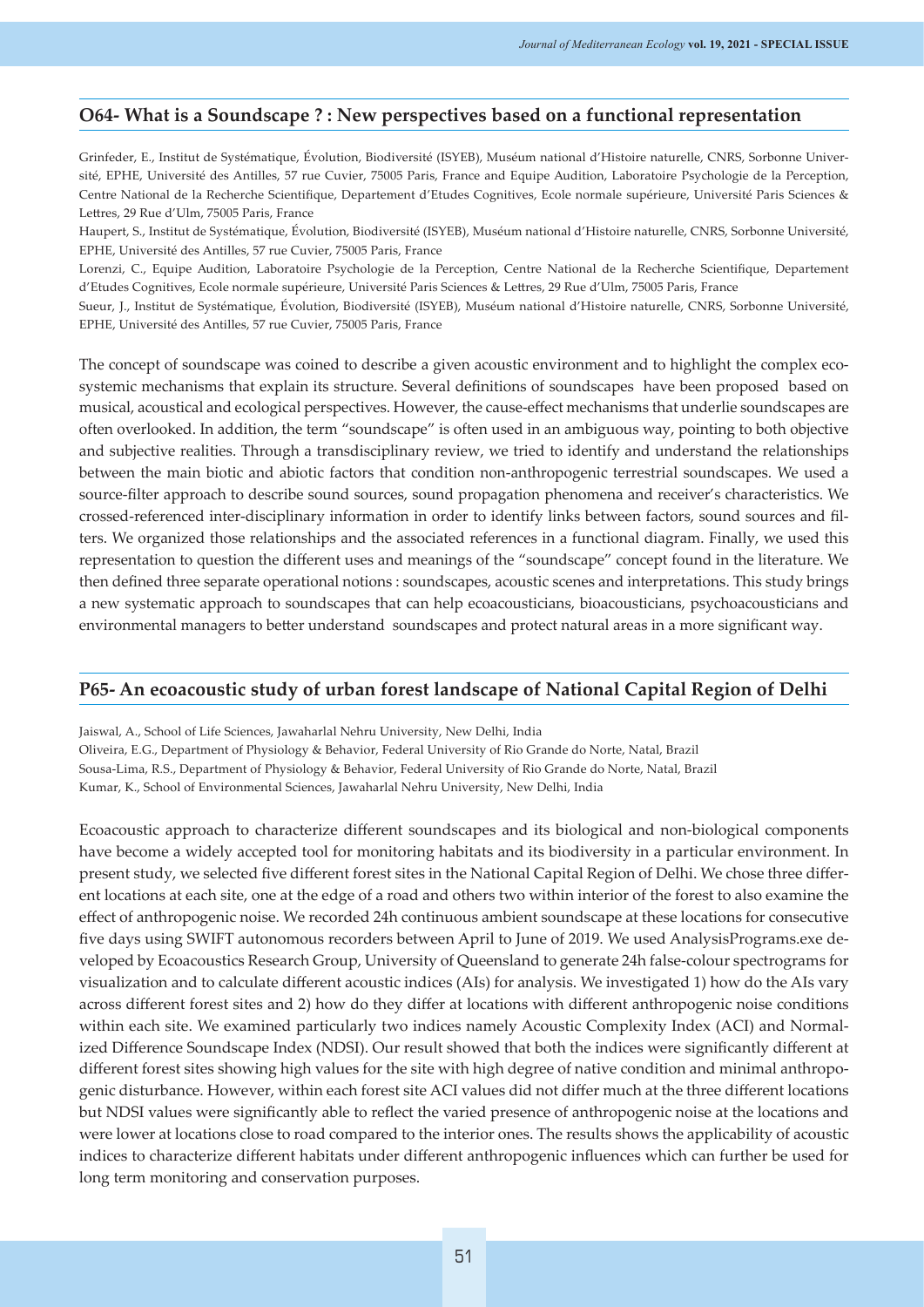## O64- What is a Soundscape ? : New perspectives based on a functional representation

Grinfeder, E., Institut de Systématique, Évolution, Biodiversité (ISYEB), Muséum national d'Histoire naturelle, CNRS, Sorbonne Université, EPHE, Université des Antilles, 57 rue Cuvier, 75005 Paris, France and Equipe Audition, Laboratoire Psychologie de la Perception, Centre National de la Recherche Scientifique, Departement d'Etudes Cognitives, Ecole normale supérieure, Université Paris Sciences & Lettres, 29 Rue d'Ulm, 75005 Paris, France

Haupert, S., Institut de Systématique, Évolution, Biodiversité (ISYEB), Muséum national d'Histoire naturelle, CNRS, Sorbonne Université, EPHE, Université des Antilles, 57 rue Cuvier, 75005 Paris, France

Lorenzi, C., Equipe Audition, Laboratoire Psychologie de la Perception, Centre National de la Recherche Scientifique, Departement d'Etudes Cognitives, Ecole normale supérieure, Université Paris Sciences & Lettres, 29 Rue d'Ulm, 75005 Paris, France

Sueur, J., Institut de Systématique, Évolution, Biodiversité (ISYEB), Muséum national d'Histoire naturelle, CNRS, Sorbonne Université, EPHE, Université des Antilles, 57 rue Cuvier, 75005 Paris, France

The concept of soundscape was coined to describe a given acoustic environment and to highlight the complex ecosystemic mechanisms that explain its structure. Several definitions of soundscapes have been proposed based on musical, acoustical and ecological perspectives. However, the cause-effect mechanisms that underlie soundscapes are often overlooked. In addition, the term "soundscape" is often used in an ambiguous way, pointing to both objective and subjective realities. Through a transdisciplinary review, we tried to identify and understand the relationships between the main biotic and abiotic factors that condition non-anthropogenic terrestrial soundscapes. We used a source-filter approach to describe sound sources, sound propagation phenomena and receiver's characteristics. We crossed-referenced inter-disciplinary information in order to identify links between factors, sound sources and filters. We organized those relationships and the associated references in a functional diagram. Finally, we used this representation to question the different uses and meanings of the "soundscape" concept found in the literature. We then defined three separate operational notions : soundscapes, acoustic scenes and interpretations. This study brings a new systematic approach to soundscapes that can help ecoacousticians, bioacousticians, psychoacousticians and environmental managers to better understand soundscapes and protect natural areas in a more significant way.

## P65- An ecoacoustic study of urban forest landscape of National Capital Region of Delhi

Jaiswal, A., School of Life Sciences, Jawaharlal Nehru University, New Delhi, India

Oliveira, E.G., Department of Physiology & Behavior, Federal University of Rio Grande do Norte, Natal, Brazil

Sousa-Lima, R.S., Department of Physiology & Behavior, Federal University of Rio Grande do Norte, Natal, Brazil

Kumar, K., School of Environmental Sciences, Jawaharlal Nehru University, New Delhi, India

Ecoacoustic approach to characterize different soundscapes and its biological and non-biological components have become a widely accepted tool for monitoring habitats and its biodiversity in a particular environment. In present study, we selected five different forest sites in the National Capital Region of Delhi. We chose three different locations at each site, one at the edge of a road and others two within interior of the forest to also examine the effect of anthropogenic noise. We recorded 24h continuous ambient soundscape at these locations for consecutive five days using SWIFT autonomous recorders between April to June of 2019. We used AnalysisPrograms.exe developed by Ecoacoustics Research Group, University of Queensland to generate 24h false-colour spectrograms for visualization and to calculate different acoustic indices (AIs) for analysis. We investigated 1) how do the AIs vary across different forest sites and 2) how do they differ at locations with different anthropogenic noise conditions within each site. We examined particularly two indices namely Acoustic Complexity Index (ACI) and Normalized Difference Soundscape Index (NDSI). Our result showed that both the indices were significantly different at different forest sites showing high values for the site with high degree of native condition and minimal anthropogenic disturbance. However, within each forest site ACI values did not differ much at the three different locations but NDSI values were significantly able to reflect the varied presence of anthropogenic noise at the locations and were lower at locations close to road compared to the interior ones. The results shows the applicability of acoustic indices to characterize different habitats under different anthropogenic influences which can further be used for long term monitoring and conservation purposes.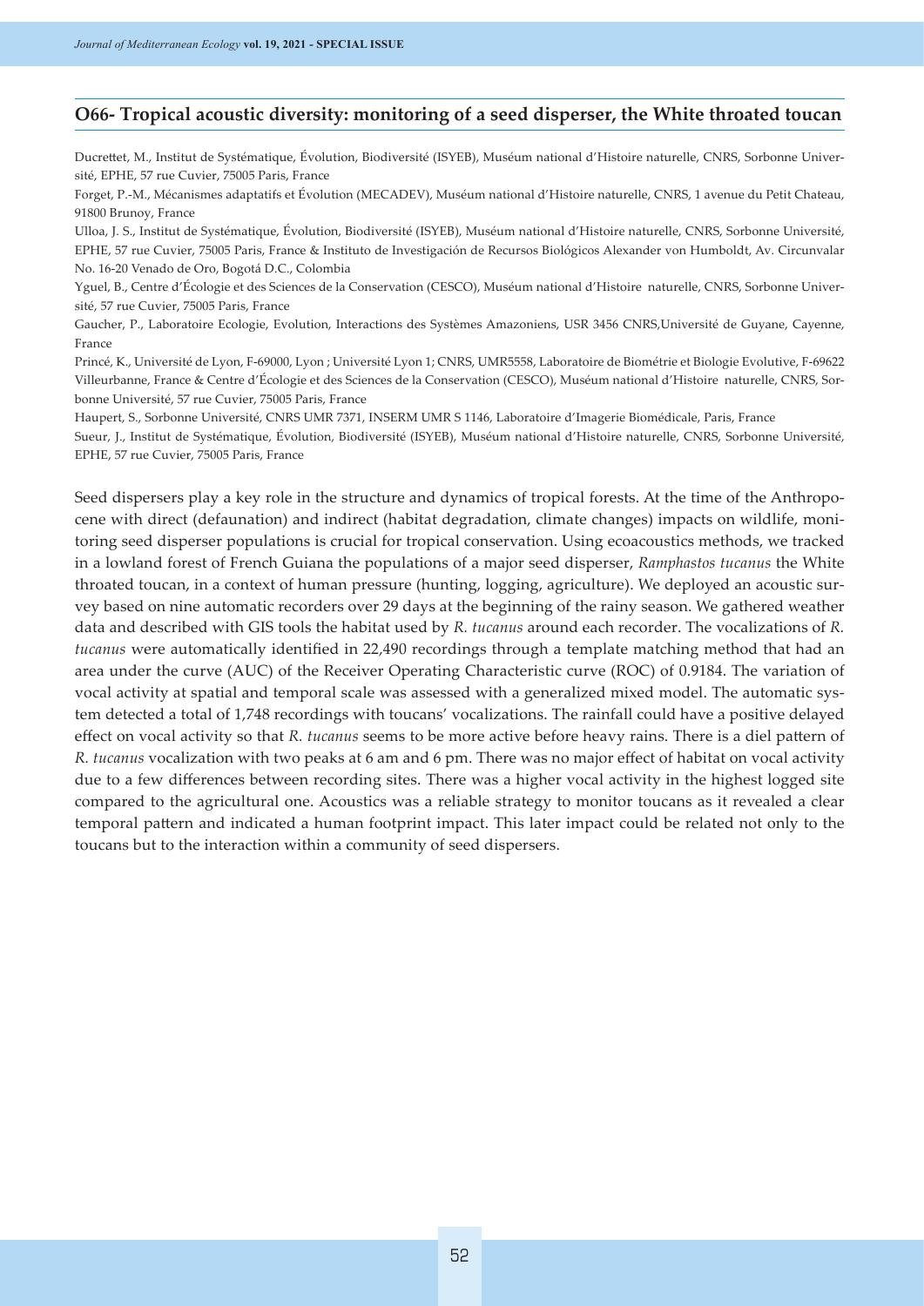## O66- Tropical acoustic diversity: monitoring of a seed disperser, the White throated toucan

Ducrettet, M., Institut de Systématique, Évolution, Biodiversité (ISYEB), Muséum national d'Histoire naturelle, CNRS, Sorbonne Université, EPHE, 57 rue Cuvier, 75005 Paris, France

Forget, P.-M., Mécanismes adaptatifs et Évolution (MECADEV), Muséum national d'Histoire naturelle, CNRS, 1 avenue du Petit Chateau, 91800 Brunoy, France

Ulloa, J. S., Institut de Systématique, Évolution, Biodiversité (ISYEB), Muséum national d'Histoire naturelle, CNRS, Sorbonne Université, EPHE, 57 rue Cuvier, 75005 Paris, France & Instituto de Investigación de Recursos Biológicos Alexander von Humboldt, Av. Circunvalar No. 16-20 Venado de Oro, Bogotá D.C., Colombia

Yguel, B., Centre d'Écologie et des Sciences de la Conservation (CESCO), Muséum national d'Histoire naturelle, CNRS, Sorbonne Université, 57 rue Cuvier, 75005 Paris, France

Gaucher, P., Laboratoire Ecologie, Evolution, Interactions des Systèmes Amazoniens, USR 3456 CNRS,Université de Guyane, Cayenne, France

Princé, K., Université de Lyon, F-69000, Lyon ; Université Lyon 1; CNRS, UMR5558, Laboratoire de Biométrie et Biologie Evolutive, F-69622 Villeurbanne, France & Centre d'Écologie et des Sciences de la Conservation (CESCO), Muséum national d'Histoire naturelle, CNRS, Sorbonne Université, 57 rue Cuvier, 75005 Paris, France

Haupert, S., Sorbonne Université, CNRS UMR 7371, INSERM UMR S 1146, Laboratoire d'Imagerie Biomédicale, Paris, France

Sueur, J., Institut de Systématique, Évolution, Biodiversité (ISYEB), Muséum national d'Histoire naturelle, CNRS, Sorbonne Université, EPHE, 57 rue Cuvier, 75005 Paris, France

Seed dispersers play a key role in the structure and dynamics of tropical forests. At the time of the Anthropocene with direct (defaunation) and indirect (habitat degradation, climate changes) impacts on wildlife, monitoring seed disperser populations is crucial for tropical conservation. Using ecoacoustics methods, we tracked in a lowland forest of French Guiana the populations of a major seed disperser, *Ramphastos tucanus* the White throated toucan, in a context of human pressure (hunting, logging, agriculture). We deployed an acoustic survey based on nine automatic recorders over 29 days at the beginning of the rainy season. We gathered weather data and described with GIS tools the habitat used by *R. tucanus* around each recorder. The vocalizations of *R. tucanus* were automatically identified in 22,490 recordings through a template matching method that had an area under the curve (AUC) of the Receiver Operating Characteristic curve (ROC) of 0.9184. The variation of vocal activity at spatial and temporal scale was assessed with a generalized mixed model. The automatic system detected a total of 1,748 recordings with toucans' vocalizations. The rainfall could have a positive delayed effect on vocal activity so that *R. tucanus* seems to be more active before heavy rains. There is a diel pattern of *R. tucanus* vocalization with two peaks at 6 am and 6 pm. There was no major effect of habitat on vocal activity due to a few differences between recording sites. There was a higher vocal activity in the highest logged site compared to the agricultural one. Acoustics was a reliable strategy to monitor toucans as it revealed a clear temporal pattern and indicated a human footprint impact. This later impact could be related not only to the toucans but to the interaction within a community of seed dispersers.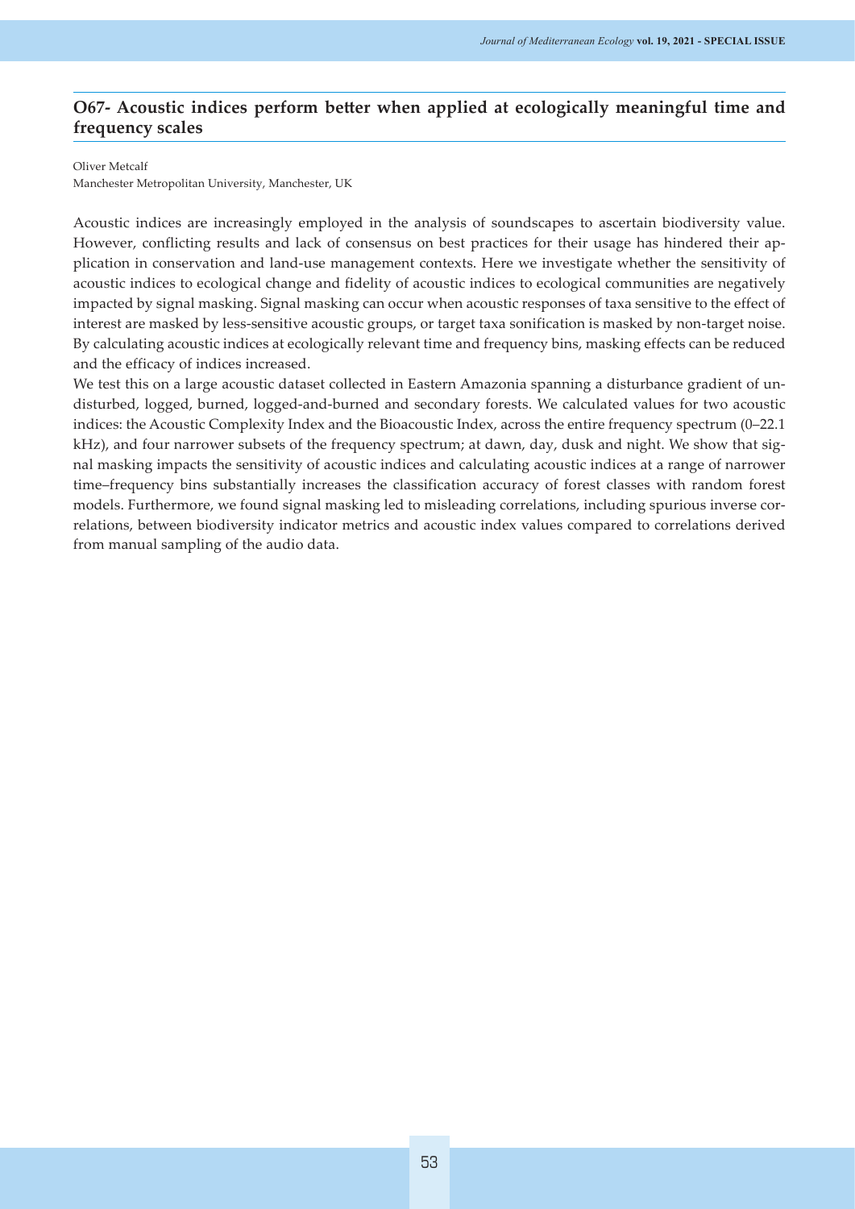## O67- Acoustic indices perform better when applied at ecologically meaningful time and frequency scales

Oliver Metcalf
Manchester Metropolitan University, Manchester, UK

Acoustic indices are increasingly employed in the analysis of soundscapes to ascertain biodiversity value. However, conflicting results and lack of consensus on best practices for their usage has hindered their application in conservation and land-use management contexts. Here we investigate whether the sensitivity of acoustic indices to ecological change and fidelity of acoustic indices to ecological communities are negatively impacted by signal masking. Signal masking can occur when acoustic responses of taxa sensitive to the effect of interest are masked by less-sensitive acoustic groups, or target taxa sonification is masked by non-target noise. By calculating acoustic indices at ecologically relevant time and frequency bins, masking effects can be reduced and the efficacy of indices increased.

We test this on a large acoustic dataset collected in Eastern Amazonia spanning a disturbance gradient of undisturbed, logged, burned, logged-and-burned and secondary forests. We calculated values for two acoustic indices: the Acoustic Complexity Index and the Bioacoustic Index, across the entire frequency spectrum (0–22.1 kHz), and four narrower subsets of the frequency spectrum; at dawn, day, dusk and night. We show that signal masking impacts the sensitivity of acoustic indices and calculating acoustic indices at a range of narrower time–frequency bins substantially increases the classification accuracy of forest classes with random forest models. Furthermore, we found signal masking led to misleading correlations, including spurious inverse correlations, between biodiversity indicator metrics and acoustic index values compared to correlations derived from manual sampling of the audio data.